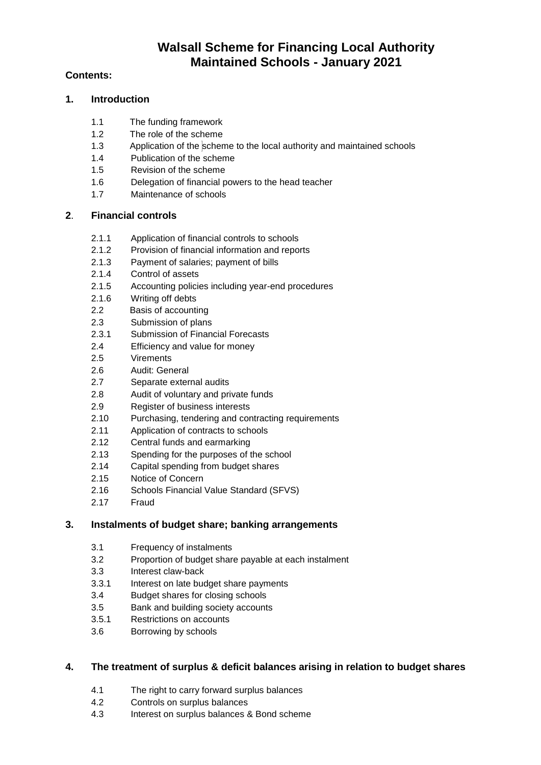# Walsall Scheme for Financing Local Authority Maintained Schools - January 2021

**Contents:**

## 1. Introduction

- 1.1 The funding framework
- 1.2 The role of the scheme
- 1.3 Application of the scheme to the local authority and maintained schools
- 1.4 Publication of the scheme
- 1.5 Revision of the scheme
- 1.6 Delegation of financial powers to the head teacher
- 1.7 Maintenance of schools

## 2. Financial controls

- 2.1.1 Application of financial controls to schools
- 2.1.2 Provision of financial information and reports
- 2.1.3 Payment of salaries; payment of bills
- 2.1.4 Control of assets
- 2.1.5 Accounting policies including year-end procedures
- 2.1.6 Writing off debts
- 2.2 Basis of accounting
- 2.3 Submission of plans
- 2.3.1 Submission of Financial Forecasts
- 2.4 Efficiency and value for money
- 2.5 Virements
- 2.6 Audit: General
- 2.7 Separate external audits
- 2.8 Audit of voluntary and private funds
- 2.9 Register of business interests
- 2.10 Purchasing, tendering and contracting requirements
- 2.11 Application of contracts to schools
- 2.12 Central funds and earmarking
- 2.13 Spending for the purposes of the school
- 2.14 Capital spending from budget shares
- 2.15 Notice of Concern
- 2.16 Schools Financial Value Standard (SFVS)
- 2.17 Fraud

## 3. Instalments of budget share; banking arrangements

- 3.1 Frequency of instalments
- 3.2 Proportion of budget share payable at each instalment
- 3.3 Interest claw-back
- 3.3.1 Interest on late budget share payments
- 3.4 Budget shares for closing schools
- 3.5 Bank and building society accounts
- 3.5.1 Restrictions on accounts
- 3.6 Borrowing by schools

## 4. The treatment of surplus & deficit balances arising in relation to budget shares

- 4.1 The right to carry forward surplus balances
- 4.2 Controls on surplus balances
- 4.3 Interest on surplus balances & Bond scheme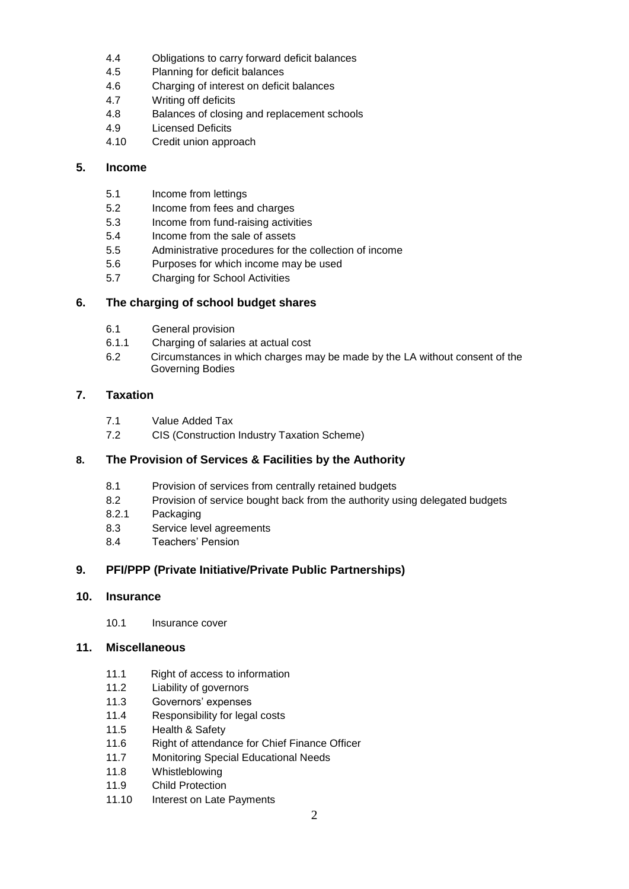4.4 Obligations to carry forward deficit balances
4.5 Planning for deficit balances
4.6 Charging of interest on deficit balances
4.7 Writing off deficits
4.8 Balances of closing and replacement schools
4.9 Licensed Deficits
4.10 Credit union approach

## 5. Income

5.1 Income from lettings
5.2 Income from fees and charges
5.3 Income from fund-raising activities
5.4 Income from the sale of assets
5.5 Administrative procedures for the collection of income
5.6 Purposes for which income may be used
5.7 Charging for School Activities

## 6. The charging of school budget shares

6.1 General provision
6.1.1 Charging of salaries at actual cost
6.2 Circumstances in which charges may be made by the LA without consent of the Governing Bodies

## 7. Taxation

7.1 Value Added Tax
7.2 CIS (Construction Industry Taxation Scheme)

## 8. The Provision of Services & Facilities by the Authority

8.1 Provision of services from centrally retained budgets
8.2 Provision of service bought back from the authority using delegated budgets
8.2.1 Packaging
8.3 Service level agreements
8.4 Teachers' Pension

## 9. PFI/PPP (Private Initiative/Private Public Partnerships)

## 10. Insurance

10.1 Insurance cover

## 11. Miscellaneous

11.1 Right of access to information
11.2 Liability of governors
11.3 Governors' expenses
11.4 Responsibility for legal costs
11.5 Health & Safety
11.6 Right of attendance for Chief Finance Officer
11.7 Monitoring Special Educational Needs
11.8 Whistleblowing
11.9 Child Protection
11.10 Interest on Late Payments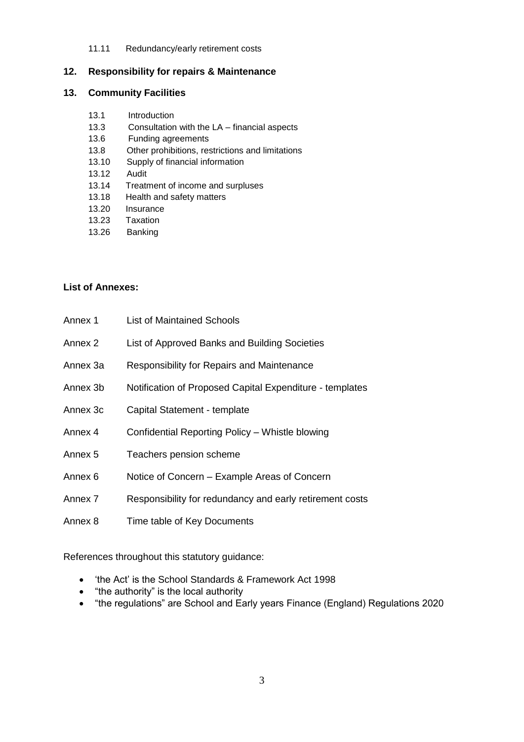11.11 Redundancy/early retirement costs

**12. Responsibility for repairs & Maintenance**

**13. Community Facilities**

13.1 Introduction
13.3 Consultation with the LA – financial aspects
13.6 Funding agreements
13.8 Other prohibitions, restrictions and limitations
13.10 Supply of financial information
13.12 Audit
13.14 Treatment of income and surpluses
13.18 Health and safety matters
13.20 Insurance
13.23 Taxation
13.26 Banking

**List of Annexes:**

| | |
|---|---|
| Annex 1 | List of Maintained Schools |
| Annex 2 | List of Approved Banks and Building Societies |
| Annex 3a | Responsibility for Repairs and Maintenance |
| Annex 3b | Notification of Proposed Capital Expenditure - templates |
| Annex 3c | Capital Statement - template |
| Annex 4 | Confidential Reporting Policy – Whistle blowing |
| Annex 5 | Teachers pension scheme |
| Annex 6 | Notice of Concern – Example Areas of Concern |
| Annex 7 | Responsibility for redundancy and early retirement costs |
| Annex 8 | Time table of Key Documents |

References throughout this statutory guidance:

- 'the Act' is the School Standards & Framework Act 1998
- "the authority" is the local authority
- "the regulations" are School and Early years Finance (England) Regulations 2020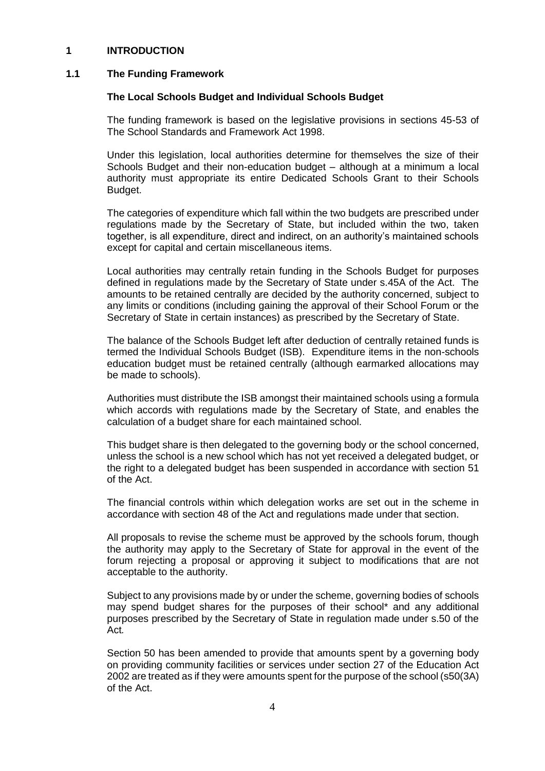# 1 INTRODUCTION

## 1.1 The Funding Framework

### The Local Schools Budget and Individual Schools Budget

The funding framework is based on the legislative provisions in sections 45-53 of The School Standards and Framework Act 1998.

Under this legislation, local authorities determine for themselves the size of their Schools Budget and their non-education budget – although at a minimum a local authority must appropriate its entire Dedicated Schools Grant to their Schools Budget.

The categories of expenditure which fall within the two budgets are prescribed under regulations made by the Secretary of State, but included within the two, taken together, is all expenditure, direct and indirect, on an authority's maintained schools except for capital and certain miscellaneous items.

Local authorities may centrally retain funding in the Schools Budget for purposes defined in regulations made by the Secretary of State under s.45A of the Act. The amounts to be retained centrally are decided by the authority concerned, subject to any limits or conditions (including gaining the approval of their School Forum or the Secretary of State in certain instances) as prescribed by the Secretary of State.

The balance of the Schools Budget left after deduction of centrally retained funds is termed the Individual Schools Budget (ISB). Expenditure items in the non-schools education budget must be retained centrally (although earmarked allocations may be made to schools).

Authorities must distribute the ISB amongst their maintained schools using a formula which accords with regulations made by the Secretary of State, and enables the calculation of a budget share for each maintained school.

This budget share is then delegated to the governing body or the school concerned, unless the school is a new school which has not yet received a delegated budget, or the right to a delegated budget has been suspended in accordance with section 51 of the Act.

The financial controls within which delegation works are set out in the scheme in accordance with section 48 of the Act and regulations made under that section.

All proposals to revise the scheme must be approved by the schools forum, though the authority may apply to the Secretary of State for approval in the event of the forum rejecting a proposal or approving it subject to modifications that are not acceptable to the authority.

Subject to any provisions made by or under the scheme, governing bodies of schools may spend budget shares for the purposes of their school* and any additional purposes prescribed by the Secretary of State in regulation made under s.50 of the Act.

Section 50 has been amended to provide that amounts spent by a governing body on providing community facilities or services under section 27 of the Education Act 2002 are treated as if they were amounts spent for the purpose of the school (s50(3A) of the Act.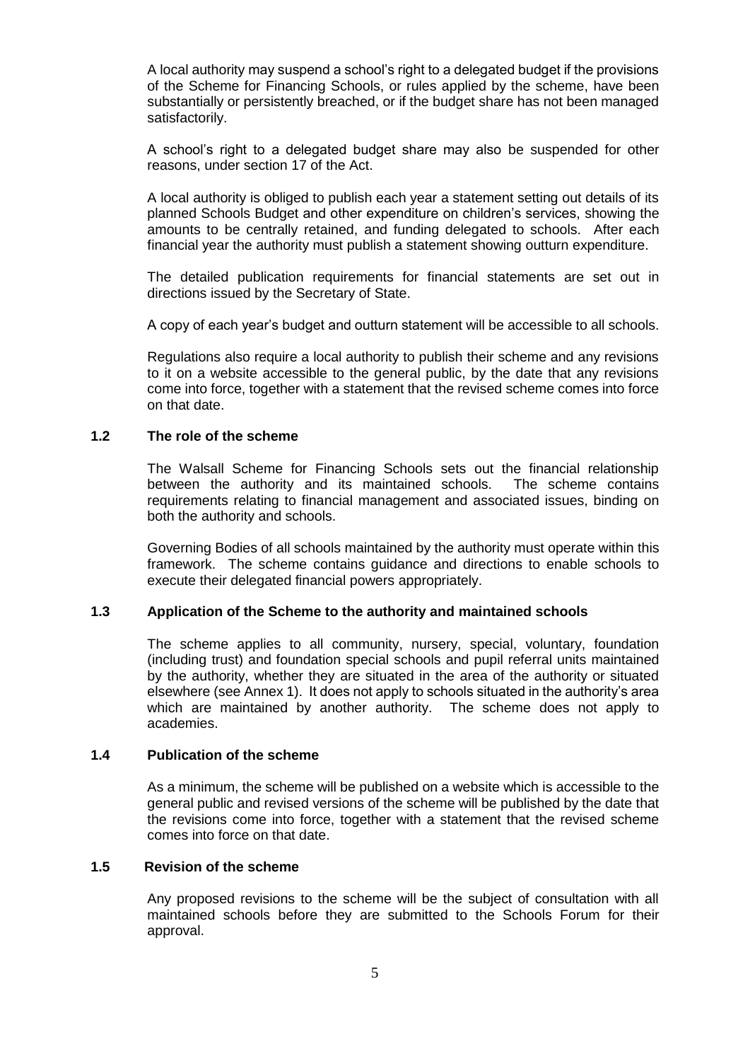A local authority may suspend a school's right to a delegated budget if the provisions of the Scheme for Financing Schools, or rules applied by the scheme, have been substantially or persistently breached, or if the budget share has not been managed satisfactorily.

A school's right to a delegated budget share may also be suspended for other reasons, under section 17 of the Act.

A local authority is obliged to publish each year a statement setting out details of its planned Schools Budget and other expenditure on children's services, showing the amounts to be centrally retained, and funding delegated to schools. After each financial year the authority must publish a statement showing outturn expenditure.

The detailed publication requirements for financial statements are set out in directions issued by the Secretary of State.

A copy of each year's budget and outturn statement will be accessible to all schools.

Regulations also require a local authority to publish their scheme and any revisions to it on a website accessible to the general public, by the date that any revisions come into force, together with a statement that the revised scheme comes into force on that date.

### 1.2 The role of the scheme

The Walsall Scheme for Financing Schools sets out the financial relationship between the authority and its maintained schools. The scheme contains requirements relating to financial management and associated issues, binding on both the authority and schools.

Governing Bodies of all schools maintained by the authority must operate within this framework. The scheme contains guidance and directions to enable schools to execute their delegated financial powers appropriately.

### 1.3 Application of the Scheme to the authority and maintained schools

The scheme applies to all community, nursery, special, voluntary, foundation (including trust) and foundation special schools and pupil referral units maintained by the authority, whether they are situated in the area of the authority or situated elsewhere (see Annex 1). It does not apply to schools situated in the authority's area which are maintained by another authority. The scheme does not apply to academies.

### 1.4 Publication of the scheme

As a minimum, the scheme will be published on a website which is accessible to the general public and revised versions of the scheme will be published by the date that the revisions come into force, together with a statement that the revised scheme comes into force on that date.

### 1.5 Revision of the scheme

Any proposed revisions to the scheme will be the subject of consultation with all maintained schools before they are submitted to the Schools Forum for their approval.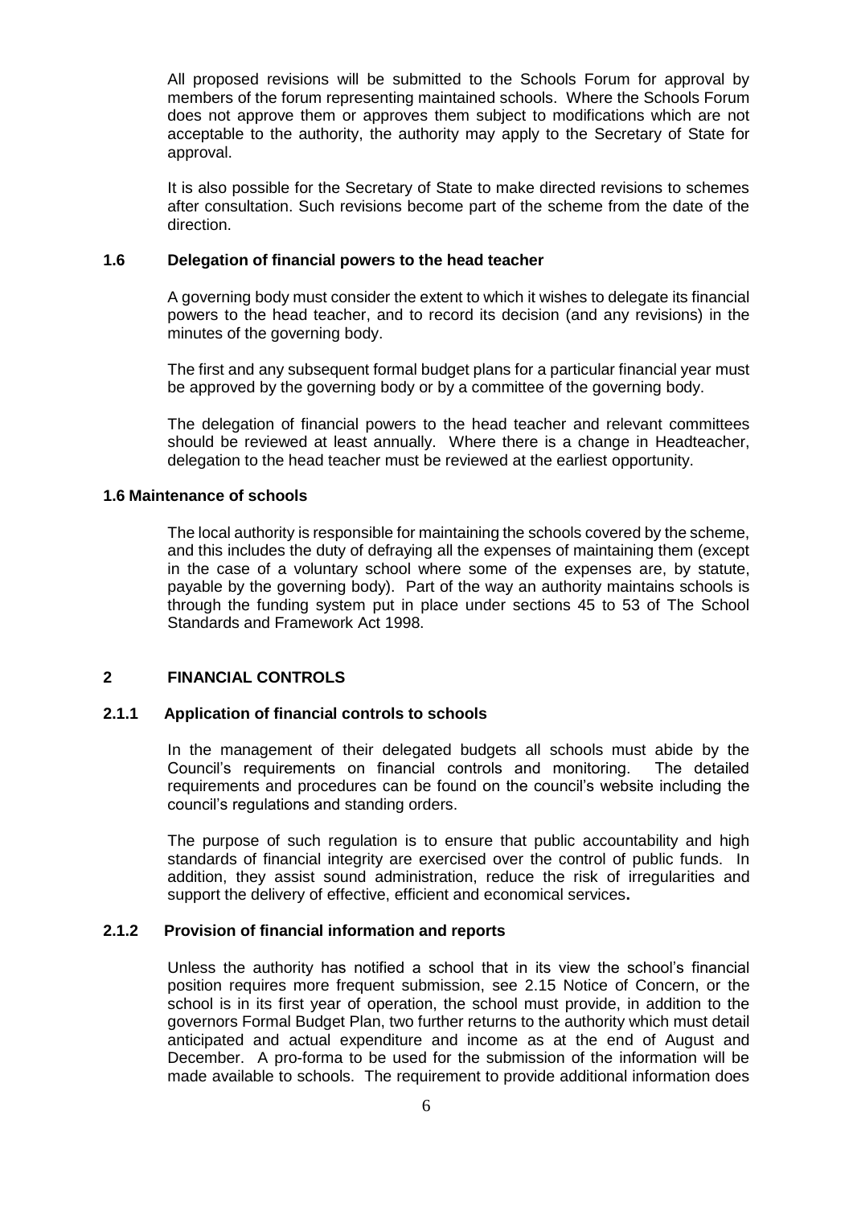All proposed revisions will be submitted to the Schools Forum for approval by members of the forum representing maintained schools. Where the Schools Forum does not approve them or approves them subject to modifications which are not acceptable to the authority, the authority may apply to the Secretary of State for approval.

It is also possible for the Secretary of State to make directed revisions to schemes after consultation. Such revisions become part of the scheme from the date of the direction.

### 1.6 Delegation of financial powers to the head teacher

A governing body must consider the extent to which it wishes to delegate its financial powers to the head teacher, and to record its decision (and any revisions) in the minutes of the governing body.

The first and any subsequent formal budget plans for a particular financial year must be approved by the governing body or by a committee of the governing body.

The delegation of financial powers to the head teacher and relevant committees should be reviewed at least annually. Where there is a change in Headteacher, delegation to the head teacher must be reviewed at the earliest opportunity.

### 1.6 Maintenance of schools

The local authority is responsible for maintaining the schools covered by the scheme, and this includes the duty of defraying all the expenses of maintaining them (except in the case of a voluntary school where some of the expenses are, by statute, payable by the governing body). Part of the way an authority maintains schools is through the funding system put in place under sections 45 to 53 of The School Standards and Framework Act 1998.

## 2 FINANCIAL CONTROLS

### 2.1.1 Application of financial controls to schools

In the management of their delegated budgets all schools must abide by the Council's requirements on financial controls and monitoring. The detailed requirements and procedures can be found on the council's website including the council's regulations and standing orders.

The purpose of such regulation is to ensure that public accountability and high standards of financial integrity are exercised over the control of public funds. In addition, they assist sound administration, reduce the risk of irregularities and support the delivery of effective, efficient and economical services**.**

### 2.1.2 Provision of financial information and reports

Unless the authority has notified a school that in its view the school's financial position requires more frequent submission, see 2.15 Notice of Concern, or the school is in its first year of operation, the school must provide, in addition to the governors Formal Budget Plan, two further returns to the authority which must detail anticipated and actual expenditure and income as at the end of August and December. A pro-forma to be used for the submission of the information will be made available to schools. The requirement to provide additional information does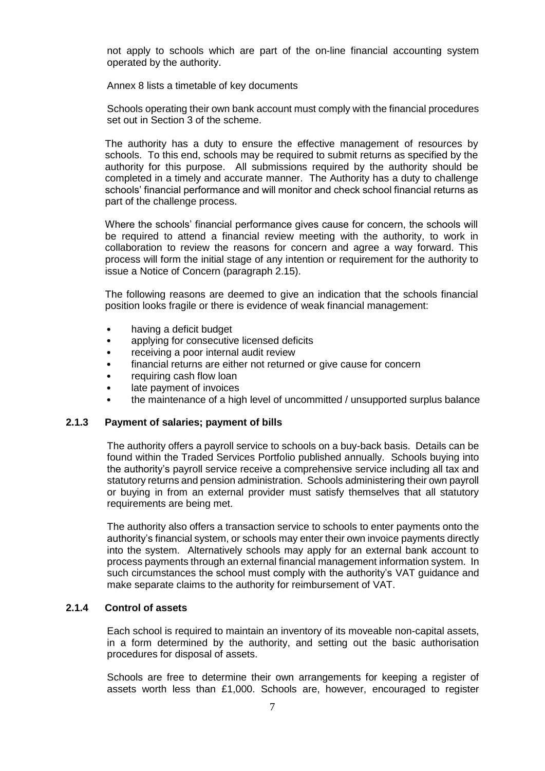not apply to schools which are part of the on-line financial accounting system operated by the authority.

Annex 8 lists a timetable of key documents

Schools operating their own bank account must comply with the financial procedures set out in Section 3 of the scheme.

The authority has a duty to ensure the effective management of resources by schools. To this end, schools may be required to submit returns as specified by the authority for this purpose. All submissions required by the authority should be completed in a timely and accurate manner. The Authority has a duty to challenge schools' financial performance and will monitor and check school financial returns as part of the challenge process.

Where the schools' financial performance gives cause for concern, the schools will be required to attend a financial review meeting with the authority, to work in collaboration to review the reasons for concern and agree a way forward. This process will form the initial stage of any intention or requirement for the authority to issue a Notice of Concern (paragraph 2.15).

The following reasons are deemed to give an indication that the schools financial position looks fragile or there is evidence of weak financial management:

- having a deficit budget
- applying for consecutive licensed deficits
- receiving a poor internal audit review
- financial returns are either not returned or give cause for concern
- requiring cash flow loan
- late payment of invoices
- the maintenance of a high level of uncommitted / unsupported surplus balance

### 2.1.3 Payment of salaries; payment of bills

The authority offers a payroll service to schools on a buy-back basis. Details can be found within the Traded Services Portfolio published annually. Schools buying into the authority's payroll service receive a comprehensive service including all tax and statutory returns and pension administration. Schools administering their own payroll or buying in from an external provider must satisfy themselves that all statutory requirements are being met.

The authority also offers a transaction service to schools to enter payments onto the authority's financial system, or schools may enter their own invoice payments directly into the system. Alternatively schools may apply for an external bank account to process payments through an external financial management information system. In such circumstances the school must comply with the authority's VAT guidance and make separate claims to the authority for reimbursement of VAT.

### 2.1.4 Control of assets

Each school is required to maintain an inventory of its moveable non-capital assets, in a form determined by the authority, and setting out the basic authorisation procedures for disposal of assets.

Schools are free to determine their own arrangements for keeping a register of assets worth less than £1,000. Schools are, however, encouraged to register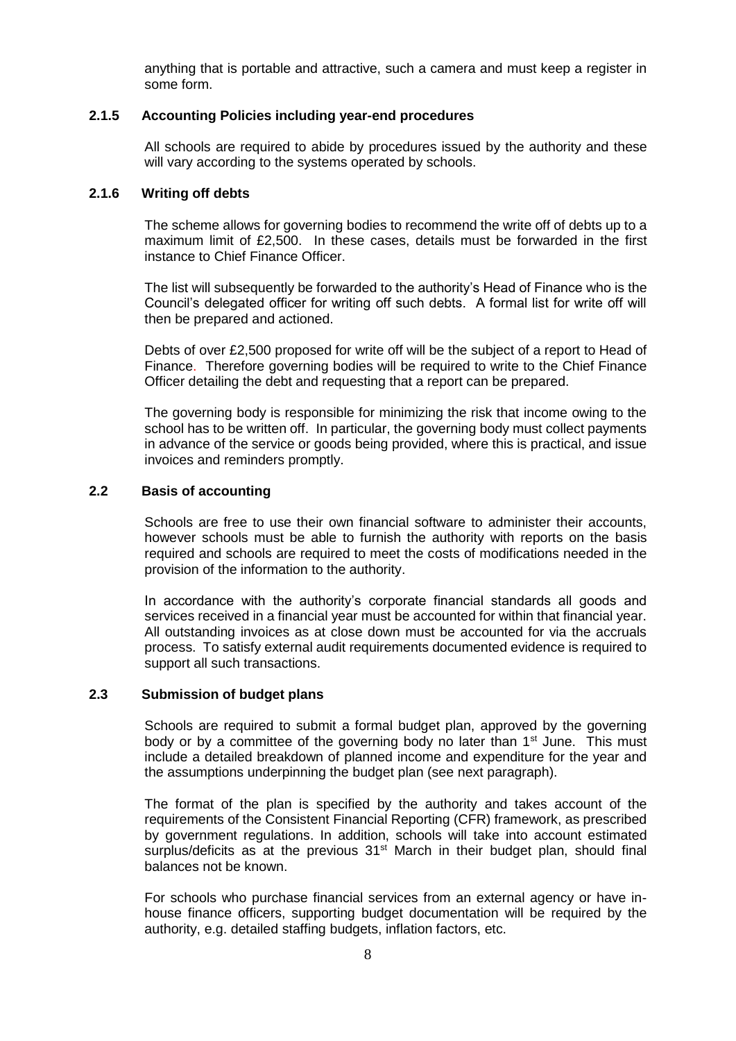anything that is portable and attractive, such a camera and must keep a register in some form.

### 2.1.5 Accounting Policies including year-end procedures

All schools are required to abide by procedures issued by the authority and these will vary according to the systems operated by schools.

### 2.1.6 Writing off debts

The scheme allows for governing bodies to recommend the write off of debts up to a maximum limit of £2,500. In these cases, details must be forwarded in the first instance to Chief Finance Officer.

The list will subsequently be forwarded to the authority's Head of Finance who is the Council's delegated officer for writing off such debts. A formal list for write off will then be prepared and actioned.

Debts of over £2,500 proposed for write off will be the subject of a report to Head of Finance. Therefore governing bodies will be required to write to the Chief Finance Officer detailing the debt and requesting that a report can be prepared.

The governing body is responsible for minimizing the risk that income owing to the school has to be written off. In particular, the governing body must collect payments in advance of the service or goods being provided, where this is practical, and issue invoices and reminders promptly.

## 2.2 Basis of accounting

Schools are free to use their own financial software to administer their accounts, however schools must be able to furnish the authority with reports on the basis required and schools are required to meet the costs of modifications needed in the provision of the information to the authority.

In accordance with the authority's corporate financial standards all goods and services received in a financial year must be accounted for within that financial year. All outstanding invoices as at close down must be accounted for via the accruals process. To satisfy external audit requirements documented evidence is required to support all such transactions.

## 2.3 Submission of budget plans

Schools are required to submit a formal budget plan, approved by the governing body or by a committee of the governing body no later than 1st June. This must include a detailed breakdown of planned income and expenditure for the year and the assumptions underpinning the budget plan (see next paragraph).

The format of the plan is specified by the authority and takes account of the requirements of the Consistent Financial Reporting (CFR) framework, as prescribed by government regulations. In addition, schools will take into account estimated surplus/deficits as at the previous 31st March in their budget plan, should final balances not be known.

For schools who purchase financial services from an external agency or have in-house finance officers, supporting budget documentation will be required by the authority, e.g. detailed staffing budgets, inflation factors, etc.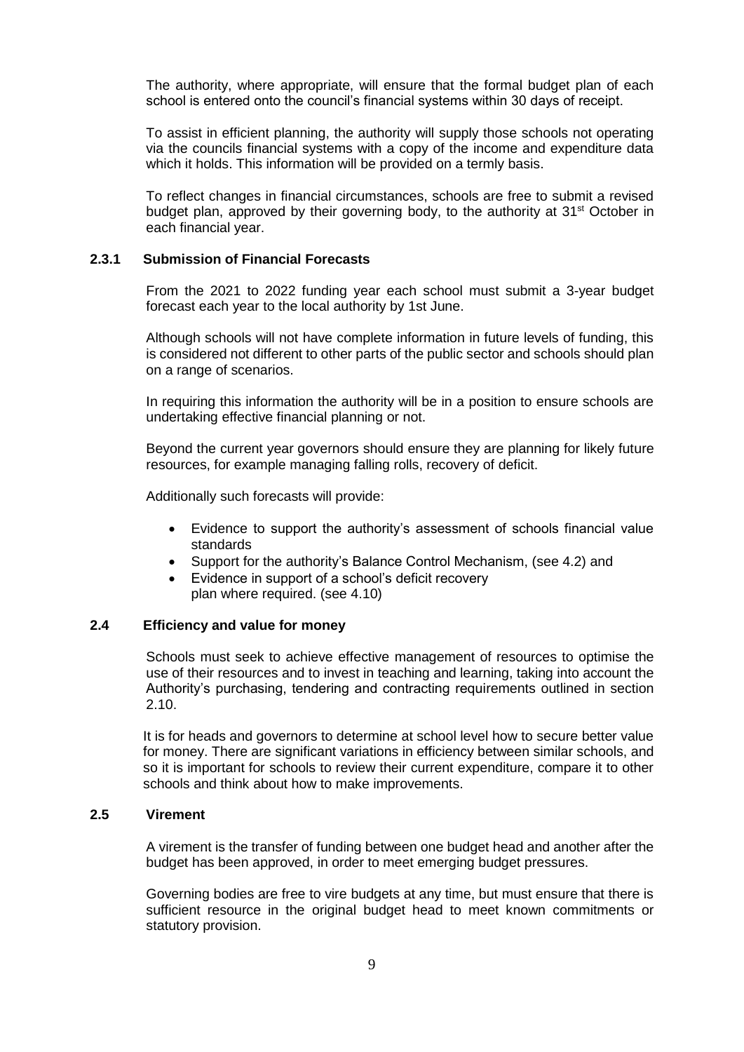The authority, where appropriate, will ensure that the formal budget plan of each school is entered onto the council's financial systems within 30 days of receipt.

To assist in efficient planning, the authority will supply those schools not operating via the councils financial systems with a copy of the income and expenditure data which it holds. This information will be provided on a termly basis.

To reflect changes in financial circumstances, schools are free to submit a revised budget plan, approved by their governing body, to the authority at 31st October in each financial year.

### 2.3.1 Submission of Financial Forecasts

From the 2021 to 2022 funding year each school must submit a 3-year budget forecast each year to the local authority by 1st June.

Although schools will not have complete information in future levels of funding, this is considered not different to other parts of the public sector and schools should plan on a range of scenarios.

In requiring this information the authority will be in a position to ensure schools are undertaking effective financial planning or not.

Beyond the current year governors should ensure they are planning for likely future resources, for example managing falling rolls, recovery of deficit.

Additionally such forecasts will provide:

- Evidence to support the authority's assessment of schools financial value standards
- Support for the authority's Balance Control Mechanism, (see 4.2) and
- Evidence in support of a school's deficit recovery plan where required. (see 4.10)

### 2.4 Efficiency and value for money

Schools must seek to achieve effective management of resources to optimise the use of their resources and to invest in teaching and learning, taking into account the Authority's purchasing, tendering and contracting requirements outlined in section 2.10.

It is for heads and governors to determine at school level how to secure better value for money. There are significant variations in efficiency between similar schools, and so it is important for schools to review their current expenditure, compare it to other schools and think about how to make improvements.

### 2.5 Virement

A virement is the transfer of funding between one budget head and another after the budget has been approved, in order to meet emerging budget pressures.

Governing bodies are free to vire budgets at any time, but must ensure that there is sufficient resource in the original budget head to meet known commitments or statutory provision.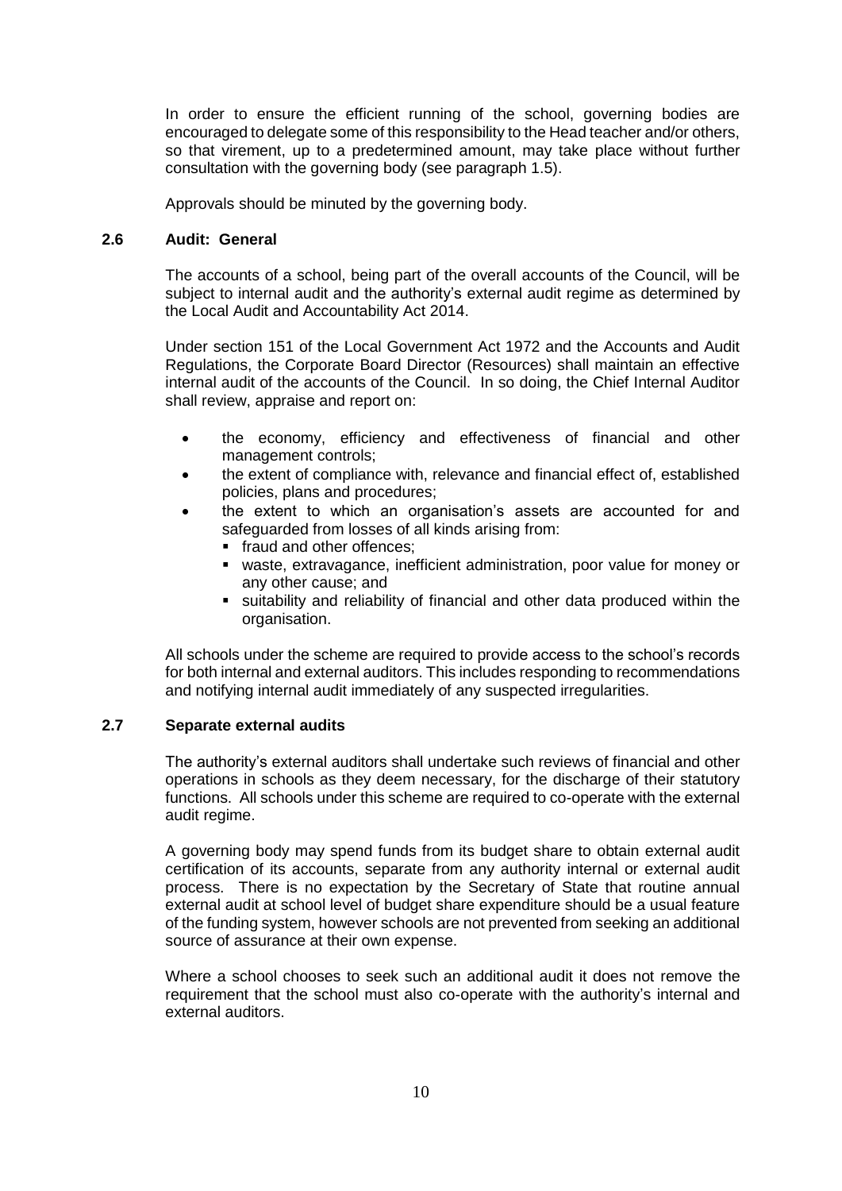In order to ensure the efficient running of the school, governing bodies are encouraged to delegate some of this responsibility to the Head teacher and/or others, so that virement, up to a predetermined amount, may take place without further consultation with the governing body (see paragraph 1.5).

Approvals should be minuted by the governing body.

### 2.6 Audit: General

The accounts of a school, being part of the overall accounts of the Council, will be subject to internal audit and the authority's external audit regime as determined by the Local Audit and Accountability Act 2014.

Under section 151 of the Local Government Act 1972 and the Accounts and Audit Regulations, the Corporate Board Director (Resources) shall maintain an effective internal audit of the accounts of the Council. In so doing, the Chief Internal Auditor shall review, appraise and report on:

- the economy, efficiency and effectiveness of financial and other management controls;
- the extent of compliance with, relevance and financial effect of, established policies, plans and procedures;
- the extent to which an organisation's assets are accounted for and safeguarded from losses of all kinds arising from:
  - fraud and other offences;
  - waste, extravagance, inefficient administration, poor value for money or any other cause; and
  - suitability and reliability of financial and other data produced within the organisation.

All schools under the scheme are required to provide access to the school's records for both internal and external auditors. This includes responding to recommendations and notifying internal audit immediately of any suspected irregularities.

### 2.7 Separate external audits

The authority's external auditors shall undertake such reviews of financial and other operations in schools as they deem necessary, for the discharge of their statutory functions. All schools under this scheme are required to co-operate with the external audit regime.

A governing body may spend funds from its budget share to obtain external audit certification of its accounts, separate from any authority internal or external audit process. There is no expectation by the Secretary of State that routine annual external audit at school level of budget share expenditure should be a usual feature of the funding system, however schools are not prevented from seeking an additional source of assurance at their own expense.

Where a school chooses to seek such an additional audit it does not remove the requirement that the school must also co-operate with the authority's internal and external auditors.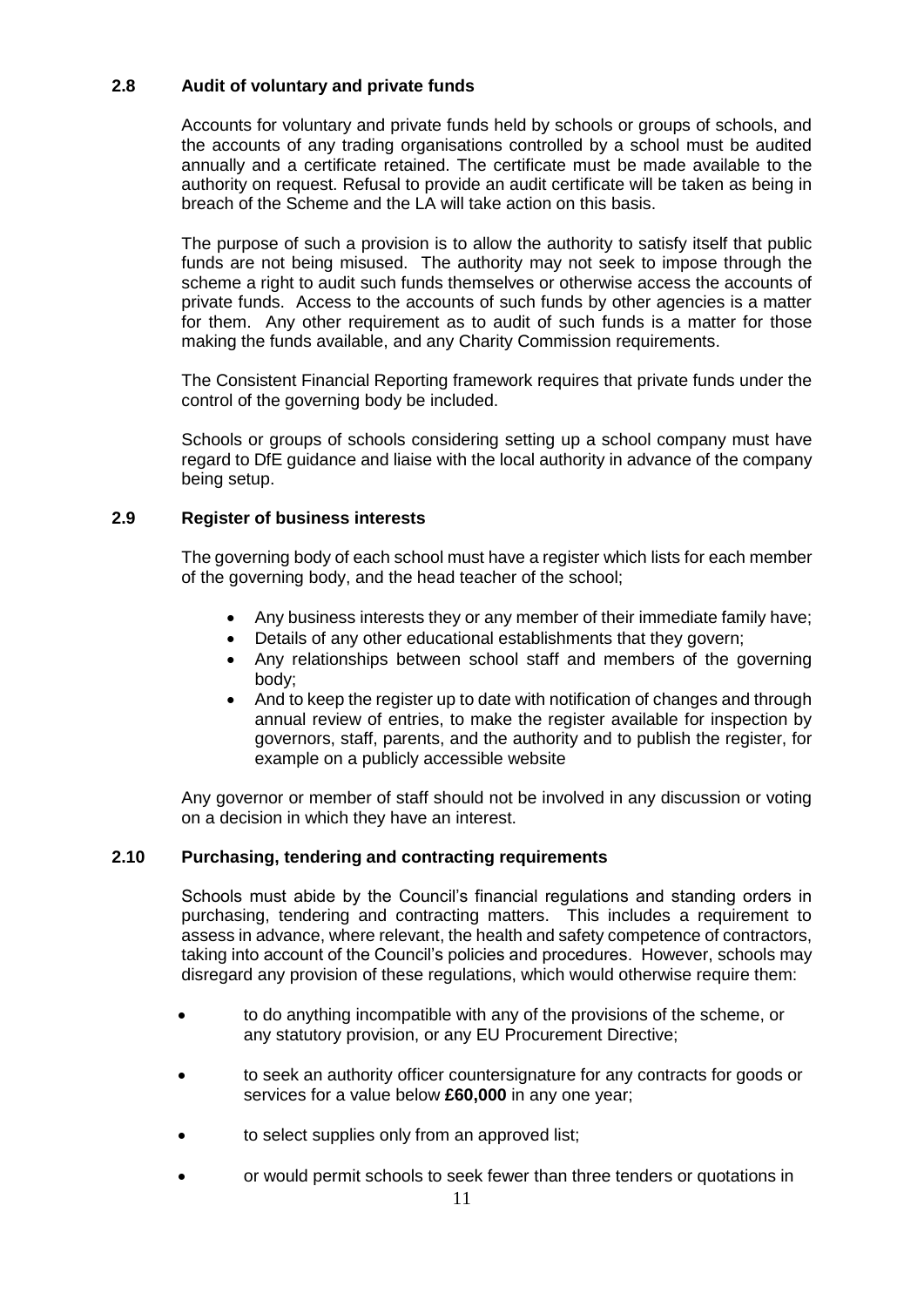### 2.8 Audit of voluntary and private funds

Accounts for voluntary and private funds held by schools or groups of schools, and the accounts of any trading organisations controlled by a school must be audited annually and a certificate retained. The certificate must be made available to the authority on request. Refusal to provide an audit certificate will be taken as being in breach of the Scheme and the LA will take action on this basis.

The purpose of such a provision is to allow the authority to satisfy itself that public funds are not being misused. The authority may not seek to impose through the scheme a right to audit such funds themselves or otherwise access the accounts of private funds. Access to the accounts of such funds by other agencies is a matter for them. Any other requirement as to audit of such funds is a matter for those making the funds available, and any Charity Commission requirements.

The Consistent Financial Reporting framework requires that private funds under the control of the governing body be included.

Schools or groups of schools considering setting up a school company must have regard to DfE guidance and liaise with the local authority in advance of the company being setup.

### 2.9 Register of business interests

The governing body of each school must have a register which lists for each member of the governing body, and the head teacher of the school;

- Any business interests they or any member of their immediate family have;
- Details of any other educational establishments that they govern;
- Any relationships between school staff and members of the governing body;
- And to keep the register up to date with notification of changes and through annual review of entries, to make the register available for inspection by governors, staff, parents, and the authority and to publish the register, for example on a publicly accessible website

Any governor or member of staff should not be involved in any discussion or voting on a decision in which they have an interest.

### 2.10 Purchasing, tendering and contracting requirements

Schools must abide by the Council's financial regulations and standing orders in purchasing, tendering and contracting matters. This includes a requirement to assess in advance, where relevant, the health and safety competence of contractors, taking into account of the Council's policies and procedures. However, schools may disregard any provision of these regulations, which would otherwise require them:

- to do anything incompatible with any of the provisions of the scheme, or any statutory provision, or any EU Procurement Directive;
- to seek an authority officer countersignature for any contracts for goods or services for a value below **£60,000** in any one year;
- to select supplies only from an approved list;
- or would permit schools to seek fewer than three tenders or quotations in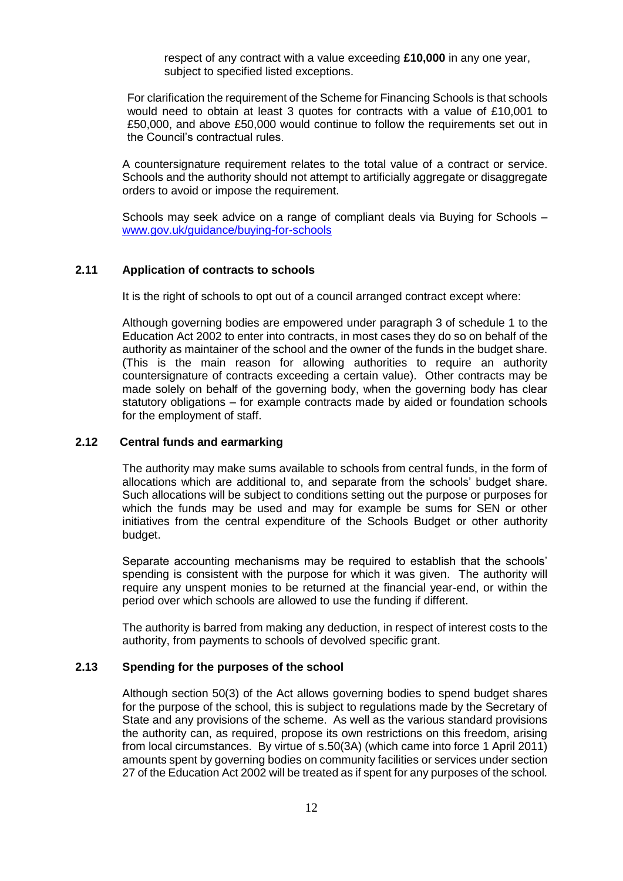respect of any contract with a value exceeding **£10,000** in any one year, subject to specified listed exceptions.

For clarification the requirement of the Scheme for Financing Schools is that schools would need to obtain at least 3 quotes for contracts with a value of £10,001 to £50,000, and above £50,000 would continue to follow the requirements set out in the Council's contractual rules.

A countersignature requirement relates to the total value of a contract or service. Schools and the authority should not attempt to artificially aggregate or disaggregate orders to avoid or impose the requirement.

Schools may seek advice on a range of compliant deals via Buying for Schools – [www.gov.uk/guidance/buying-for-schools](www.gov.uk/guidance/buying-for-schools)

### 2.11 Application of contracts to schools

It is the right of schools to opt out of a council arranged contract except where:

Although governing bodies are empowered under paragraph 3 of schedule 1 to the Education Act 2002 to enter into contracts, in most cases they do so on behalf of the authority as maintainer of the school and the owner of the funds in the budget share. (This is the main reason for allowing authorities to require an authority countersignature of contracts exceeding a certain value). Other contracts may be made solely on behalf of the governing body, when the governing body has clear statutory obligations – for example contracts made by aided or foundation schools for the employment of staff.

### 2.12 Central funds and earmarking

The authority may make sums available to schools from central funds, in the form of allocations which are additional to, and separate from the schools' budget share. Such allocations will be subject to conditions setting out the purpose or purposes for which the funds may be used and may for example be sums for SEN or other initiatives from the central expenditure of the Schools Budget or other authority budget.

Separate accounting mechanisms may be required to establish that the schools' spending is consistent with the purpose for which it was given. The authority will require any unspent monies to be returned at the financial year-end, or within the period over which schools are allowed to use the funding if different.

The authority is barred from making any deduction, in respect of interest costs to the authority, from payments to schools of devolved specific grant.

### 2.13 Spending for the purposes of the school

Although section 50(3) of the Act allows governing bodies to spend budget shares for the purpose of the school, this is subject to regulations made by the Secretary of State and any provisions of the scheme. As well as the various standard provisions the authority can, as required, propose its own restrictions on this freedom, arising from local circumstances. By virtue of s.50(3A) (which came into force 1 April 2011) amounts spent by governing bodies on community facilities or services under section 27 of the Education Act 2002 will be treated as if spent for any purposes of the school.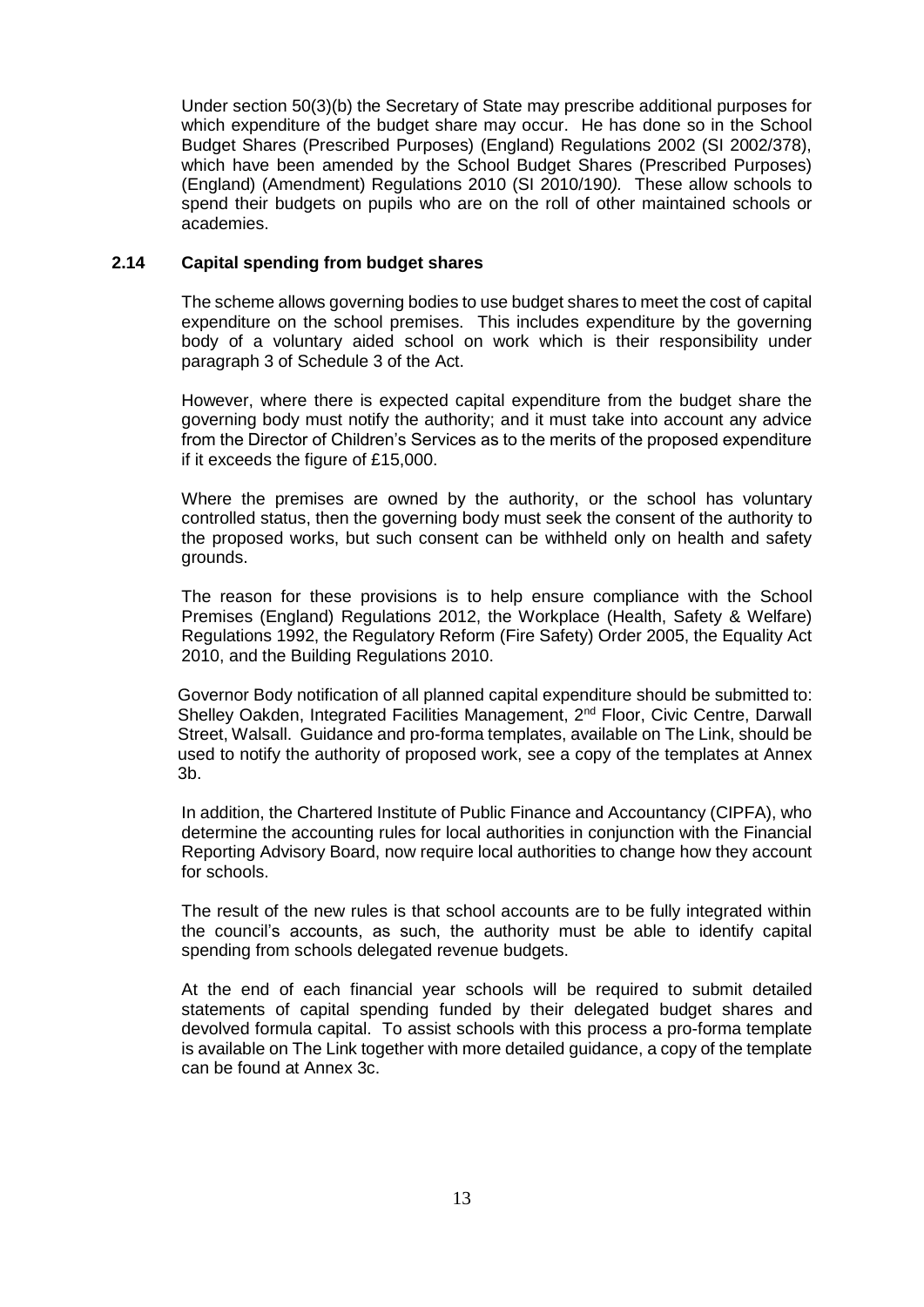Under section 50(3)(b) the Secretary of State may prescribe additional purposes for which expenditure of the budget share may occur. He has done so in the School Budget Shares (Prescribed Purposes) (England) Regulations 2002 (SI 2002/378), which have been amended by the School Budget Shares (Prescribed Purposes) (England) (Amendment) Regulations 2010 (SI 2010/190*).* These allow schools to spend their budgets on pupils who are on the roll of other maintained schools or academies.

### 2.14 Capital spending from budget shares

The scheme allows governing bodies to use budget shares to meet the cost of capital expenditure on the school premises. This includes expenditure by the governing body of a voluntary aided school on work which is their responsibility under paragraph 3 of Schedule 3 of the Act.

However, where there is expected capital expenditure from the budget share the governing body must notify the authority; and it must take into account any advice from the Director of Children's Services as to the merits of the proposed expenditure if it exceeds the figure of £15,000.

Where the premises are owned by the authority, or the school has voluntary controlled status, then the governing body must seek the consent of the authority to the proposed works, but such consent can be withheld only on health and safety grounds.

The reason for these provisions is to help ensure compliance with the School Premises (England) Regulations 2012, the Workplace (Health, Safety & Welfare) Regulations 1992, the Regulatory Reform (Fire Safety) Order 2005, the Equality Act 2010, and the Building Regulations 2010.

Governor Body notification of all planned capital expenditure should be submitted to: Shelley Oakden, Integrated Facilities Management, 2nd Floor, Civic Centre, Darwall Street, Walsall. Guidance and pro-forma templates, available on The Link, should be used to notify the authority of proposed work, see a copy of the templates at Annex 3b.

In addition, the Chartered Institute of Public Finance and Accountancy (CIPFA), who determine the accounting rules for local authorities in conjunction with the Financial Reporting Advisory Board, now require local authorities to change how they account for schools.

The result of the new rules is that school accounts are to be fully integrated within the council's accounts, as such, the authority must be able to identify capital spending from schools delegated revenue budgets.

At the end of each financial year schools will be required to submit detailed statements of capital spending funded by their delegated budget shares and devolved formula capital. To assist schools with this process a pro-forma template is available on The Link together with more detailed guidance, a copy of the template can be found at Annex 3c.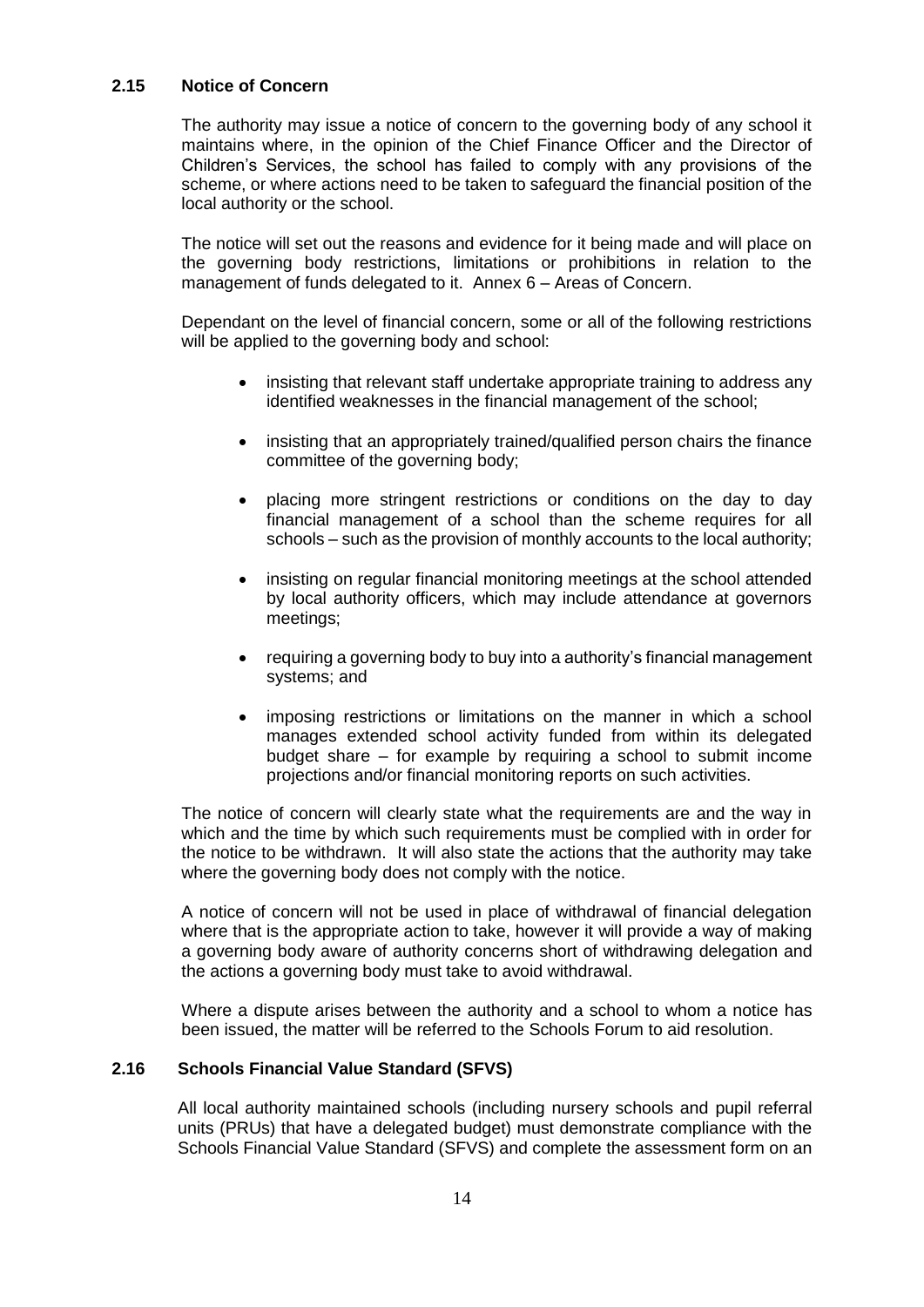### 2.15 Notice of Concern

The authority may issue a notice of concern to the governing body of any school it maintains where, in the opinion of the Chief Finance Officer and the Director of Children's Services, the school has failed to comply with any provisions of the scheme, or where actions need to be taken to safeguard the financial position of the local authority or the school.

The notice will set out the reasons and evidence for it being made and will place on the governing body restrictions, limitations or prohibitions in relation to the management of funds delegated to it. Annex 6 – Areas of Concern.

Dependant on the level of financial concern, some or all of the following restrictions will be applied to the governing body and school:

- insisting that relevant staff undertake appropriate training to address any identified weaknesses in the financial management of the school;
- insisting that an appropriately trained/qualified person chairs the finance committee of the governing body;
- placing more stringent restrictions or conditions on the day to day financial management of a school than the scheme requires for all schools – such as the provision of monthly accounts to the local authority;
- insisting on regular financial monitoring meetings at the school attended by local authority officers, which may include attendance at governors meetings;
- requiring a governing body to buy into a authority's financial management systems; and
- imposing restrictions or limitations on the manner in which a school manages extended school activity funded from within its delegated budget share – for example by requiring a school to submit income projections and/or financial monitoring reports on such activities.

The notice of concern will clearly state what the requirements are and the way in which and the time by which such requirements must be complied with in order for the notice to be withdrawn. It will also state the actions that the authority may take where the governing body does not comply with the notice.

A notice of concern will not be used in place of withdrawal of financial delegation where that is the appropriate action to take, however it will provide a way of making a governing body aware of authority concerns short of withdrawing delegation and the actions a governing body must take to avoid withdrawal.

Where a dispute arises between the authority and a school to whom a notice has been issued, the matter will be referred to the Schools Forum to aid resolution.

### 2.16 Schools Financial Value Standard (SFVS)

All local authority maintained schools (including nursery schools and pupil referral units (PRUs) that have a delegated budget) must demonstrate compliance with the Schools Financial Value Standard (SFVS) and complete the assessment form on an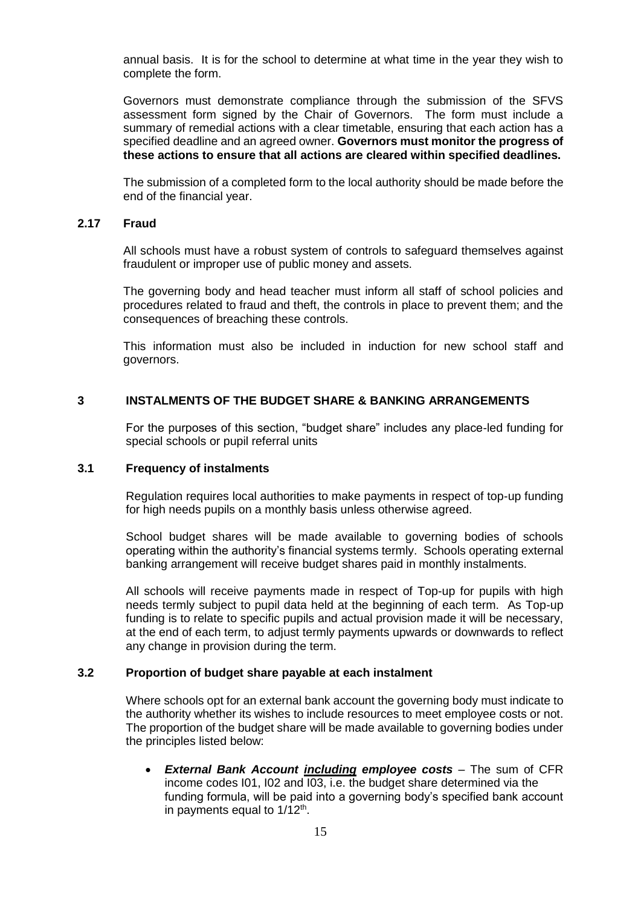annual basis. It is for the school to determine at what time in the year they wish to complete the form.

Governors must demonstrate compliance through the submission of the SFVS assessment form signed by the Chair of Governors. The form must include a summary of remedial actions with a clear timetable, ensuring that each action has a specified deadline and an agreed owner. **Governors must monitor the progress of these actions to ensure that all actions are cleared within specified deadlines.**

The submission of a completed form to the local authority should be made before the end of the financial year.

### 2.17 Fraud

All schools must have a robust system of controls to safeguard themselves against fraudulent or improper use of public money and assets.

The governing body and head teacher must inform all staff of school policies and procedures related to fraud and theft, the controls in place to prevent them; and the consequences of breaching these controls.

This information must also be included in induction for new school staff and governors.

## 3 INSTALMENTS OF THE BUDGET SHARE & BANKING ARRANGEMENTS

For the purposes of this section, "budget share" includes any place-led funding for special schools or pupil referral units

### 3.1 Frequency of instalments

Regulation requires local authorities to make payments in respect of top-up funding for high needs pupils on a monthly basis unless otherwise agreed.

School budget shares will be made available to governing bodies of schools operating within the authority's financial systems termly. Schools operating external banking arrangement will receive budget shares paid in monthly instalments.

All schools will receive payments made in respect of Top-up for pupils with high needs termly subject to pupil data held at the beginning of each term. As Top-up funding is to relate to specific pupils and actual provision made it will be necessary, at the end of each term, to adjust termly payments upwards or downwards to reflect any change in provision during the term.

### 3.2 Proportion of budget share payable at each instalment

Where schools opt for an external bank account the governing body must indicate to the authority whether its wishes to include resources to meet employee costs or not. The proportion of the budget share will be made available to governing bodies under the principles listed below:

- ***External Bank Account <u>including</u> employee costs*** – The sum of CFR income codes I01, I02 and I03, i.e. the budget share determined via the funding formula, will be paid into a governing body's specified bank account in payments equal to 1/12th.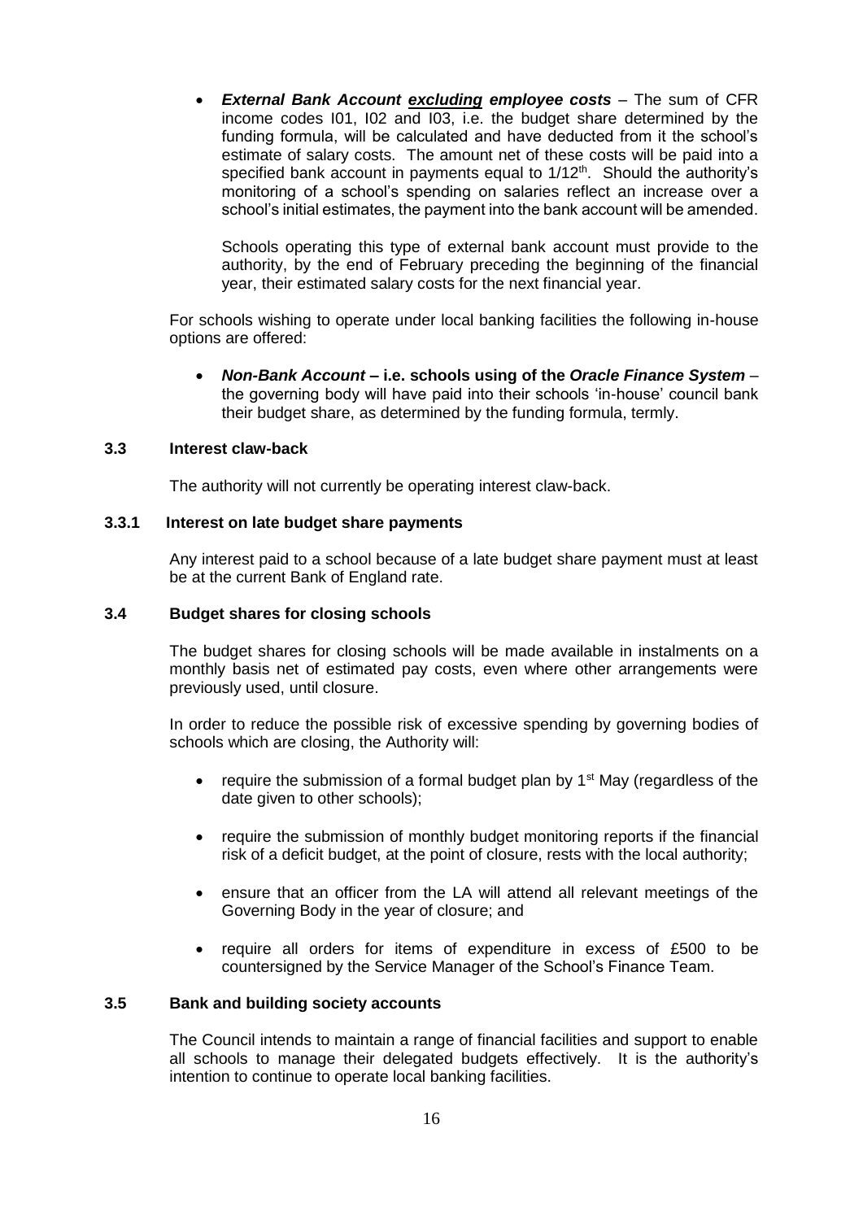- ***External Bank Account <u>excluding</u> employee costs*** – The sum of CFR income codes I01, I02 and I03, i.e. the budget share determined by the funding formula, will be calculated and have deducted from it the school's estimate of salary costs. The amount net of these costs will be paid into a specified bank account in payments equal to 1/12th. Should the authority's monitoring of a school's spending on salaries reflect an increase over a school's initial estimates, the payment into the bank account will be amended.

  Schools operating this type of external bank account must provide to the authority, by the end of February preceding the beginning of the financial year, their estimated salary costs for the next financial year.

For schools wishing to operate under local banking facilities the following in-house options are offered:

- ***Non-Bank Account* – i.e. schools using of the *Oracle Finance System*** – the governing body will have paid into their schools 'in-house' council bank their budget share, as determined by the funding formula, termly.

### 3.3 Interest claw-back

The authority will not currently be operating interest claw-back.

#### 3.3.1 Interest on late budget share payments

Any interest paid to a school because of a late budget share payment must at least be at the current Bank of England rate.

### 3.4 Budget shares for closing schools

The budget shares for closing schools will be made available in instalments on a monthly basis net of estimated pay costs, even where other arrangements were previously used, until closure.

In order to reduce the possible risk of excessive spending by governing bodies of schools which are closing, the Authority will:

- require the submission of a formal budget plan by 1st May (regardless of the date given to other schools);
- require the submission of monthly budget monitoring reports if the financial risk of a deficit budget, at the point of closure, rests with the local authority;
- ensure that an officer from the LA will attend all relevant meetings of the Governing Body in the year of closure; and
- require all orders for items of expenditure in excess of £500 to be countersigned by the Service Manager of the School's Finance Team.

### 3.5 Bank and building society accounts

The Council intends to maintain a range of financial facilities and support to enable all schools to manage their delegated budgets effectively. It is the authority's intention to continue to operate local banking facilities.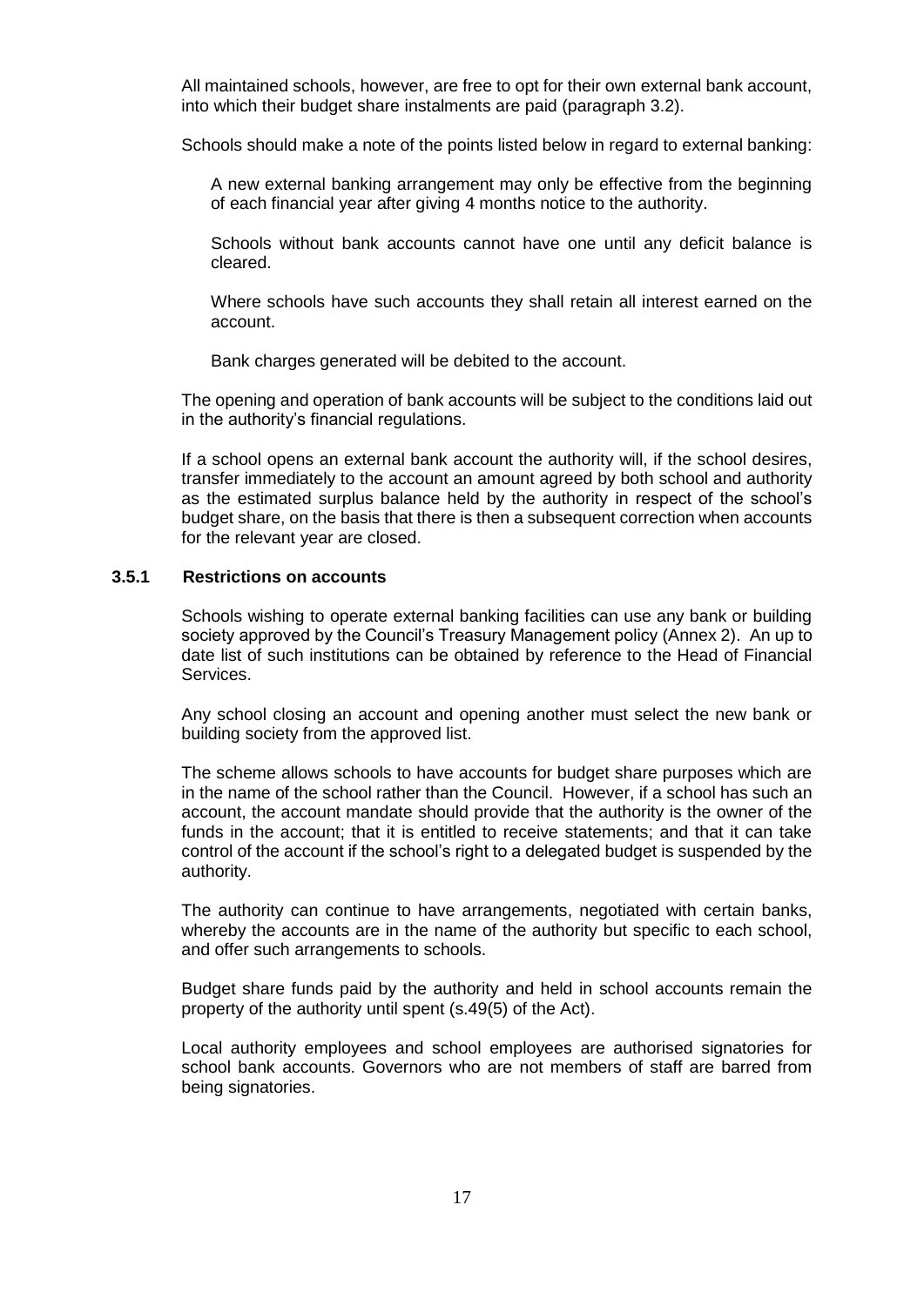All maintained schools, however, are free to opt for their own external bank account, into which their budget share instalments are paid (paragraph 3.2).

Schools should make a note of the points listed below in regard to external banking:

A new external banking arrangement may only be effective from the beginning of each financial year after giving 4 months notice to the authority.

Schools without bank accounts cannot have one until any deficit balance is cleared.

Where schools have such accounts they shall retain all interest earned on the account.

Bank charges generated will be debited to the account.

The opening and operation of bank accounts will be subject to the conditions laid out in the authority's financial regulations.

If a school opens an external bank account the authority will, if the school desires, transfer immediately to the account an amount agreed by both school and authority as the estimated surplus balance held by the authority in respect of the school's budget share, on the basis that there is then a subsequent correction when accounts for the relevant year are closed.

### 3.5.1 Restrictions on accounts

Schools wishing to operate external banking facilities can use any bank or building society approved by the Council's Treasury Management policy (Annex 2). An up to date list of such institutions can be obtained by reference to the Head of Financial Services.

Any school closing an account and opening another must select the new bank or building society from the approved list.

The scheme allows schools to have accounts for budget share purposes which are in the name of the school rather than the Council. However, if a school has such an account, the account mandate should provide that the authority is the owner of the funds in the account; that it is entitled to receive statements; and that it can take control of the account if the school's right to a delegated budget is suspended by the authority.

The authority can continue to have arrangements, negotiated with certain banks, whereby the accounts are in the name of the authority but specific to each school, and offer such arrangements to schools.

Budget share funds paid by the authority and held in school accounts remain the property of the authority until spent (s.49(5) of the Act).

Local authority employees and school employees are authorised signatories for school bank accounts. Governors who are not members of staff are barred from being signatories.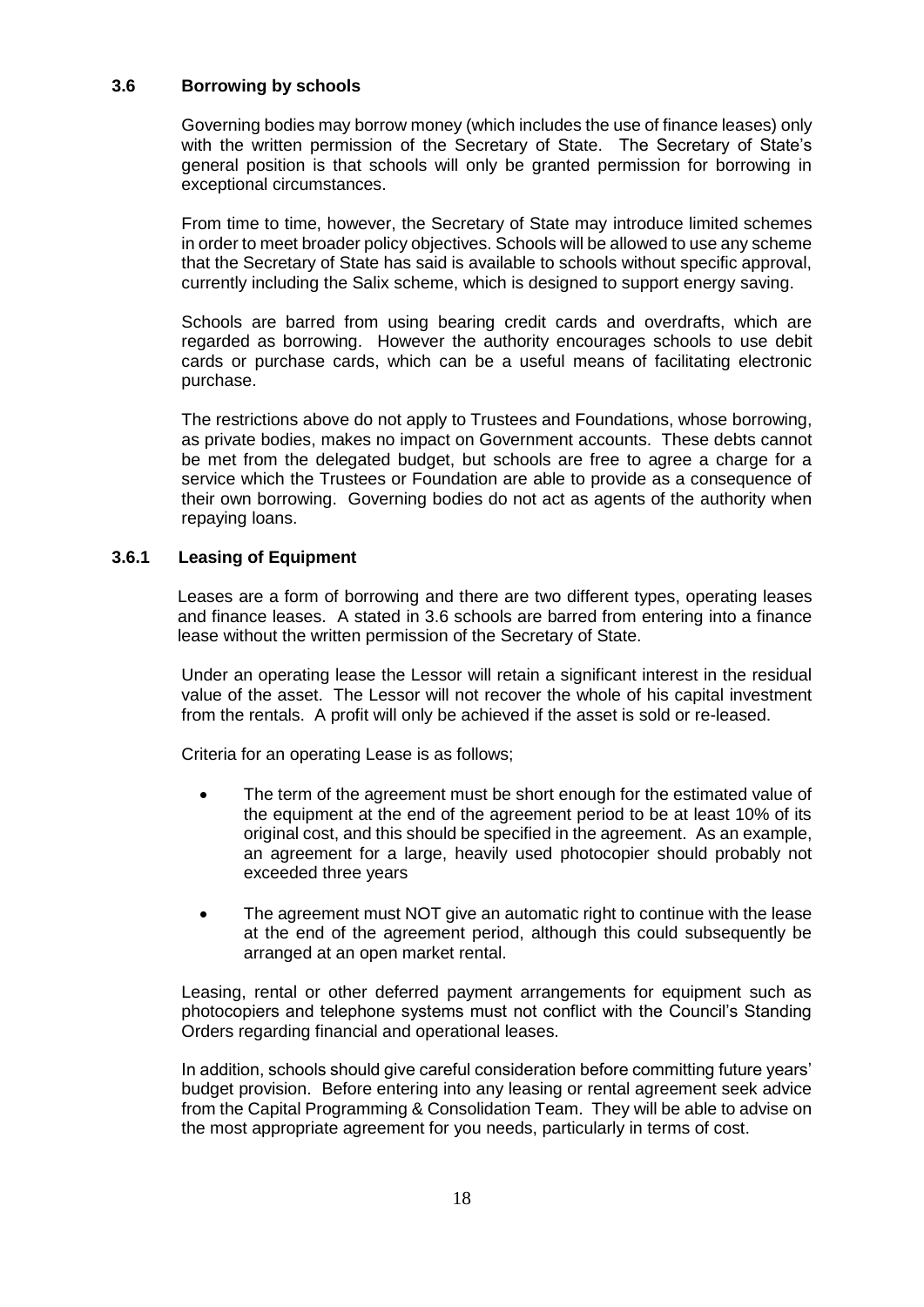### 3.6 Borrowing by schools

Governing bodies may borrow money (which includes the use of finance leases) only with the written permission of the Secretary of State. The Secretary of State's general position is that schools will only be granted permission for borrowing in exceptional circumstances.

From time to time, however, the Secretary of State may introduce limited schemes in order to meet broader policy objectives. Schools will be allowed to use any scheme that the Secretary of State has said is available to schools without specific approval, currently including the Salix scheme, which is designed to support energy saving.

Schools are barred from using bearing credit cards and overdrafts, which are regarded as borrowing. However the authority encourages schools to use debit cards or purchase cards, which can be a useful means of facilitating electronic purchase.

The restrictions above do not apply to Trustees and Foundations, whose borrowing, as private bodies, makes no impact on Government accounts. These debts cannot be met from the delegated budget, but schools are free to agree a charge for a service which the Trustees or Foundation are able to provide as a consequence of their own borrowing. Governing bodies do not act as agents of the authority when repaying loans.

#### 3.6.1 Leasing of Equipment

Leases are a form of borrowing and there are two different types, operating leases and finance leases. A stated in 3.6 schools are barred from entering into a finance lease without the written permission of the Secretary of State.

Under an operating lease the Lessor will retain a significant interest in the residual value of the asset. The Lessor will not recover the whole of his capital investment from the rentals. A profit will only be achieved if the asset is sold or re-leased.

Criteria for an operating Lease is as follows;

- The term of the agreement must be short enough for the estimated value of the equipment at the end of the agreement period to be at least 10% of its original cost, and this should be specified in the agreement. As an example, an agreement for a large, heavily used photocopier should probably not exceeded three years
- The agreement must NOT give an automatic right to continue with the lease at the end of the agreement period, although this could subsequently be arranged at an open market rental.

Leasing, rental or other deferred payment arrangements for equipment such as photocopiers and telephone systems must not conflict with the Council's Standing Orders regarding financial and operational leases.

In addition, schools should give careful consideration before committing future years' budget provision. Before entering into any leasing or rental agreement seek advice from the Capital Programming & Consolidation Team. They will be able to advise on the most appropriate agreement for you needs, particularly in terms of cost.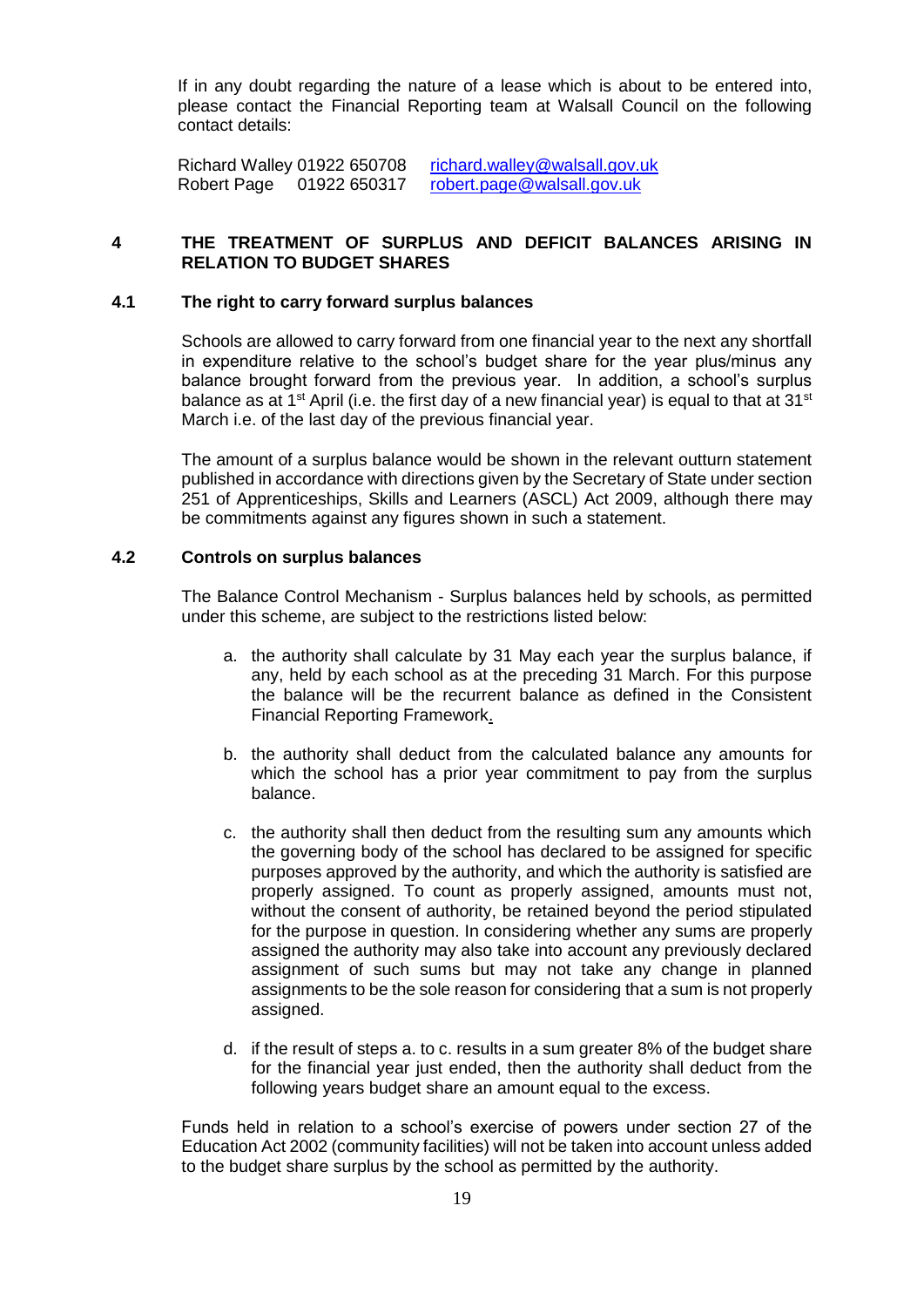If in any doubt regarding the nature of a lease which is about to be entered into, please contact the Financial Reporting team at Walsall Council on the following contact details:

Richard Walley 01922 650708 [richard.walley@walsall.gov.uk](mailto:richard.walley@walsall.gov.uk)
Robert Page 01922 650317 [robert.page@walsall.gov.uk](mailto:robert.page@walsall.gov.uk)

## 4 THE TREATMENT OF SURPLUS AND DEFICIT BALANCES ARISING IN RELATION TO BUDGET SHARES

### 4.1 The right to carry forward surplus balances

Schools are allowed to carry forward from one financial year to the next any shortfall in expenditure relative to the school's budget share for the year plus/minus any balance brought forward from the previous year. In addition, a school's surplus balance as at 1st April (i.e. the first day of a new financial year) is equal to that at 31st March i.e. of the last day of the previous financial year.

The amount of a surplus balance would be shown in the relevant outturn statement published in accordance with directions given by the Secretary of State under section 251 of Apprenticeships, Skills and Learners (ASCL) Act 2009, although there may be commitments against any figures shown in such a statement.

### 4.2 Controls on surplus balances

The Balance Control Mechanism - Surplus balances held by schools, as permitted under this scheme, are subject to the restrictions listed below:

a. the authority shall calculate by 31 May each year the surplus balance, if any, held by each school as at the preceding 31 March. For this purpose the balance will be the recurrent balance as defined in the Consistent Financial Reporting Framework.

b. the authority shall deduct from the calculated balance any amounts for which the school has a prior year commitment to pay from the surplus balance.

c. the authority shall then deduct from the resulting sum any amounts which the governing body of the school has declared to be assigned for specific purposes approved by the authority, and which the authority is satisfied are properly assigned. To count as properly assigned, amounts must not, without the consent of authority, be retained beyond the period stipulated for the purpose in question. In considering whether any sums are properly assigned the authority may also take into account any previously declared assignment of such sums but may not take any change in planned assignments to be the sole reason for considering that a sum is not properly assigned.

d. if the result of steps a. to c. results in a sum greater 8% of the budget share for the financial year just ended, then the authority shall deduct from the following years budget share an amount equal to the excess.

Funds held in relation to a school's exercise of powers under section 27 of the Education Act 2002 (community facilities) will not be taken into account unless added to the budget share surplus by the school as permitted by the authority.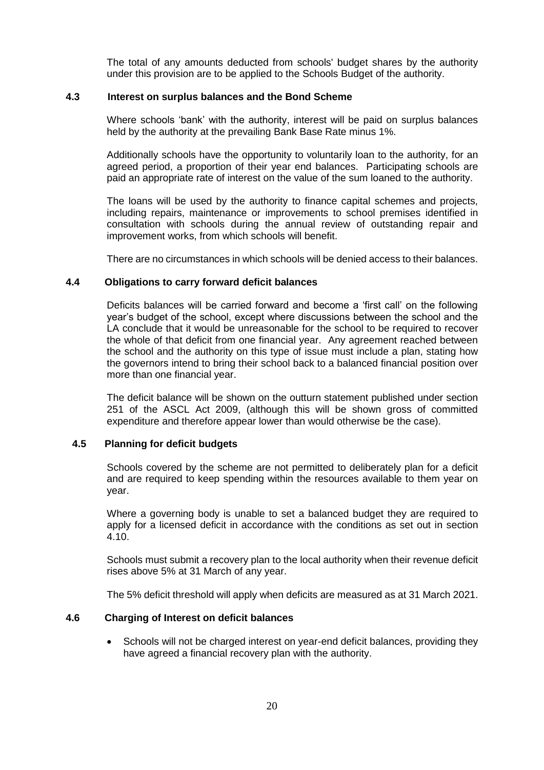The total of any amounts deducted from schools' budget shares by the authority under this provision are to be applied to the Schools Budget of the authority.

### 4.3 Interest on surplus balances and the Bond Scheme

Where schools 'bank' with the authority, interest will be paid on surplus balances held by the authority at the prevailing Bank Base Rate minus 1%.

Additionally schools have the opportunity to voluntarily loan to the authority, for an agreed period, a proportion of their year end balances. Participating schools are paid an appropriate rate of interest on the value of the sum loaned to the authority.

The loans will be used by the authority to finance capital schemes and projects, including repairs, maintenance or improvements to school premises identified in consultation with schools during the annual review of outstanding repair and improvement works, from which schools will benefit.

There are no circumstances in which schools will be denied access to their balances.

### 4.4 Obligations to carry forward deficit balances

Deficits balances will be carried forward and become a 'first call' on the following year's budget of the school, except where discussions between the school and the LA conclude that it would be unreasonable for the school to be required to recover the whole of that deficit from one financial year. Any agreement reached between the school and the authority on this type of issue must include a plan, stating how the governors intend to bring their school back to a balanced financial position over more than one financial year.

The deficit balance will be shown on the outturn statement published under section 251 of the ASCL Act 2009, (although this will be shown gross of committed expenditure and therefore appear lower than would otherwise be the case).

### 4.5 Planning for deficit budgets

Schools covered by the scheme are not permitted to deliberately plan for a deficit and are required to keep spending within the resources available to them year on year.

Where a governing body is unable to set a balanced budget they are required to apply for a licensed deficit in accordance with the conditions as set out in section 4.10.

Schools must submit a recovery plan to the local authority when their revenue deficit rises above 5% at 31 March of any year.

The 5% deficit threshold will apply when deficits are measured as at 31 March 2021.

### 4.6 Charging of Interest on deficit balances

- Schools will not be charged interest on year-end deficit balances, providing they have agreed a financial recovery plan with the authority.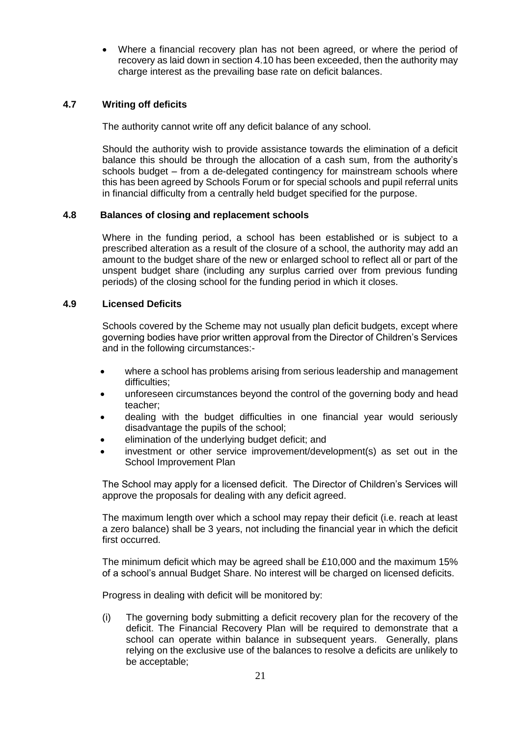- Where a financial recovery plan has not been agreed, or where the period of recovery as laid down in section 4.10 has been exceeded, then the authority may charge interest as the prevailing base rate on deficit balances.

### 4.7 Writing off deficits

The authority cannot write off any deficit balance of any school.

Should the authority wish to provide assistance towards the elimination of a deficit balance this should be through the allocation of a cash sum, from the authority's schools budget – from a de-delegated contingency for mainstream schools where this has been agreed by Schools Forum or for special schools and pupil referral units in financial difficulty from a centrally held budget specified for the purpose.

### 4.8 Balances of closing and replacement schools

Where in the funding period, a school has been established or is subject to a prescribed alteration as a result of the closure of a school, the authority may add an amount to the budget share of the new or enlarged school to reflect all or part of the unspent budget share (including any surplus carried over from previous funding periods) of the closing school for the funding period in which it closes.

### 4.9 Licensed Deficits

Schools covered by the Scheme may not usually plan deficit budgets, except where governing bodies have prior written approval from the Director of Children's Services and in the following circumstances:-

- where a school has problems arising from serious leadership and management difficulties;
- unforeseen circumstances beyond the control of the governing body and head teacher;
- dealing with the budget difficulties in one financial year would seriously disadvantage the pupils of the school;
- elimination of the underlying budget deficit; and
- investment or other service improvement/development(s) as set out in the School Improvement Plan

The School may apply for a licensed deficit. The Director of Children's Services will approve the proposals for dealing with any deficit agreed.

The maximum length over which a school may repay their deficit (i.e. reach at least a zero balance) shall be 3 years, not including the financial year in which the deficit first occurred.

The minimum deficit which may be agreed shall be £10,000 and the maximum 15% of a school's annual Budget Share. No interest will be charged on licensed deficits.

Progress in dealing with deficit will be monitored by:

(i) The governing body submitting a deficit recovery plan for the recovery of the deficit. The Financial Recovery Plan will be required to demonstrate that a school can operate within balance in subsequent years. Generally, plans relying on the exclusive use of the balances to resolve a deficits are unlikely to be acceptable;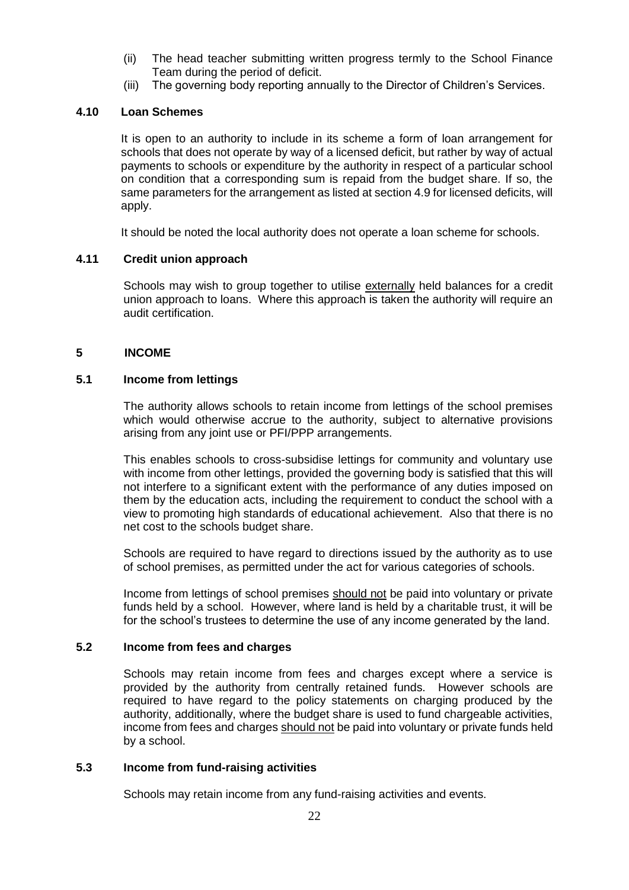(ii) The head teacher submitting written progress termly to the School Finance Team during the period of deficit.
(iii) The governing body reporting annually to the Director of Children's Services.

### 4.10 Loan Schemes

It is open to an authority to include in its scheme a form of loan arrangement for schools that does not operate by way of a licensed deficit, but rather by way of actual payments to schools or expenditure by the authority in respect of a particular school on condition that a corresponding sum is repaid from the budget share. If so, the same parameters for the arrangement as listed at section 4.9 for licensed deficits, will apply.

It should be noted the local authority does not operate a loan scheme for schools.

### 4.11 Credit union approach

Schools may wish to group together to utilise <u>externally</u> held balances for a credit union approach to loans. Where this approach is taken the authority will require an audit certification.

## 5 INCOME

### 5.1 Income from lettings

The authority allows schools to retain income from lettings of the school premises which would otherwise accrue to the authority, subject to alternative provisions arising from any joint use or PFI/PPP arrangements.

This enables schools to cross-subsidise lettings for community and voluntary use with income from other lettings, provided the governing body is satisfied that this will not interfere to a significant extent with the performance of any duties imposed on them by the education acts, including the requirement to conduct the school with a view to promoting high standards of educational achievement. Also that there is no net cost to the schools budget share.

Schools are required to have regard to directions issued by the authority as to use of school premises, as permitted under the act for various categories of schools.

Income from lettings of school premises <u>should not</u> be paid into voluntary or private funds held by a school. However, where land is held by a charitable trust, it will be for the school's trustees to determine the use of any income generated by the land.

### 5.2 Income from fees and charges

Schools may retain income from fees and charges except where a service is provided by the authority from centrally retained funds. However schools are required to have regard to the policy statements on charging produced by the authority, additionally, where the budget share is used to fund chargeable activities, income from fees and charges <u>should not</u> be paid into voluntary or private funds held by a school.

### 5.3 Income from fund-raising activities

Schools may retain income from any fund-raising activities and events.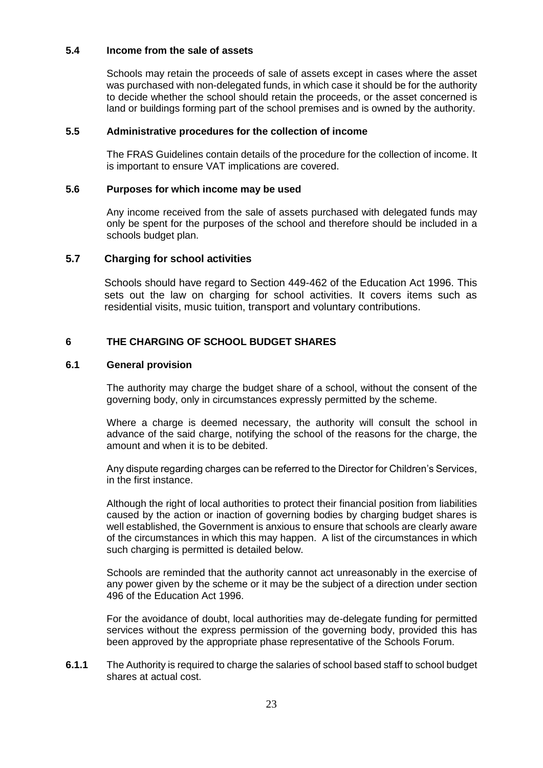### 5.4 Income from the sale of assets

Schools may retain the proceeds of sale of assets except in cases where the asset was purchased with non-delegated funds, in which case it should be for the authority to decide whether the school should retain the proceeds, or the asset concerned is land or buildings forming part of the school premises and is owned by the authority.

### 5.5 Administrative procedures for the collection of income

The FRAS Guidelines contain details of the procedure for the collection of income. It is important to ensure VAT implications are covered.

### 5.6 Purposes for which income may be used

Any income received from the sale of assets purchased with delegated funds may only be spent for the purposes of the school and therefore should be included in a schools budget plan.

### 5.7 Charging for school activities

Schools should have regard to Section 449-462 of the Education Act 1996. This sets out the law on charging for school activities. It covers items such as residential visits, music tuition, transport and voluntary contributions.

## 6 THE CHARGING OF SCHOOL BUDGET SHARES

### 6.1 General provision

The authority may charge the budget share of a school, without the consent of the governing body, only in circumstances expressly permitted by the scheme.

Where a charge is deemed necessary, the authority will consult the school in advance of the said charge, notifying the school of the reasons for the charge, the amount and when it is to be debited.

Any dispute regarding charges can be referred to the Director for Children's Services, in the first instance.

Although the right of local authorities to protect their financial position from liabilities caused by the action or inaction of governing bodies by charging budget shares is well established, the Government is anxious to ensure that schools are clearly aware of the circumstances in which this may happen. A list of the circumstances in which such charging is permitted is detailed below.

Schools are reminded that the authority cannot act unreasonably in the exercise of any power given by the scheme or it may be the subject of a direction under section 496 of the Education Act 1996.

For the avoidance of doubt, local authorities may de-delegate funding for permitted services without the express permission of the governing body, provided this has been approved by the appropriate phase representative of the Schools Forum.

**6.1.1** The Authority is required to charge the salaries of school based staff to school budget shares at actual cost.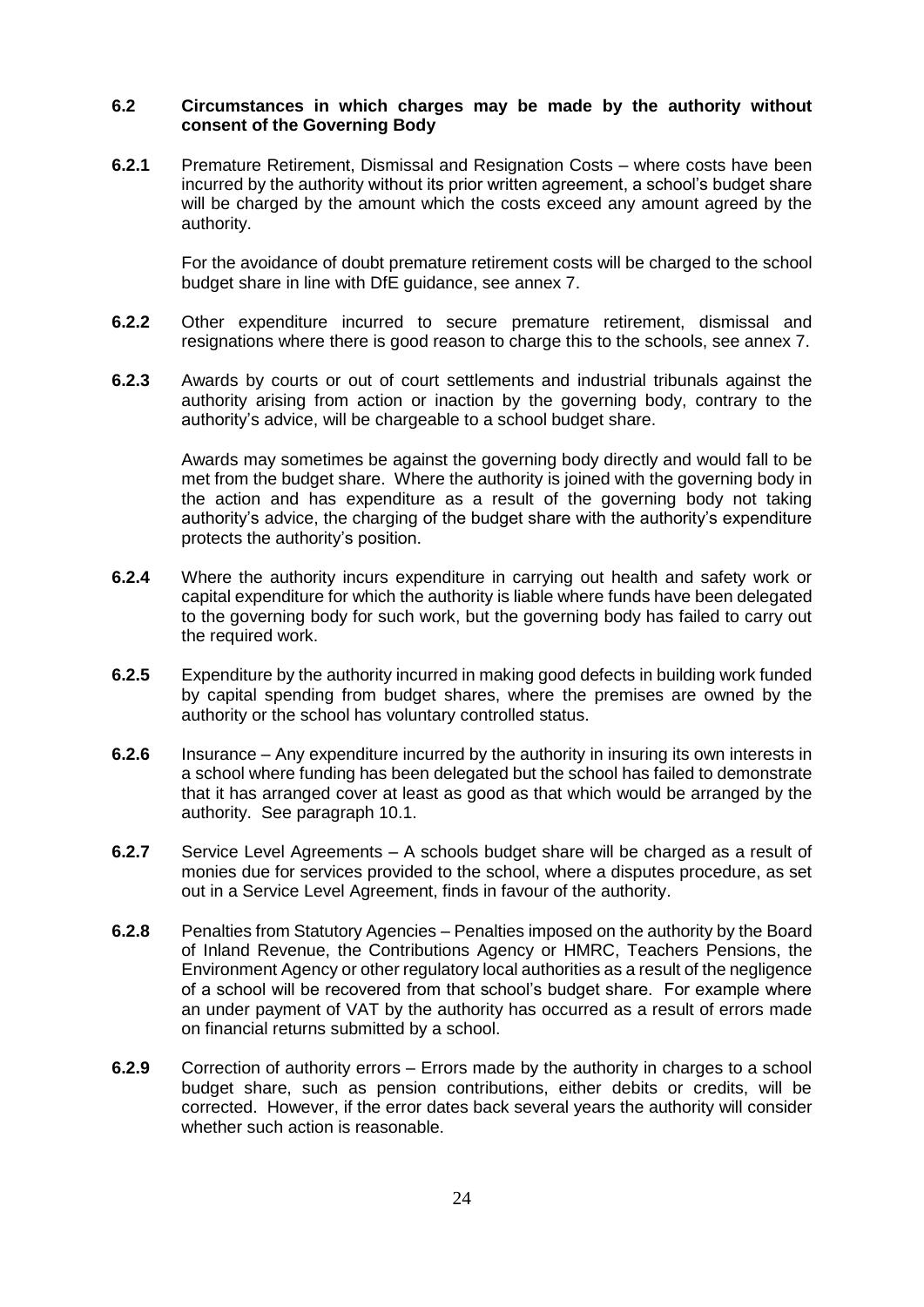### 6.2 Circumstances in which charges may be made by the authority without consent of the Governing Body

**6.2.1** Premature Retirement, Dismissal and Resignation Costs – where costs have been incurred by the authority without its prior written agreement, a school's budget share will be charged by the amount which the costs exceed any amount agreed by the authority.

For the avoidance of doubt premature retirement costs will be charged to the school budget share in line with DfE guidance, see annex 7.

**6.2.2** Other expenditure incurred to secure premature retirement, dismissal and resignations where there is good reason to charge this to the schools, see annex 7.

**6.2.3** Awards by courts or out of court settlements and industrial tribunals against the authority arising from action or inaction by the governing body, contrary to the authority's advice, will be chargeable to a school budget share.

Awards may sometimes be against the governing body directly and would fall to be met from the budget share. Where the authority is joined with the governing body in the action and has expenditure as a result of the governing body not taking authority's advice, the charging of the budget share with the authority's expenditure protects the authority's position.

**6.2.4** Where the authority incurs expenditure in carrying out health and safety work or capital expenditure for which the authority is liable where funds have been delegated to the governing body for such work, but the governing body has failed to carry out the required work.

**6.2.5** Expenditure by the authority incurred in making good defects in building work funded by capital spending from budget shares, where the premises are owned by the authority or the school has voluntary controlled status.

**6.2.6** Insurance – Any expenditure incurred by the authority in insuring its own interests in a school where funding has been delegated but the school has failed to demonstrate that it has arranged cover at least as good as that which would be arranged by the authority. See paragraph 10.1.

**6.2.7** Service Level Agreements – A schools budget share will be charged as a result of monies due for services provided to the school, where a disputes procedure, as set out in a Service Level Agreement, finds in favour of the authority.

**6.2.8** Penalties from Statutory Agencies – Penalties imposed on the authority by the Board of Inland Revenue, the Contributions Agency or HMRC, Teachers Pensions, the Environment Agency or other regulatory local authorities as a result of the negligence of a school will be recovered from that school's budget share. For example where an under payment of VAT by the authority has occurred as a result of errors made on financial returns submitted by a school.

**6.2.9** Correction of authority errors – Errors made by the authority in charges to a school budget share, such as pension contributions, either debits or credits, will be corrected. However, if the error dates back several years the authority will consider whether such action is reasonable.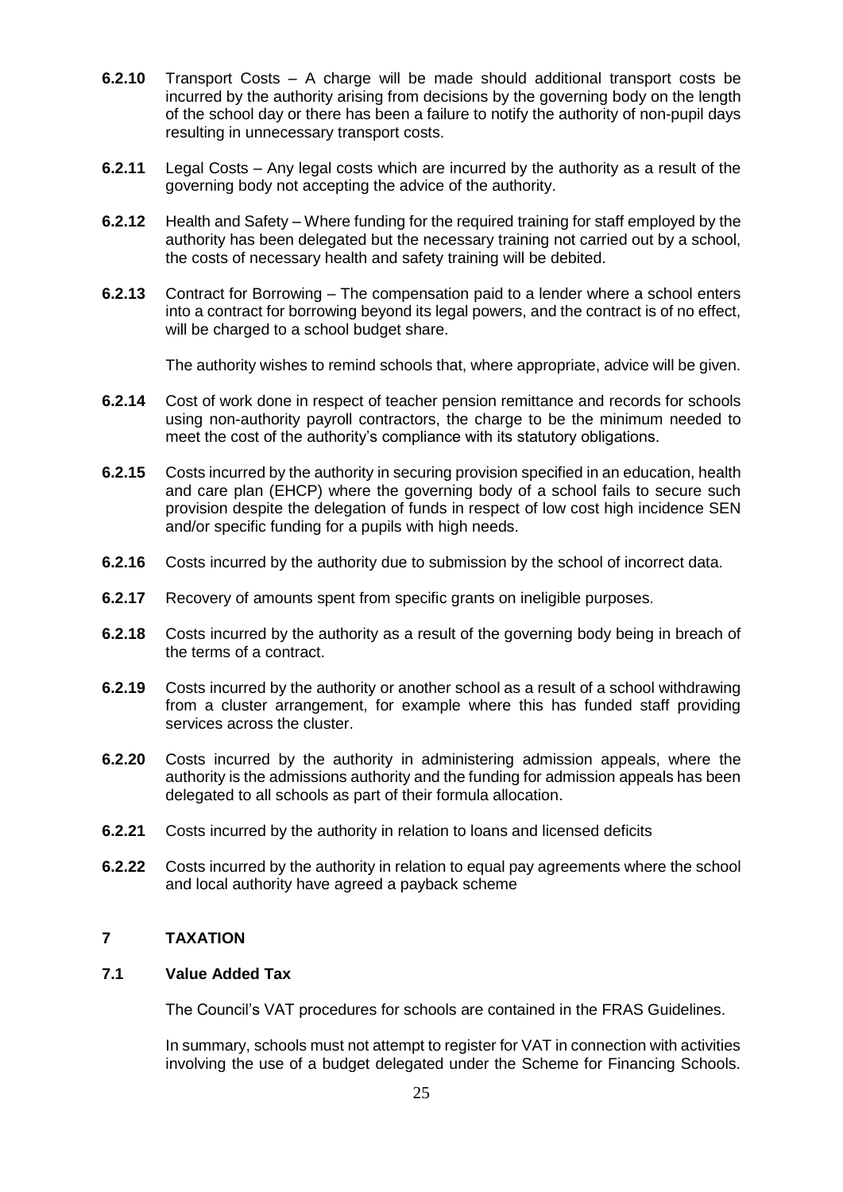**6.2.10** Transport Costs – A charge will be made should additional transport costs be incurred by the authority arising from decisions by the governing body on the length of the school day or there has been a failure to notify the authority of non-pupil days resulting in unnecessary transport costs.

**6.2.11** Legal Costs – Any legal costs which are incurred by the authority as a result of the governing body not accepting the advice of the authority.

**6.2.12** Health and Safety – Where funding for the required training for staff employed by the authority has been delegated but the necessary training not carried out by a school, the costs of necessary health and safety training will be debited.

**6.2.13** Contract for Borrowing – The compensation paid to a lender where a school enters into a contract for borrowing beyond its legal powers, and the contract is of no effect, will be charged to a school budget share.

The authority wishes to remind schools that, where appropriate, advice will be given.

**6.2.14** Cost of work done in respect of teacher pension remittance and records for schools using non-authority payroll contractors, the charge to be the minimum needed to meet the cost of the authority's compliance with its statutory obligations.

**6.2.15** Costs incurred by the authority in securing provision specified in an education, health and care plan (EHCP) where the governing body of a school fails to secure such provision despite the delegation of funds in respect of low cost high incidence SEN and/or specific funding for a pupils with high needs.

**6.2.16** Costs incurred by the authority due to submission by the school of incorrect data.

**6.2.17** Recovery of amounts spent from specific grants on ineligible purposes.

**6.2.18** Costs incurred by the authority as a result of the governing body being in breach of the terms of a contract.

**6.2.19** Costs incurred by the authority or another school as a result of a school withdrawing from a cluster arrangement, for example where this has funded staff providing services across the cluster.

**6.2.20** Costs incurred by the authority in administering admission appeals, where the authority is the admissions authority and the funding for admission appeals has been delegated to all schools as part of their formula allocation.

**6.2.21** Costs incurred by the authority in relation to loans and licensed deficits

**6.2.22** Costs incurred by the authority in relation to equal pay agreements where the school and local authority have agreed a payback scheme

## 7 TAXATION

### 7.1 Value Added Tax

The Council's VAT procedures for schools are contained in the FRAS Guidelines.

In summary, schools must not attempt to register for VAT in connection with activities involving the use of a budget delegated under the Scheme for Financing Schools.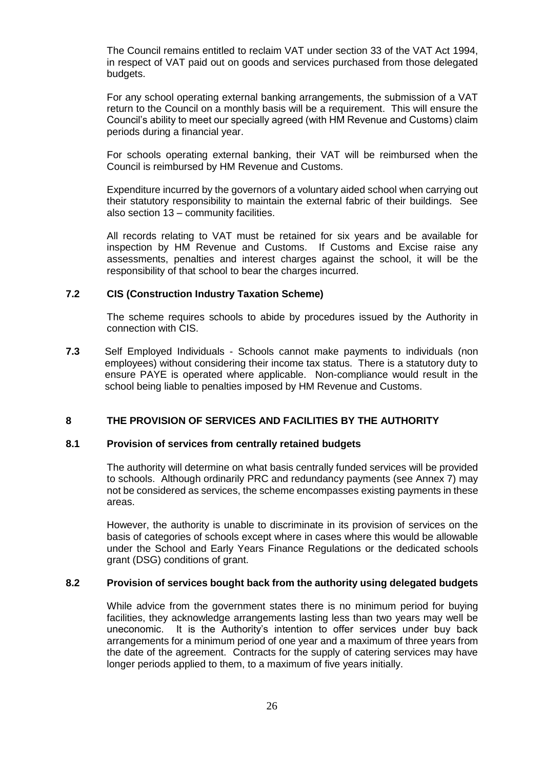The Council remains entitled to reclaim VAT under section 33 of the VAT Act 1994, in respect of VAT paid out on goods and services purchased from those delegated budgets.

For any school operating external banking arrangements, the submission of a VAT return to the Council on a monthly basis will be a requirement. This will ensure the Council's ability to meet our specially agreed (with HM Revenue and Customs) claim periods during a financial year.

For schools operating external banking, their VAT will be reimbursed when the Council is reimbursed by HM Revenue and Customs.

Expenditure incurred by the governors of a voluntary aided school when carrying out their statutory responsibility to maintain the external fabric of their buildings. See also section 13 – community facilities.

All records relating to VAT must be retained for six years and be available for inspection by HM Revenue and Customs. If Customs and Excise raise any assessments, penalties and interest charges against the school, it will be the responsibility of that school to bear the charges incurred.

### 7.2 CIS (Construction Industry Taxation Scheme)

The scheme requires schools to abide by procedures issued by the Authority in connection with CIS.

**7.3** Self Employed Individuals - Schools cannot make payments to individuals (non employees) without considering their income tax status. There is a statutory duty to ensure PAYE is operated where applicable. Non-compliance would result in the school being liable to penalties imposed by HM Revenue and Customs.

## 8 THE PROVISION OF SERVICES AND FACILITIES BY THE AUTHORITY

### 8.1 Provision of services from centrally retained budgets

The authority will determine on what basis centrally funded services will be provided to schools. Although ordinarily PRC and redundancy payments (see Annex 7) may not be considered as services, the scheme encompasses existing payments in these areas.

However, the authority is unable to discriminate in its provision of services on the basis of categories of schools except where in cases where this would be allowable under the School and Early Years Finance Regulations or the dedicated schools grant (DSG) conditions of grant.

### 8.2 Provision of services bought back from the authority using delegated budgets

While advice from the government states there is no minimum period for buying facilities, they acknowledge arrangements lasting less than two years may well be uneconomic. It is the Authority's intention to offer services under buy back arrangements for a minimum period of one year and a maximum of three years from the date of the agreement. Contracts for the supply of catering services may have longer periods applied to them, to a maximum of five years initially.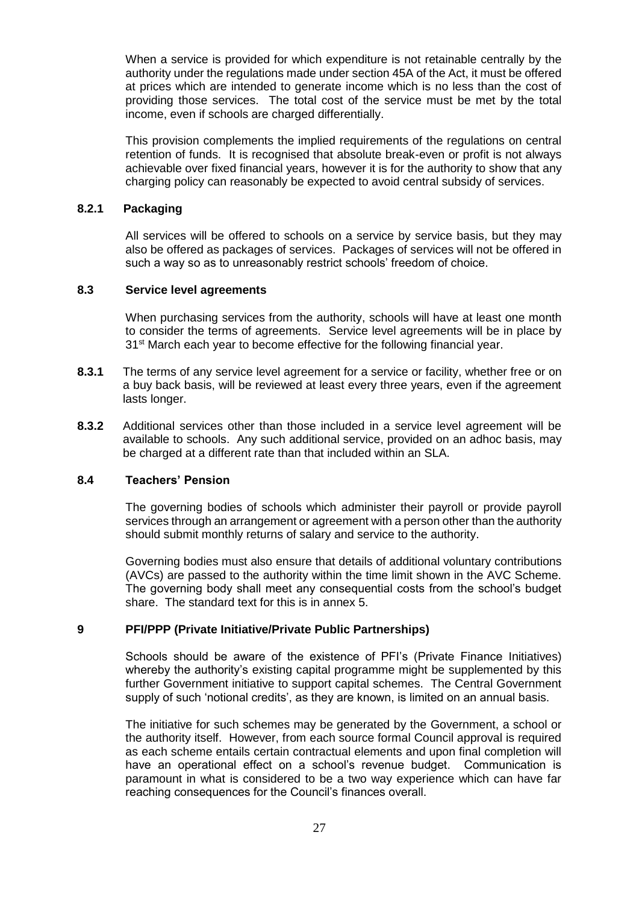When a service is provided for which expenditure is not retainable centrally by the authority under the regulations made under section 45A of the Act, it must be offered at prices which are intended to generate income which is no less than the cost of providing those services. The total cost of the service must be met by the total income, even if schools are charged differentially.

This provision complements the implied requirements of the regulations on central retention of funds. It is recognised that absolute break-even or profit is not always achievable over fixed financial years, however it is for the authority to show that any charging policy can reasonably be expected to avoid central subsidy of services.

### 8.2.1 Packaging

All services will be offered to schools on a service by service basis, but they may also be offered as packages of services. Packages of services will not be offered in such a way so as to unreasonably restrict schools' freedom of choice.

### 8.3 Service level agreements

When purchasing services from the authority, schools will have at least one month to consider the terms of agreements. Service level agreements will be in place by 31st March each year to become effective for the following financial year.

**8.3.1** The terms of any service level agreement for a service or facility, whether free or on a buy back basis, will be reviewed at least every three years, even if the agreement lasts longer.

**8.3.2** Additional services other than those included in a service level agreement will be available to schools. Any such additional service, provided on an adhoc basis, may be charged at a different rate than that included within an SLA.

### 8.4 Teachers' Pension

The governing bodies of schools which administer their payroll or provide payroll services through an arrangement or agreement with a person other than the authority should submit monthly returns of salary and service to the authority.

Governing bodies must also ensure that details of additional voluntary contributions (AVCs) are passed to the authority within the time limit shown in the AVC Scheme. The governing body shall meet any consequential costs from the school's budget share. The standard text for this is in annex 5.

## 9 PFI/PPP (Private Initiative/Private Public Partnerships)

Schools should be aware of the existence of PFI's (Private Finance Initiatives) whereby the authority's existing capital programme might be supplemented by this further Government initiative to support capital schemes. The Central Government supply of such 'notional credits', as they are known, is limited on an annual basis.

The initiative for such schemes may be generated by the Government, a school or the authority itself. However, from each source formal Council approval is required as each scheme entails certain contractual elements and upon final completion will have an operational effect on a school's revenue budget. Communication is paramount in what is considered to be a two way experience which can have far reaching consequences for the Council's finances overall.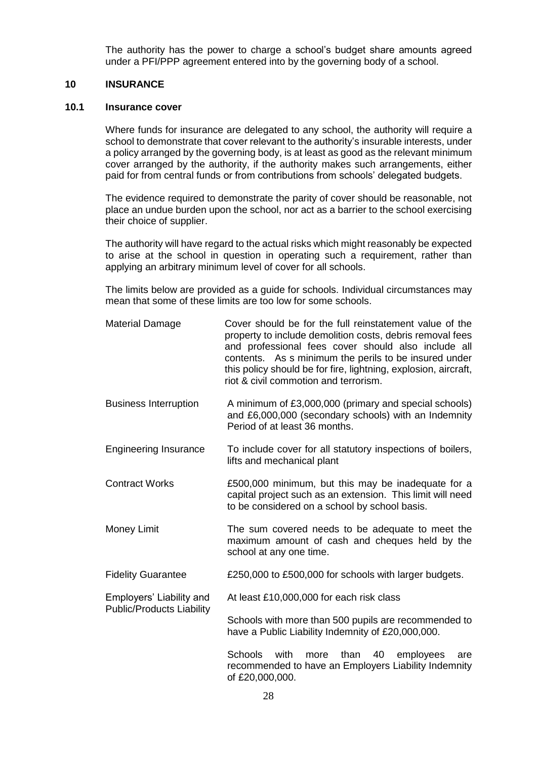The authority has the power to charge a school's budget share amounts agreed under a PFI/PPP agreement entered into by the governing body of a school.

## 10 INSURANCE

### 10.1 Insurance cover

Where funds for insurance are delegated to any school, the authority will require a school to demonstrate that cover relevant to the authority's insurable interests, under a policy arranged by the governing body, is at least as good as the relevant minimum cover arranged by the authority, if the authority makes such arrangements, either paid for from central funds or from contributions from schools' delegated budgets.

The evidence required to demonstrate the parity of cover should be reasonable, not place an undue burden upon the school, nor act as a barrier to the school exercising their choice of supplier.

The authority will have regard to the actual risks which might reasonably be expected to arise at the school in question in operating such a requirement, rather than applying an arbitrary minimum level of cover for all schools.

The limits below are provided as a guide for schools. Individual circumstances may mean that some of these limits are too low for some schools.

| | |
|---|---|
| Material Damage | Cover should be for the full reinstatement value of the property to include demolition costs, debris removal fees and professional fees cover should also include all contents. As s minimum the perils to be insured under this policy should be for fire, lightning, explosion, aircraft, riot & civil commotion and terrorism. |
| Business Interruption | A minimum of £3,000,000 (primary and special schools) and £6,000,000 (secondary schools) with an Indemnity Period of at least 36 months. |
| Engineering Insurance | To include cover for all statutory inspections of boilers, lifts and mechanical plant |
| Contract Works | £500,000 minimum, but this may be inadequate for a capital project such as an extension. This limit will need to be considered on a school by school basis. |
| Money Limit | The sum covered needs to be adequate to meet the maximum amount of cash and cheques held by the school at any one time. |
| Fidelity Guarantee | £250,000 to £500,000 for schools with larger budgets. |
| Employers' Liability and Public/Products Liability | At least £10,000,000 for each risk class<br><br>Schools with more than 500 pupils are recommended to have a Public Liability Indemnity of £20,000,000.<br><br>Schools with more than 40 employees are recommended to have an Employers Liability Indemnity of £20,000,000. |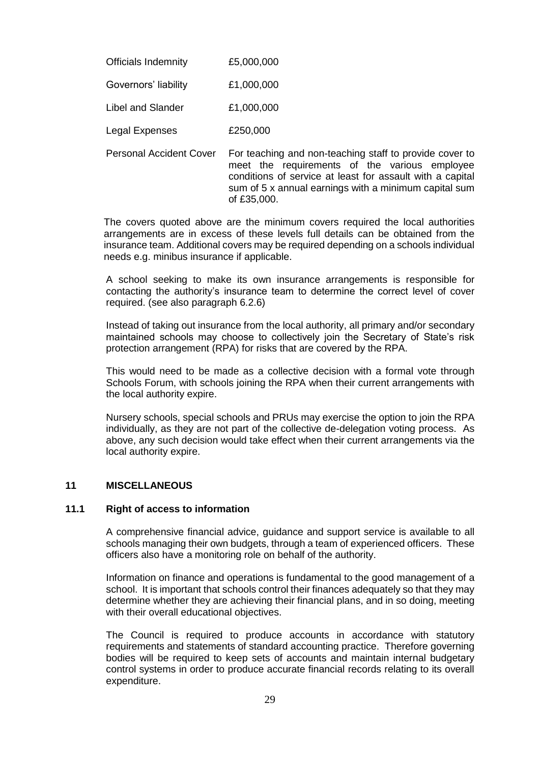| | |
|---|---|
| Officials Indemnity | £5,000,000 |
| Governors' liability | £1,000,000 |
| Libel and Slander | £1,000,000 |
| Legal Expenses | £250,000 |
| Personal Accident Cover | For teaching and non-teaching staff to provide cover to meet the requirements of the various employee conditions of service at least for assault with a capital sum of 5 x annual earnings with a minimum capital sum of £35,000. |

The covers quoted above are the minimum covers required the local authorities arrangements are in excess of these levels full details can be obtained from the insurance team. Additional covers may be required depending on a schools individual needs e.g. minibus insurance if applicable.

A school seeking to make its own insurance arrangements is responsible for contacting the authority's insurance team to determine the correct level of cover required. (see also paragraph 6.2.6)

Instead of taking out insurance from the local authority, all primary and/or secondary maintained schools may choose to collectively join the Secretary of State's risk protection arrangement (RPA) for risks that are covered by the RPA.

This would need to be made as a collective decision with a formal vote through Schools Forum, with schools joining the RPA when their current arrangements with the local authority expire.

Nursery schools, special schools and PRUs may exercise the option to join the RPA individually, as they are not part of the collective de-delegation voting process. As above, any such decision would take effect when their current arrangements via the local authority expire.

## 11 MISCELLANEOUS

### 11.1 Right of access to information

A comprehensive financial advice, guidance and support service is available to all schools managing their own budgets, through a team of experienced officers. These officers also have a monitoring role on behalf of the authority.

Information on finance and operations is fundamental to the good management of a school. It is important that schools control their finances adequately so that they may determine whether they are achieving their financial plans, and in so doing, meeting with their overall educational objectives.

The Council is required to produce accounts in accordance with statutory requirements and statements of standard accounting practice. Therefore governing bodies will be required to keep sets of accounts and maintain internal budgetary control systems in order to produce accurate financial records relating to its overall expenditure.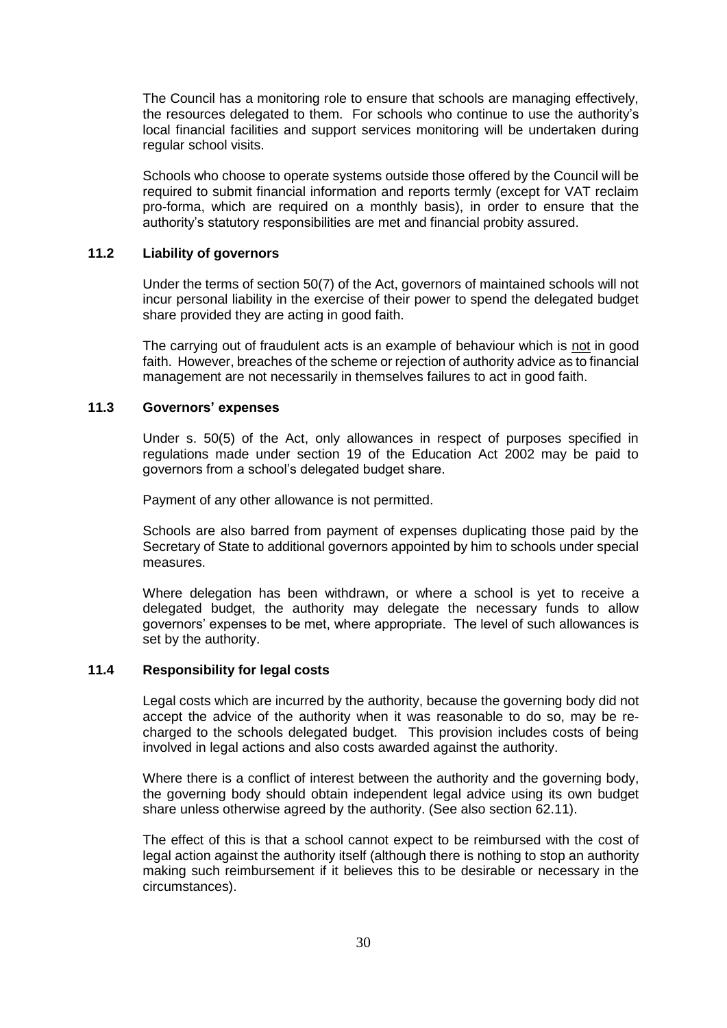The Council has a monitoring role to ensure that schools are managing effectively, the resources delegated to them. For schools who continue to use the authority's local financial facilities and support services monitoring will be undertaken during regular school visits.

Schools who choose to operate systems outside those offered by the Council will be required to submit financial information and reports termly (except for VAT reclaim pro-forma, which are required on a monthly basis), in order to ensure that the authority's statutory responsibilities are met and financial probity assured.

### 11.2 Liability of governors

Under the terms of section 50(7) of the Act, governors of maintained schools will not incur personal liability in the exercise of their power to spend the delegated budget share provided they are acting in good faith.

The carrying out of fraudulent acts is an example of behaviour which is <u>not</u> in good faith. However, breaches of the scheme or rejection of authority advice as to financial management are not necessarily in themselves failures to act in good faith.

### 11.3 Governors' expenses

Under s. 50(5) of the Act, only allowances in respect of purposes specified in regulations made under section 19 of the Education Act 2002 may be paid to governors from a school's delegated budget share.

Payment of any other allowance is not permitted.

Schools are also barred from payment of expenses duplicating those paid by the Secretary of State to additional governors appointed by him to schools under special measures.

Where delegation has been withdrawn, or where a school is yet to receive a delegated budget, the authority may delegate the necessary funds to allow governors' expenses to be met, where appropriate. The level of such allowances is set by the authority.

### 11.4 Responsibility for legal costs

Legal costs which are incurred by the authority, because the governing body did not accept the advice of the authority when it was reasonable to do so, may be re-charged to the schools delegated budget. This provision includes costs of being involved in legal actions and also costs awarded against the authority.

Where there is a conflict of interest between the authority and the governing body, the governing body should obtain independent legal advice using its own budget share unless otherwise agreed by the authority. (See also section 62.11).

The effect of this is that a school cannot expect to be reimbursed with the cost of legal action against the authority itself (although there is nothing to stop an authority making such reimbursement if it believes this to be desirable or necessary in the circumstances).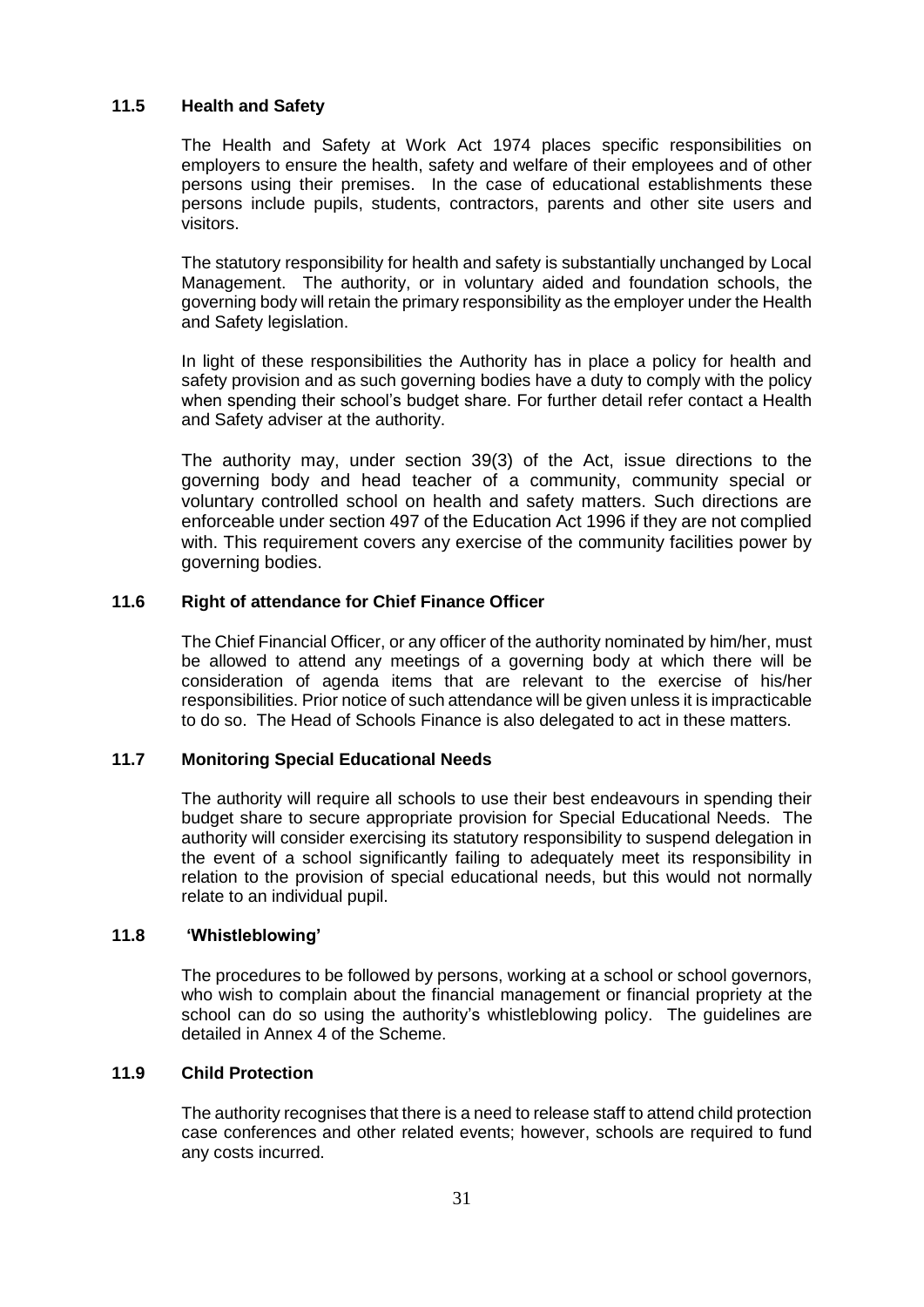### 11.5 Health and Safety

The Health and Safety at Work Act 1974 places specific responsibilities on employers to ensure the health, safety and welfare of their employees and of other persons using their premises. In the case of educational establishments these persons include pupils, students, contractors, parents and other site users and visitors.

The statutory responsibility for health and safety is substantially unchanged by Local Management. The authority, or in voluntary aided and foundation schools, the governing body will retain the primary responsibility as the employer under the Health and Safety legislation.

In light of these responsibilities the Authority has in place a policy for health and safety provision and as such governing bodies have a duty to comply with the policy when spending their school's budget share. For further detail refer contact a Health and Safety adviser at the authority.

The authority may, under section 39(3) of the Act, issue directions to the governing body and head teacher of a community, community special or voluntary controlled school on health and safety matters. Such directions are enforceable under section 497 of the Education Act 1996 if they are not complied with. This requirement covers any exercise of the community facilities power by governing bodies.

### 11.6 Right of attendance for Chief Finance Officer

The Chief Financial Officer, or any officer of the authority nominated by him/her, must be allowed to attend any meetings of a governing body at which there will be consideration of agenda items that are relevant to the exercise of his/her responsibilities. Prior notice of such attendance will be given unless it is impracticable to do so. The Head of Schools Finance is also delegated to act in these matters.

### 11.7 Monitoring Special Educational Needs

The authority will require all schools to use their best endeavours in spending their budget share to secure appropriate provision for Special Educational Needs. The authority will consider exercising its statutory responsibility to suspend delegation in the event of a school significantly failing to adequately meet its responsibility in relation to the provision of special educational needs, but this would not normally relate to an individual pupil.

### 11.8 'Whistleblowing'

The procedures to be followed by persons, working at a school or school governors, who wish to complain about the financial management or financial propriety at the school can do so using the authority's whistleblowing policy. The guidelines are detailed in Annex 4 of the Scheme.

### 11.9 Child Protection

The authority recognises that there is a need to release staff to attend child protection case conferences and other related events; however, schools are required to fund any costs incurred.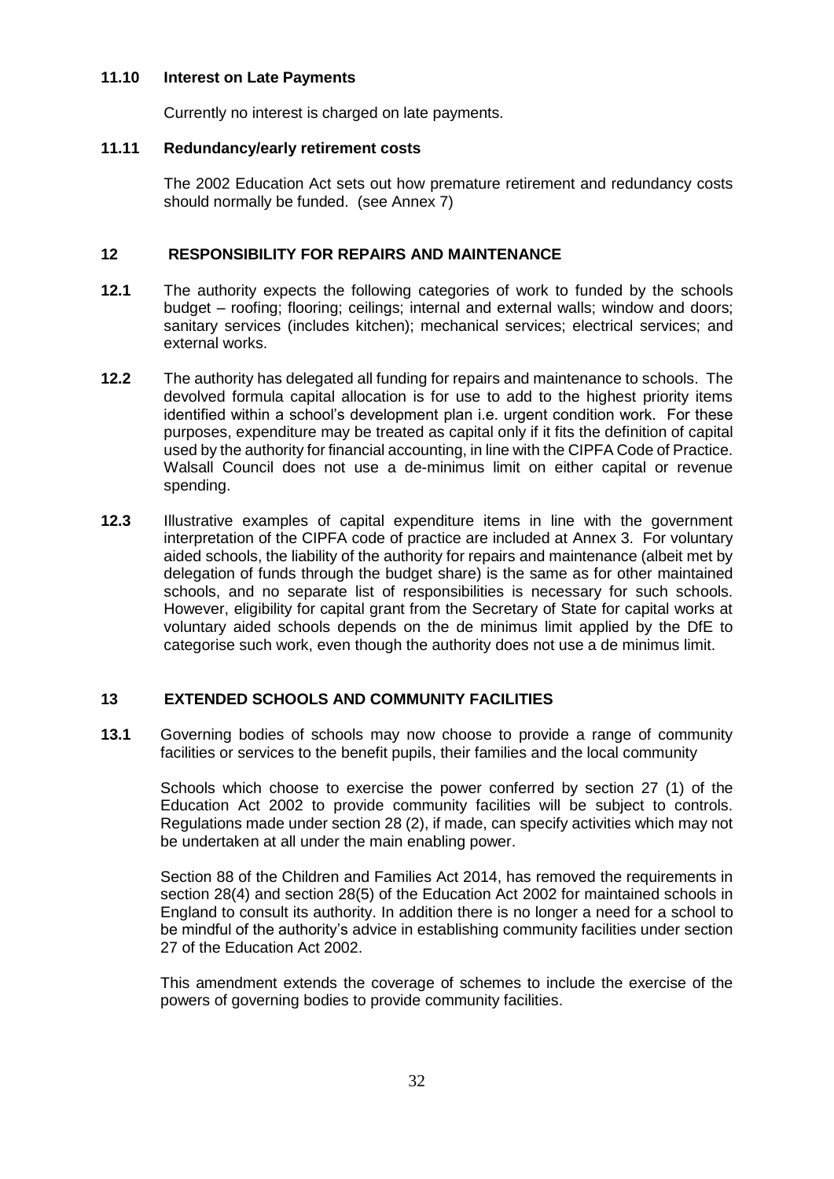### 11.10 Interest on Late Payments

Currently no interest is charged on late payments.

### 11.11 Redundancy/early retirement costs

The 2002 Education Act sets out how premature retirement and redundancy costs should normally be funded. (see Annex 7)

## 12 RESPONSIBILITY FOR REPAIRS AND MAINTENANCE

**12.1** The authority expects the following categories of work to funded by the schools budget – roofing; flooring; ceilings; internal and external walls; window and doors; sanitary services (includes kitchen); mechanical services; electrical services; and external works.

**12.2** The authority has delegated all funding for repairs and maintenance to schools. The devolved formula capital allocation is for use to add to the highest priority items identified within a school's development plan i.e. urgent condition work. For these purposes, expenditure may be treated as capital only if it fits the definition of capital used by the authority for financial accounting, in line with the CIPFA Code of Practice. Walsall Council does not use a de-minimus limit on either capital or revenue spending.

**12.3** Illustrative examples of capital expenditure items in line with the government interpretation of the CIPFA code of practice are included at Annex 3. For voluntary aided schools, the liability of the authority for repairs and maintenance (albeit met by delegation of funds through the budget share) is the same as for other maintained schools, and no separate list of responsibilities is necessary for such schools. However, eligibility for capital grant from the Secretary of State for capital works at voluntary aided schools depends on the de minimus limit applied by the DfE to categorise such work, even though the authority does not use a de minimus limit.

## 13 EXTENDED SCHOOLS AND COMMUNITY FACILITIES

**13.1** Governing bodies of schools may now choose to provide a range of community facilities or services to the benefit pupils, their families and the local community

Schools which choose to exercise the power conferred by section 27 (1) of the Education Act 2002 to provide community facilities will be subject to controls. Regulations made under section 28 (2), if made, can specify activities which may not be undertaken at all under the main enabling power.

Section 88 of the Children and Families Act 2014, has removed the requirements in section 28(4) and section 28(5) of the Education Act 2002 for maintained schools in England to consult its authority. In addition there is no longer a need for a school to be mindful of the authority's advice in establishing community facilities under section 27 of the Education Act 2002.

This amendment extends the coverage of schemes to include the exercise of the powers of governing bodies to provide community facilities.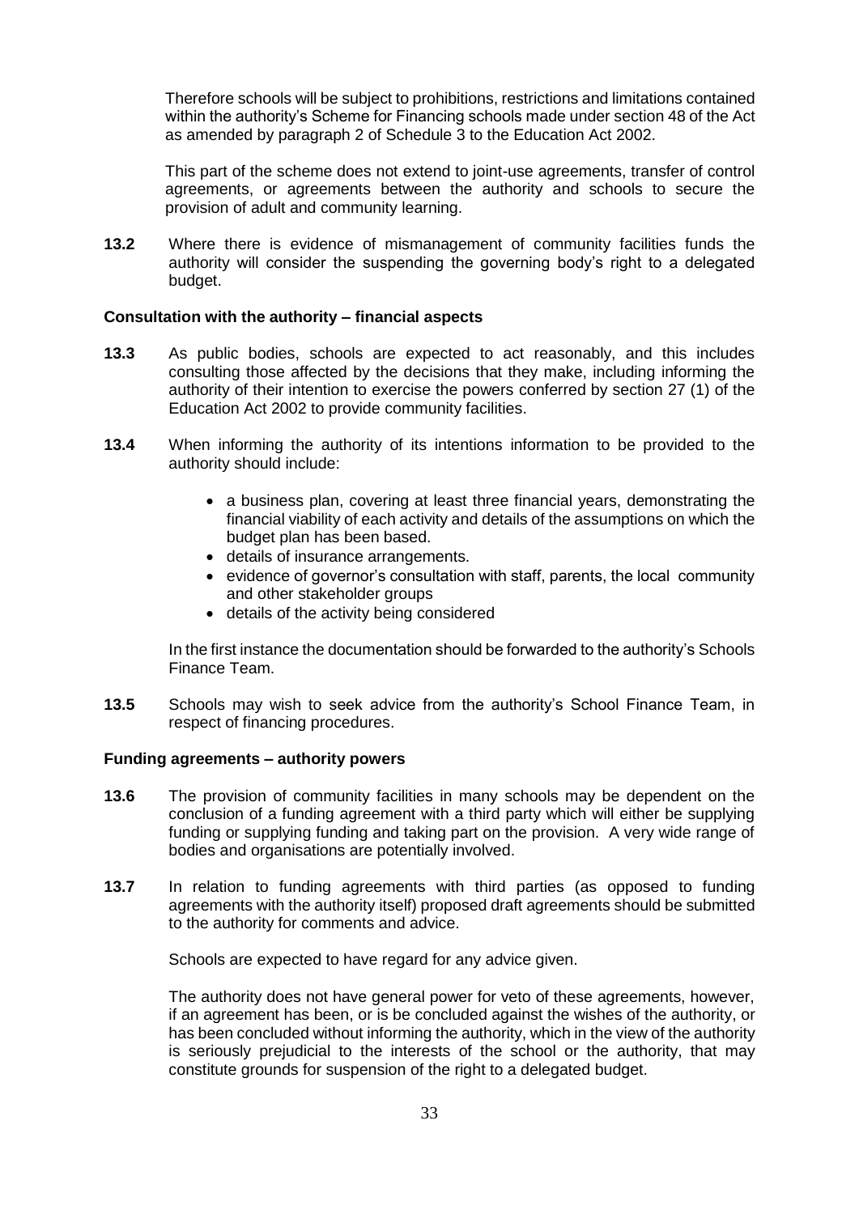Therefore schools will be subject to prohibitions, restrictions and limitations contained within the authority's Scheme for Financing schools made under section 48 of the Act as amended by paragraph 2 of Schedule 3 to the Education Act 2002.

This part of the scheme does not extend to joint-use agreements, transfer of control agreements, or agreements between the authority and schools to secure the provision of adult and community learning.

**13.2** Where there is evidence of mismanagement of community facilities funds the authority will consider the suspending the governing body's right to a delegated budget.

**Consultation with the authority – financial aspects**

**13.3** As public bodies, schools are expected to act reasonably, and this includes consulting those affected by the decisions that they make, including informing the authority of their intention to exercise the powers conferred by section 27 (1) of the Education Act 2002 to provide community facilities.

**13.4** When informing the authority of its intentions information to be provided to the authority should include:

- a business plan, covering at least three financial years, demonstrating the financial viability of each activity and details of the assumptions on which the budget plan has been based.
- details of insurance arrangements.
- evidence of governor's consultation with staff, parents, the local community and other stakeholder groups
- details of the activity being considered

In the first instance the documentation should be forwarded to the authority's Schools Finance Team.

**13.5** Schools may wish to seek advice from the authority's School Finance Team, in respect of financing procedures.

**Funding agreements – authority powers**

**13.6** The provision of community facilities in many schools may be dependent on the conclusion of a funding agreement with a third party which will either be supplying funding or supplying funding and taking part on the provision. A very wide range of bodies and organisations are potentially involved.

**13.7** In relation to funding agreements with third parties (as opposed to funding agreements with the authority itself) proposed draft agreements should be submitted to the authority for comments and advice.

Schools are expected to have regard for any advice given.

The authority does not have general power for veto of these agreements, however, if an agreement has been, or is be concluded against the wishes of the authority, or has been concluded without informing the authority, which in the view of the authority is seriously prejudicial to the interests of the school or the authority, that may constitute grounds for suspension of the right to a delegated budget.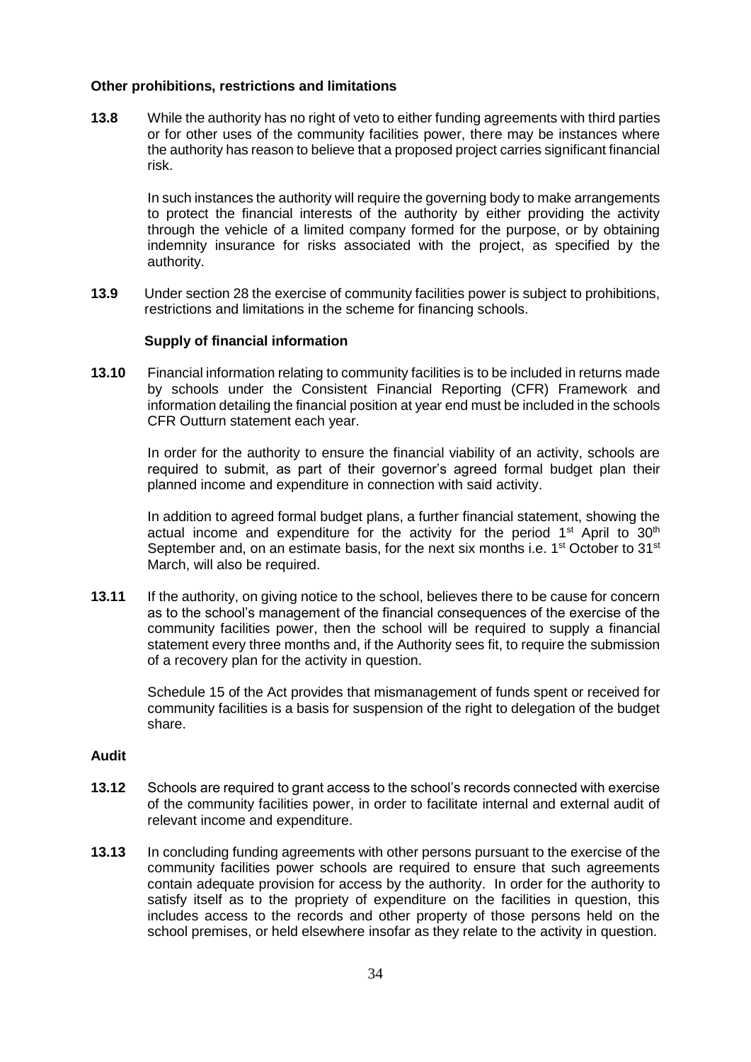**Other prohibitions, restrictions and limitations**

**13.8** While the authority has no right of veto to either funding agreements with third parties or for other uses of the community facilities power, there may be instances where the authority has reason to believe that a proposed project carries significant financial risk.

In such instances the authority will require the governing body to make arrangements to protect the financial interests of the authority by either providing the activity through the vehicle of a limited company formed for the purpose, or by obtaining indemnity insurance for risks associated with the project, as specified by the authority.

**13.9** Under section 28 the exercise of community facilities power is subject to prohibitions, restrictions and limitations in the scheme for financing schools.

**Supply of financial information**

**13.10** Financial information relating to community facilities is to be included in returns made by schools under the Consistent Financial Reporting (CFR) Framework and information detailing the financial position at year end must be included in the schools CFR Outturn statement each year.

In order for the authority to ensure the financial viability of an activity, schools are required to submit, as part of their governor's agreed formal budget plan their planned income and expenditure in connection with said activity.

In addition to agreed formal budget plans, a further financial statement, showing the actual income and expenditure for the activity for the period 1st April to 30th September and, on an estimate basis, for the next six months i.e. 1st October to 31st March, will also be required.

**13.11** If the authority, on giving notice to the school, believes there to be cause for concern as to the school's management of the financial consequences of the exercise of the community facilities power, then the school will be required to supply a financial statement every three months and, if the Authority sees fit, to require the submission of a recovery plan for the activity in question.

Schedule 15 of the Act provides that mismanagement of funds spent or received for community facilities is a basis for suspension of the right to delegation of the budget share.

**Audit**

**13.12** Schools are required to grant access to the school's records connected with exercise of the community facilities power, in order to facilitate internal and external audit of relevant income and expenditure.

**13.13** In concluding funding agreements with other persons pursuant to the exercise of the community facilities power schools are required to ensure that such agreements contain adequate provision for access by the authority. In order for the authority to satisfy itself as to the propriety of expenditure on the facilities in question, this includes access to the records and other property of those persons held on the school premises, or held elsewhere insofar as they relate to the activity in question.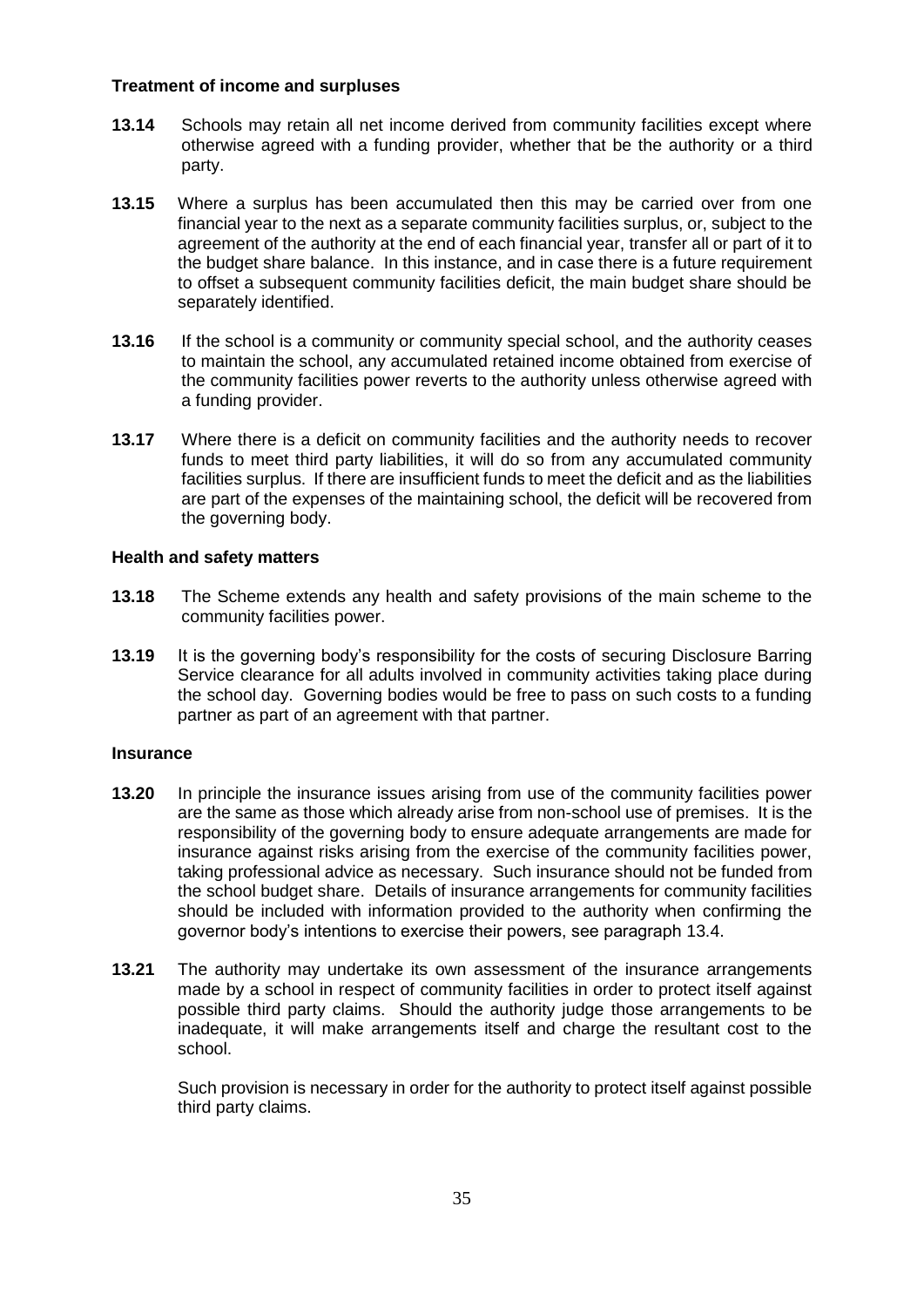**Treatment of income and surpluses**

**13.14** Schools may retain all net income derived from community facilities except where otherwise agreed with a funding provider, whether that be the authority or a third party.

**13.15** Where a surplus has been accumulated then this may be carried over from one financial year to the next as a separate community facilities surplus, or, subject to the agreement of the authority at the end of each financial year, transfer all or part of it to the budget share balance. In this instance, and in case there is a future requirement to offset a subsequent community facilities deficit, the main budget share should be separately identified.

**13.16** If the school is a community or community special school, and the authority ceases to maintain the school, any accumulated retained income obtained from exercise of the community facilities power reverts to the authority unless otherwise agreed with a funding provider.

**13.17** Where there is a deficit on community facilities and the authority needs to recover funds to meet third party liabilities, it will do so from any accumulated community facilities surplus. If there are insufficient funds to meet the deficit and as the liabilities are part of the expenses of the maintaining school, the deficit will be recovered from the governing body.

**Health and safety matters**

**13.18** The Scheme extends any health and safety provisions of the main scheme to the community facilities power.

**13.19** It is the governing body's responsibility for the costs of securing Disclosure Barring Service clearance for all adults involved in community activities taking place during the school day. Governing bodies would be free to pass on such costs to a funding partner as part of an agreement with that partner.

**Insurance**

**13.20** In principle the insurance issues arising from use of the community facilities power are the same as those which already arise from non-school use of premises. It is the responsibility of the governing body to ensure adequate arrangements are made for insurance against risks arising from the exercise of the community facilities power, taking professional advice as necessary. Such insurance should not be funded from the school budget share. Details of insurance arrangements for community facilities should be included with information provided to the authority when confirming the governor body's intentions to exercise their powers, see paragraph 13.4.

**13.21** The authority may undertake its own assessment of the insurance arrangements made by a school in respect of community facilities in order to protect itself against possible third party claims. Should the authority judge those arrangements to be inadequate, it will make arrangements itself and charge the resultant cost to the school.

Such provision is necessary in order for the authority to protect itself against possible third party claims.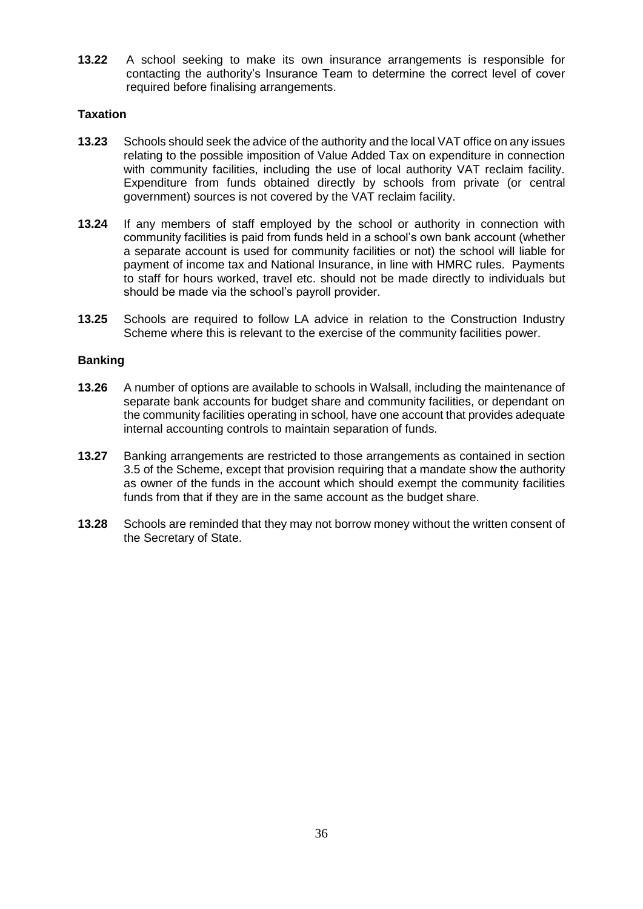**13.22** A school seeking to make its own insurance arrangements is responsible for contacting the authority's Insurance Team to determine the correct level of cover required before finalising arrangements.

### Taxation

**13.23** Schools should seek the advice of the authority and the local VAT office on any issues relating to the possible imposition of Value Added Tax on expenditure in connection with community facilities, including the use of local authority VAT reclaim facility. Expenditure from funds obtained directly by schools from private (or central government) sources is not covered by the VAT reclaim facility.

**13.24** If any members of staff employed by the school or authority in connection with community facilities is paid from funds held in a school's own bank account (whether a separate account is used for community facilities or not) the school will liable for payment of income tax and National Insurance, in line with HMRC rules. Payments to staff for hours worked, travel etc. should not be made directly to individuals but should be made via the school's payroll provider.

**13.25** Schools are required to follow LA advice in relation to the Construction Industry Scheme where this is relevant to the exercise of the community facilities power.

### Banking

**13.26** A number of options are available to schools in Walsall, including the maintenance of separate bank accounts for budget share and community facilities, or dependant on the community facilities operating in school, have one account that provides adequate internal accounting controls to maintain separation of funds.

**13.27** Banking arrangements are restricted to those arrangements as contained in section 3.5 of the Scheme, except that provision requiring that a mandate show the authority as owner of the funds in the account which should exempt the community facilities funds from that if they are in the same account as the budget share.

**13.28** Schools are reminded that they may not borrow money without the written consent of the Secretary of State.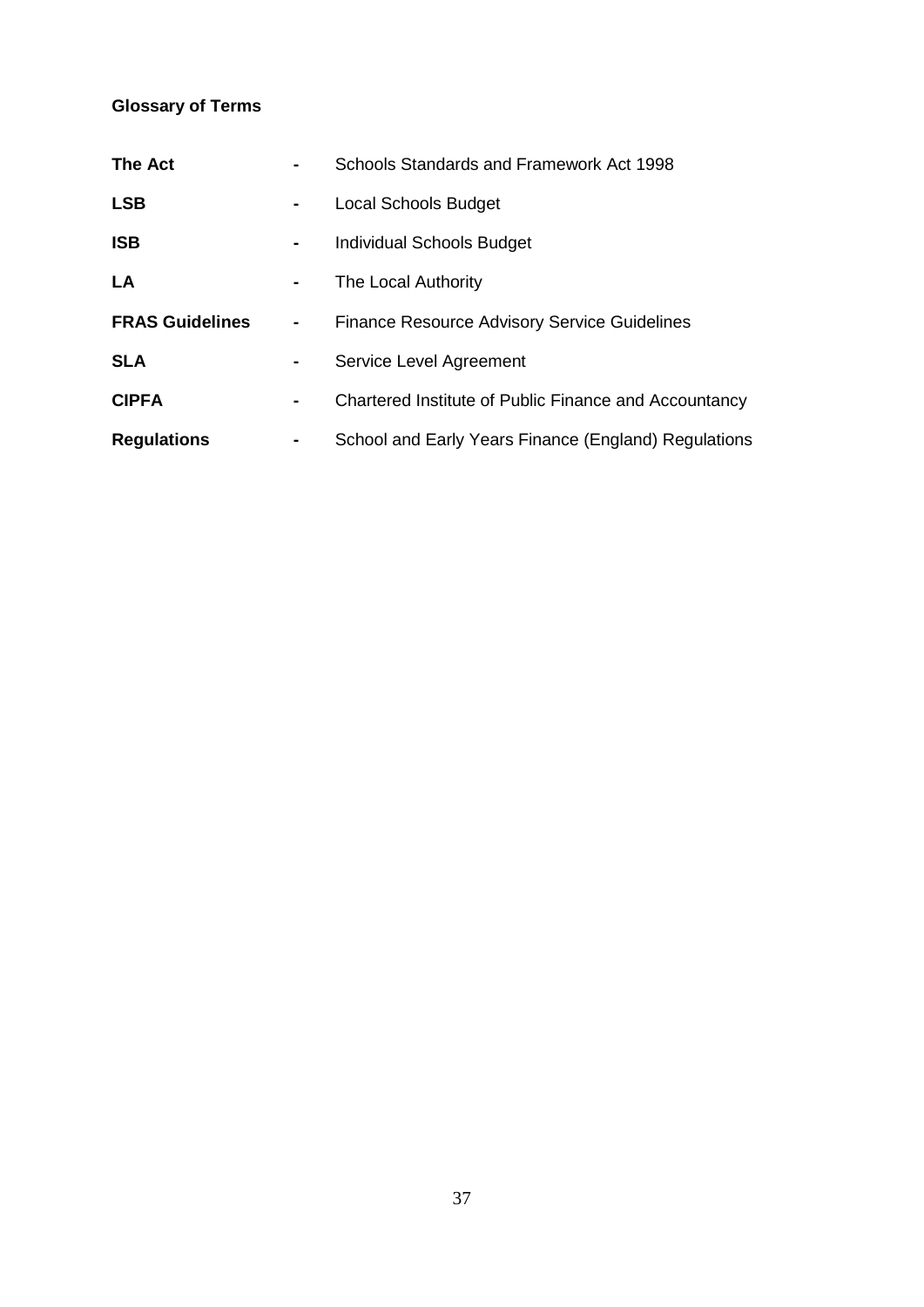## Glossary of Terms

| | | |
|---|---|---|
| **The Act** | - | Schools Standards and Framework Act 1998 |
| **LSB** | - | Local Schools Budget |
| **ISB** | - | Individual Schools Budget |
| **LA** | - | The Local Authority |
| **FRAS Guidelines** | - | Finance Resource Advisory Service Guidelines |
| **SLA** | - | Service Level Agreement |
| **CIPFA** | - | Chartered Institute of Public Finance and Accountancy |
| **Regulations** | - | School and Early Years Finance (England) Regulations |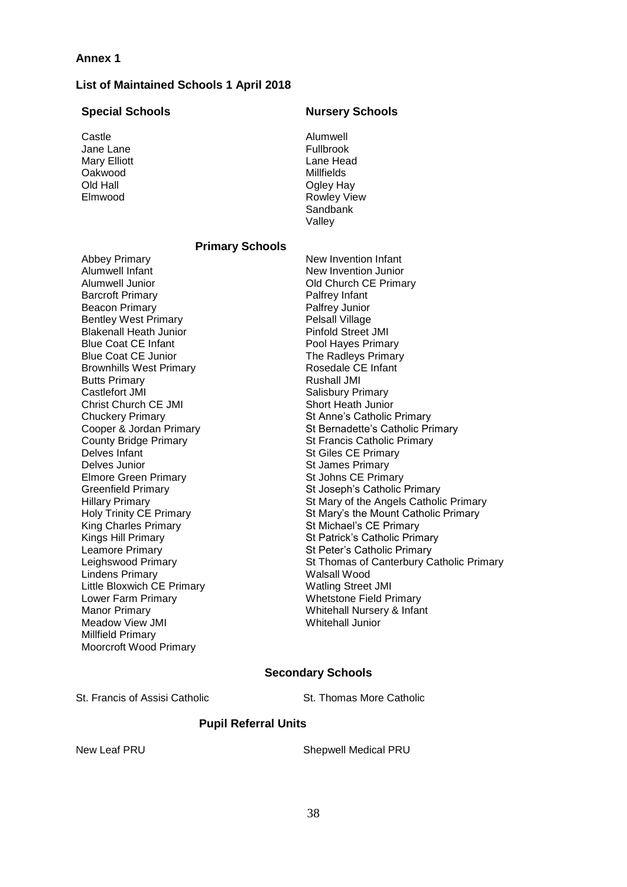**Annex 1**

**List of Maintained Schools 1 April 2018**

### Special Schools

Castle
Jane Lane
Mary Elliott
Oakwood
Old Hall
Elmwood

### Nursery Schools

Alumwell
Fullbrook
Lane Head
Millfields
Ogley Hay
Rowley View
Sandbank
Valley

### Primary Schools

Abbey Primary
Alumwell Infant
Alumwell Junior
Barcroft Primary
Beacon Primary
Bentley West Primary
Blakenall Heath Junior
Blue Coat CE Infant
Blue Coat CE Junior
Brownhills West Primary
Butts Primary
Castlefort JMI
Christ Church CE JMI
Chuckery Primary
Cooper & Jordan Primary
County Bridge Primary
Delves Infant
Delves Junior
Elmore Green Primary
Greenfield Primary
Hillary Primary
Holy Trinity CE Primary
King Charles Primary
Kings Hill Primary
Leamore Primary
Leighswood Primary
Lindens Primary
Little Bloxwich CE Primary
Lower Farm Primary
Manor Primary
Meadow View JMI
Millfield Primary
Moorcroft Wood Primary
New Invention Infant
New Invention Junior
Old Church CE Primary
Palfrey Infant
Palfrey Junior
Pelsall Village
Pinfold Street JMI
Pool Hayes Primary
The Radleys Primary
Rosedale CE Infant
Rushall JMI
Salisbury Primary
Short Heath Junior
St Anne's Catholic Primary
St Bernadette's Catholic Primary
St Francis Catholic Primary
St Giles CE Primary
St James Primary
St Johns CE Primary
St Joseph's Catholic Primary
St Mary of the Angels Catholic Primary
St Mary's the Mount Catholic Primary
St Michael's CE Primary
St Patrick's Catholic Primary
St Peter's Catholic Primary
St Thomas of Canterbury Catholic Primary
Walsall Wood
Watling Street JMI
Whetstone Field Primary
Whitehall Nursery & Infant
Whitehall Junior

### Secondary Schools

St. Francis of Assisi Catholic
St. Thomas More Catholic

### Pupil Referral Units

New Leaf PRU
Shepwell Medical PRU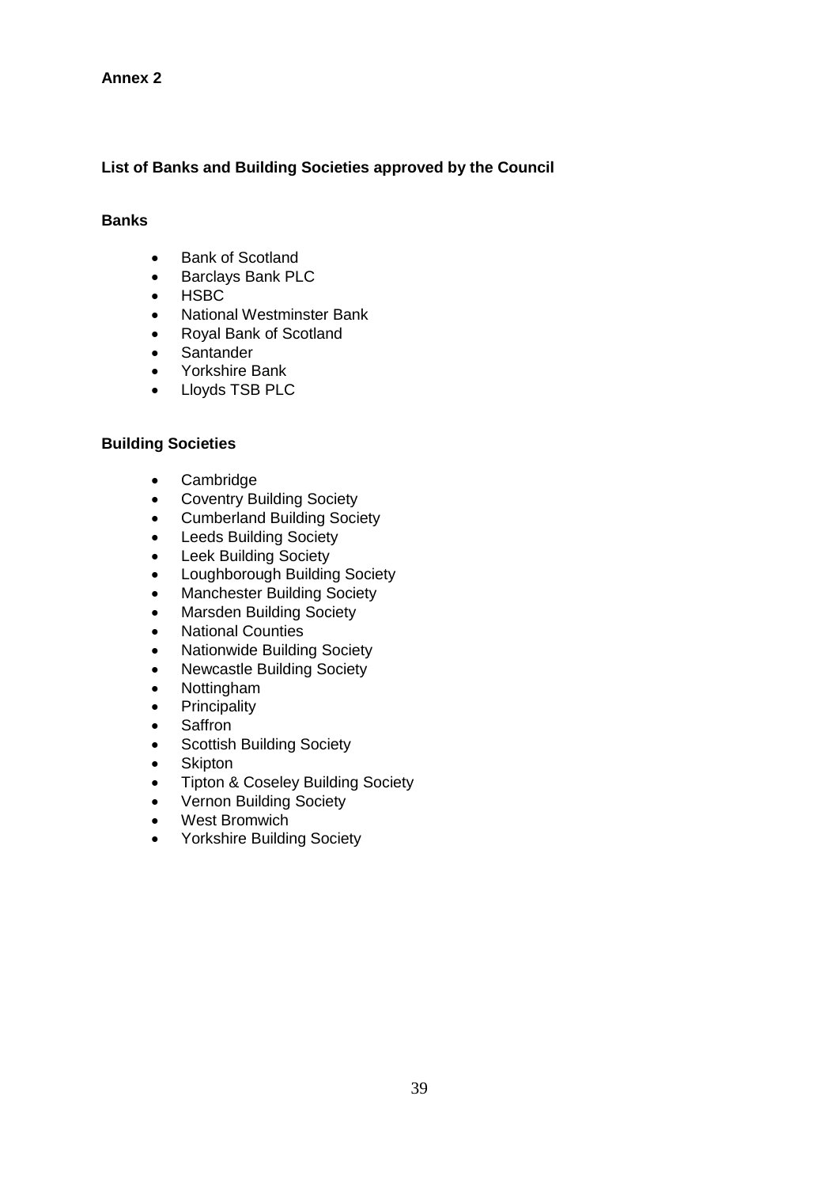**Annex 2**

**List of Banks and Building Societies approved by the Council**

**Banks**

- Bank of Scotland
- Barclays Bank PLC
- HSBC
- National Westminster Bank
- Royal Bank of Scotland
- Santander
- Yorkshire Bank
- Lloyds TSB PLC

**Building Societies**

- Cambridge
- Coventry Building Society
- Cumberland Building Society
- Leeds Building Society
- Leek Building Society
- Loughborough Building Society
- Manchester Building Society
- Marsden Building Society
- National Counties
- Nationwide Building Society
- Newcastle Building Society
- Nottingham
- Principality
- Saffron
- Scottish Building Society
- Skipton
- Tipton & Coseley Building Society
- Vernon Building Society
- West Bromwich
- Yorkshire Building Society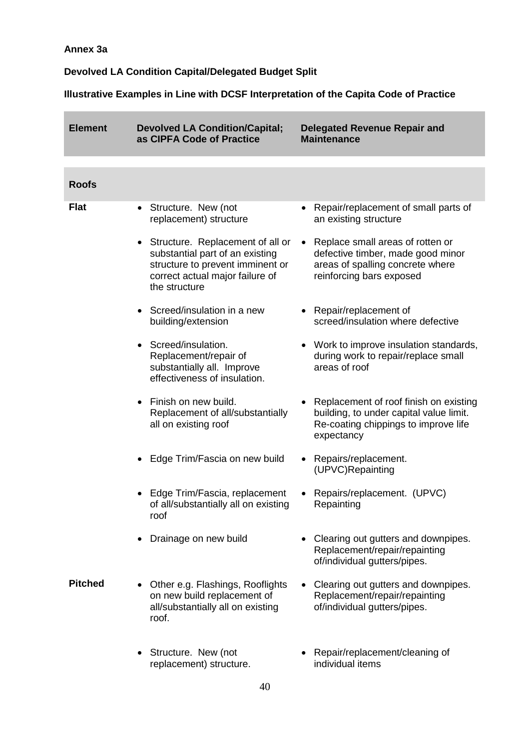**Annex 3a**

**Devolved LA Condition Capital/Delegated Budget Split**

**Illustrative Examples in Line with DCSF Interpretation of the Capita Code of Practice**

| Element | Devolved LA Condition/Capital; as CIPFA Code of Practice | Delegated Revenue Repair and Maintenance |
|---|---|---|
| **Roofs** | | |
| **Flat** | • Structure. New (not replacement) structure | • Repair/replacement of small parts of an existing structure |
| | • Structure. Replacement of all or substantial part of an existing structure to prevent imminent or correct actual major failure of the structure | • Replace small areas of rotten or defective timber, made good minor areas of spalling concrete where reinforcing bars exposed |
| | • Screed/insulation in a new building/extension | • Repair/replacement of screed/insulation where defective |
| | • Screed/insulation. Replacement/repair of substantially all. Improve effectiveness of insulation. | • Work to improve insulation standards, during work to repair/replace small areas of roof |
| | • Finish on new build. Replacement of all/substantially all on existing roof | • Replacement of roof finish on existing building, to under capital value limit. Re-coating chippings to improve life expectancy |
| | • Edge Trim/Fascia on new build | • Repairs/replacement. (UPVC)Repainting |
| | • Edge Trim/Fascia, replacement of all/substantially all on existing roof | • Repairs/replacement. (UPVC) Repainting |
| | • Drainage on new build | • Clearing out gutters and downpipes. Replacement/repair/repainting of/individual gutters/pipes. |
| **Pitched** | • Other e.g. Flashings, Rooflights on new build replacement of all/substantially all on existing roof. | • Clearing out gutters and downpipes. Replacement/repair/repainting of/individual gutters/pipes. |
| | • Structure. New (not replacement) structure. | • Repair/replacement/cleaning of individual items |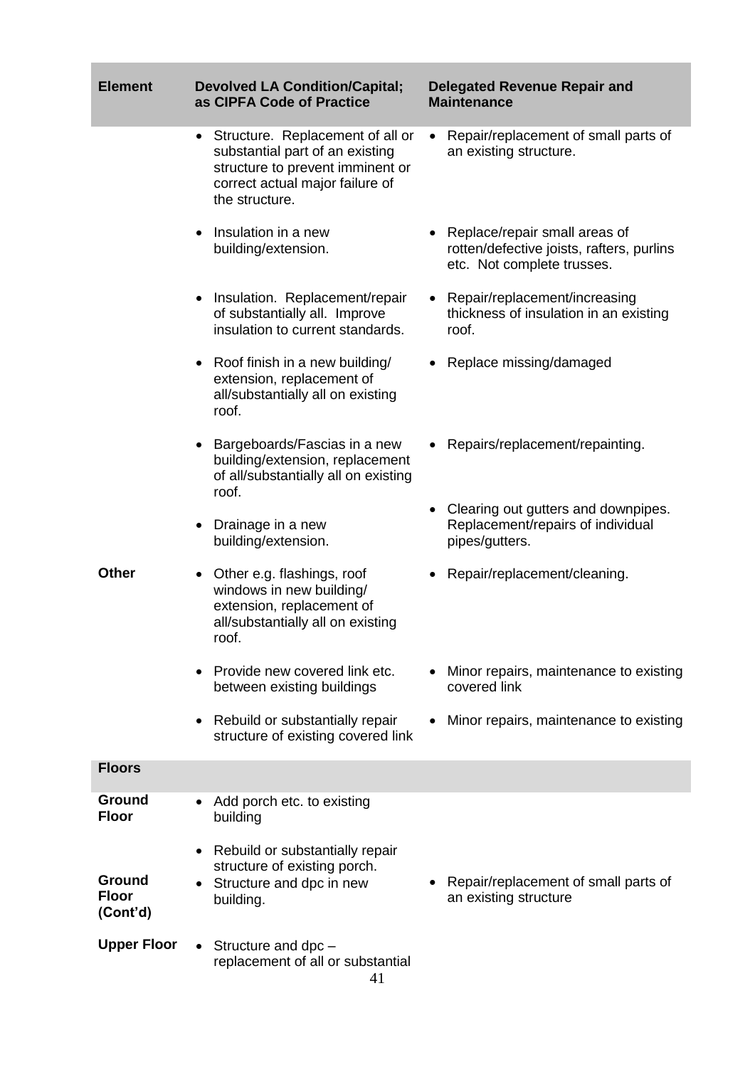| Element | Devolved LA Condition/Capital; as CIPFA Code of Practice | Delegated Revenue Repair and Maintenance |
|---|---|---|
| | • Structure. Replacement of all or substantial part of an existing structure to prevent imminent or correct actual major failure of the structure. | • Repair/replacement of small parts of an existing structure. |
| | • Insulation in a new building/extension. | • Replace/repair small areas of rotten/defective joists, rafters, purlins etc. Not complete trusses. |
| | • Insulation. Replacement/repair of substantially all. Improve insulation to current standards. | • Repair/replacement/increasing thickness of insulation in an existing roof. |
| | • Roof finish in a new building/ extension, replacement of all/substantially all on existing roof. | • Replace missing/damaged |
| | • Bargeboards/Fascias in a new building/extension, replacement of all/substantially all on existing roof. | • Repairs/replacement/repainting. |
| | • Drainage in a new building/extension. | • Clearing out gutters and downpipes. Replacement/repairs of individual pipes/gutters. |
| **Other** | • Other e.g. flashings, roof windows in new building/ extension, replacement of all/substantially all on existing roof. | • Repair/replacement/cleaning. |
| | • Provide new covered link etc. between existing buildings | • Minor repairs, maintenance to existing covered link |
| | • Rebuild or substantially repair structure of existing covered link | • Minor repairs, maintenance to existing |
| **Floors** | | |
| **Ground Floor** | • Add porch etc. to existing building | |
| | • Rebuild or substantially repair structure of existing porch. | |
| **Ground Floor (Cont'd)** | • Structure and dpc in new building. | • Repair/replacement of small parts of an existing structure |
| **Upper Floor** | • Structure and dpc – replacement of all or substantial | |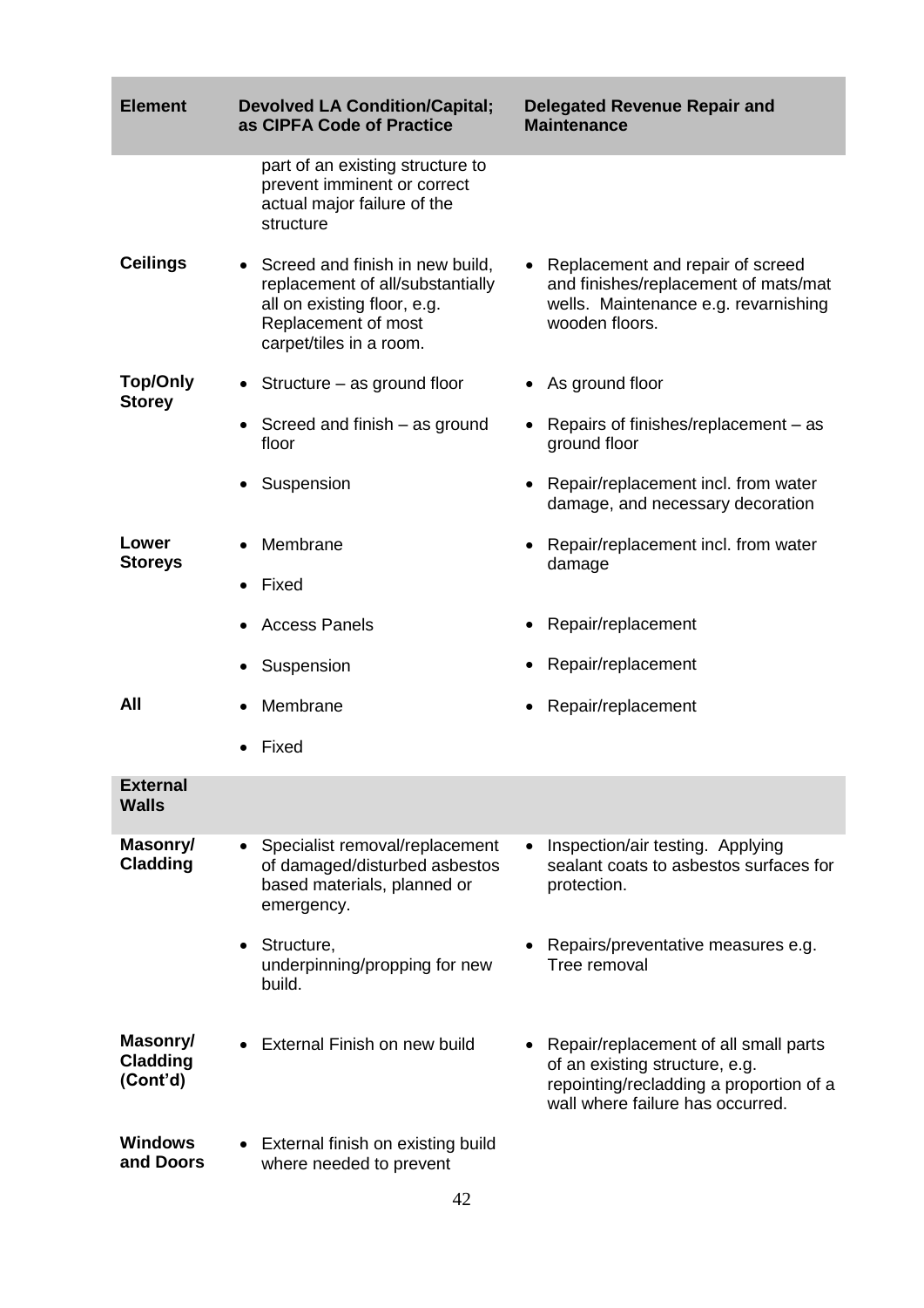| Element | Devolved LA Condition/Capital; as CIPFA Code of Practice | Delegated Revenue Repair and Maintenance |
|---|---|---|
| | part of an existing structure to prevent imminent or correct actual major failure of the structure | |
| **Ceilings** | • Screed and finish in new build, replacement of all/substantially all on existing floor, e.g. Replacement of most carpet/tiles in a room. | • Replacement and repair of screed and finishes/replacement of mats/mat wells. Maintenance e.g. revarnishing wooden floors. |
| **Top/Only Storey** | • Structure – as ground floor | • As ground floor |
| | • Screed and finish – as ground floor | • Repairs of finishes/replacement – as ground floor |
| | • Suspension | • Repair/replacement incl. from water damage, and necessary decoration |
| **Lower Storeys** | • Membrane | • Repair/replacement incl. from water damage |
| | • Fixed | |
| | • Access Panels | • Repair/replacement |
| | • Suspension | • Repair/replacement |
| **All** | • Membrane | • Repair/replacement |
| | • Fixed | |
| **External Walls** | | |
| **Masonry/ Cladding** | • Specialist removal/replacement of damaged/disturbed asbestos based materials, planned or emergency. | • Inspection/air testing. Applying sealant coats to asbestos surfaces for protection. |
| | • Structure, underpinning/propping for new build. | • Repairs/preventative measures e.g. Tree removal |
| **Masonry/ Cladding (Cont'd)** | • External Finish on new build | • Repair/replacement of all small parts of an existing structure, e.g. repointing/recladding a proportion of a wall where failure has occurred. |
| **Windows and Doors** | • External finish on existing build where needed to prevent | |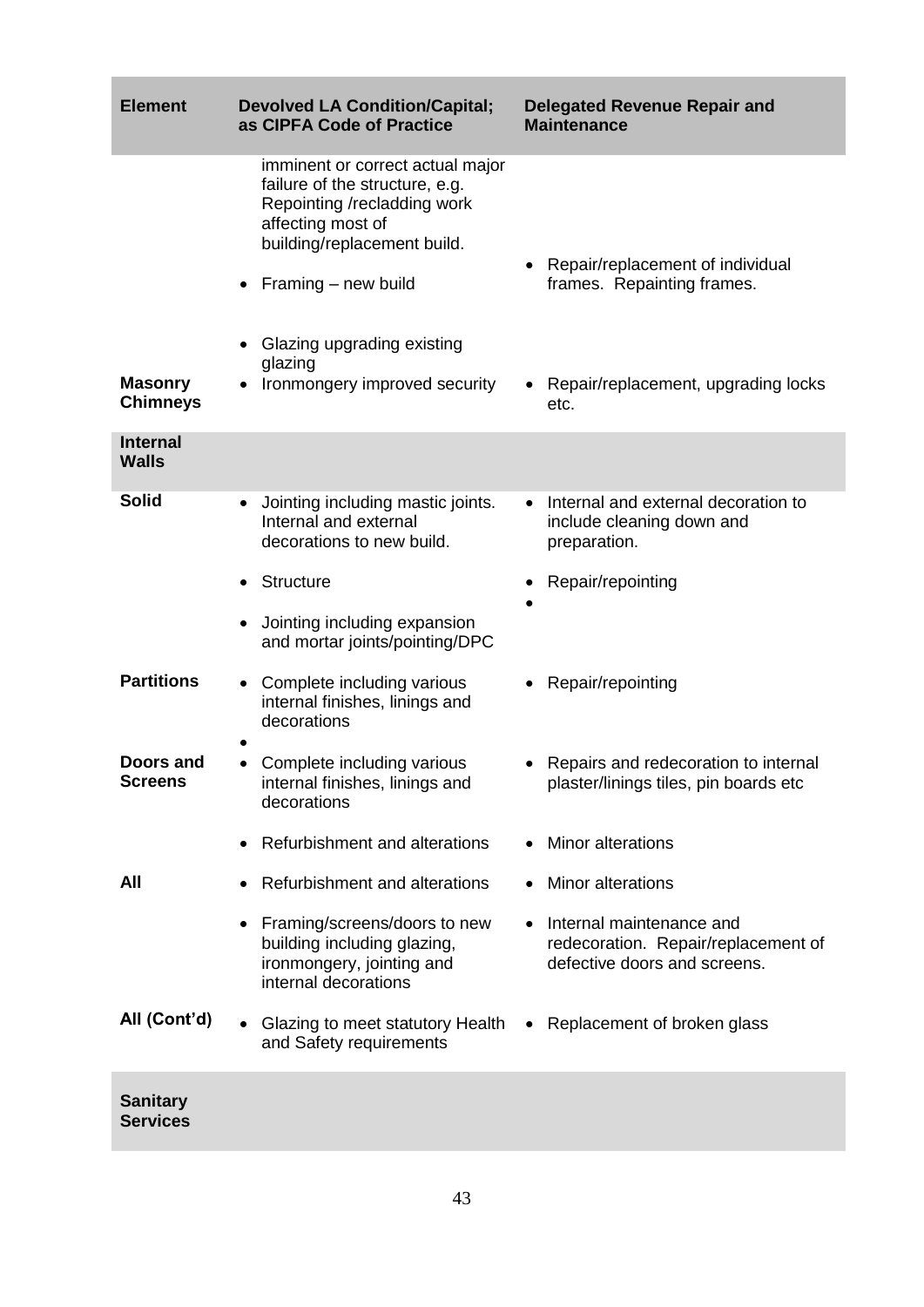| Element | Devolved LA Condition/Capital; as CIPFA Code of Practice | Delegated Revenue Repair and Maintenance |
|---|---|---|
| | imminent or correct actual major failure of the structure, e.g. Repointing /recladding work affecting most of building/replacement build. | |
| | • Framing – new build | • Repair/replacement of individual frames. Repainting frames. |
| | • Glazing upgrading existing glazing | |
| **Masonry Chimneys** | • Ironmongery improved security | • Repair/replacement, upgrading locks etc. |
| **Internal Walls** | | |
| **Solid** | • Jointing including mastic joints. Internal and external decorations to new build. | • Internal and external decoration to include cleaning down and preparation. |
| | • Structure | • Repair/repointing |
| | • Jointing including expansion and mortar joints/pointing/DPC | • |
| **Partitions** | • Complete including various internal finishes, linings and decorations | • Repair/repointing |
| | • | |
| **Doors and Screens** | • Complete including various internal finishes, linings and decorations | • Repairs and redecoration to internal plaster/linings tiles, pin boards etc |
| | • Refurbishment and alterations | • Minor alterations |
| **All** | • Refurbishment and alterations | • Minor alterations |
| | • Framing/screens/doors to new building including glazing, ironmongery, jointing and internal decorations | • Internal maintenance and redecoration. Repair/replacement of defective doors and screens. |
| **All (Cont'd)** | • Glazing to meet statutory Health and Safety requirements | • Replacement of broken glass |
| **Sanitary Services** | | |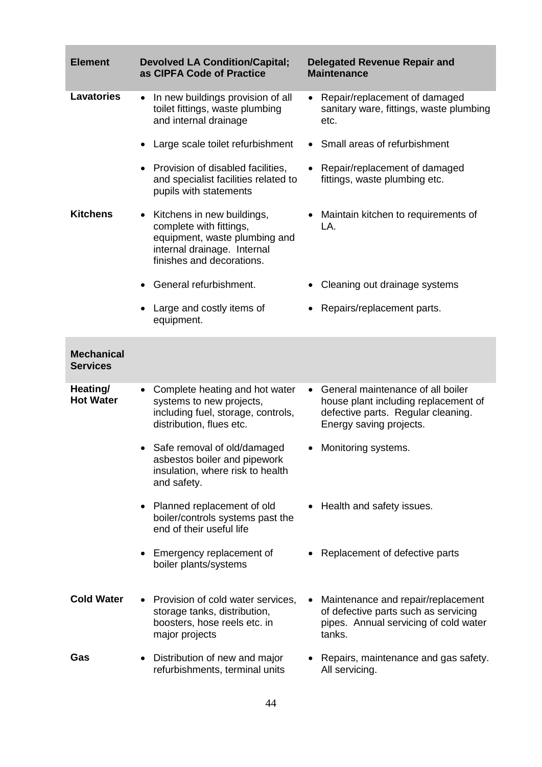| Element | Devolved LA Condition/Capital; as CIPFA Code of Practice | Delegated Revenue Repair and Maintenance |
|---|---|---|
| **Lavatories** | • In new buildings provision of all toilet fittings, waste plumbing and internal drainage | • Repair/replacement of damaged sanitary ware, fittings, waste plumbing etc. |
| | • Large scale toilet refurbishment | • Small areas of refurbishment |
| | • Provision of disabled facilities, and specialist facilities related to pupils with statements | • Repair/replacement of damaged fittings, waste plumbing etc. |
| **Kitchens** | • Kitchens in new buildings, complete with fittings, equipment, waste plumbing and internal drainage. Internal finishes and decorations. | • Maintain kitchen to requirements of LA. |
| | • General refurbishment. | • Cleaning out drainage systems |
| | • Large and costly items of equipment. | • Repairs/replacement parts. |
| **Mechanical Services** | | |
| **Heating/ Hot Water** | • Complete heating and hot water systems to new projects, including fuel, storage, controls, distribution, flues etc. | • General maintenance of all boiler house plant including replacement of defective parts. Regular cleaning. Energy saving projects. |
| | • Safe removal of old/damaged asbestos boiler and pipework insulation, where risk to health and safety. | • Monitoring systems. |
| | • Planned replacement of old boiler/controls systems past the end of their useful life | • Health and safety issues. |
| | • Emergency replacement of boiler plants/systems | • Replacement of defective parts |
| **Cold Water** | • Provision of cold water services, storage tanks, distribution, boosters, hose reels etc. in major projects | • Maintenance and repair/replacement of defective parts such as servicing pipes. Annual servicing of cold water tanks. |
| **Gas** | • Distribution of new and major refurbishments, terminal units | • Repairs, maintenance and gas safety. All servicing. |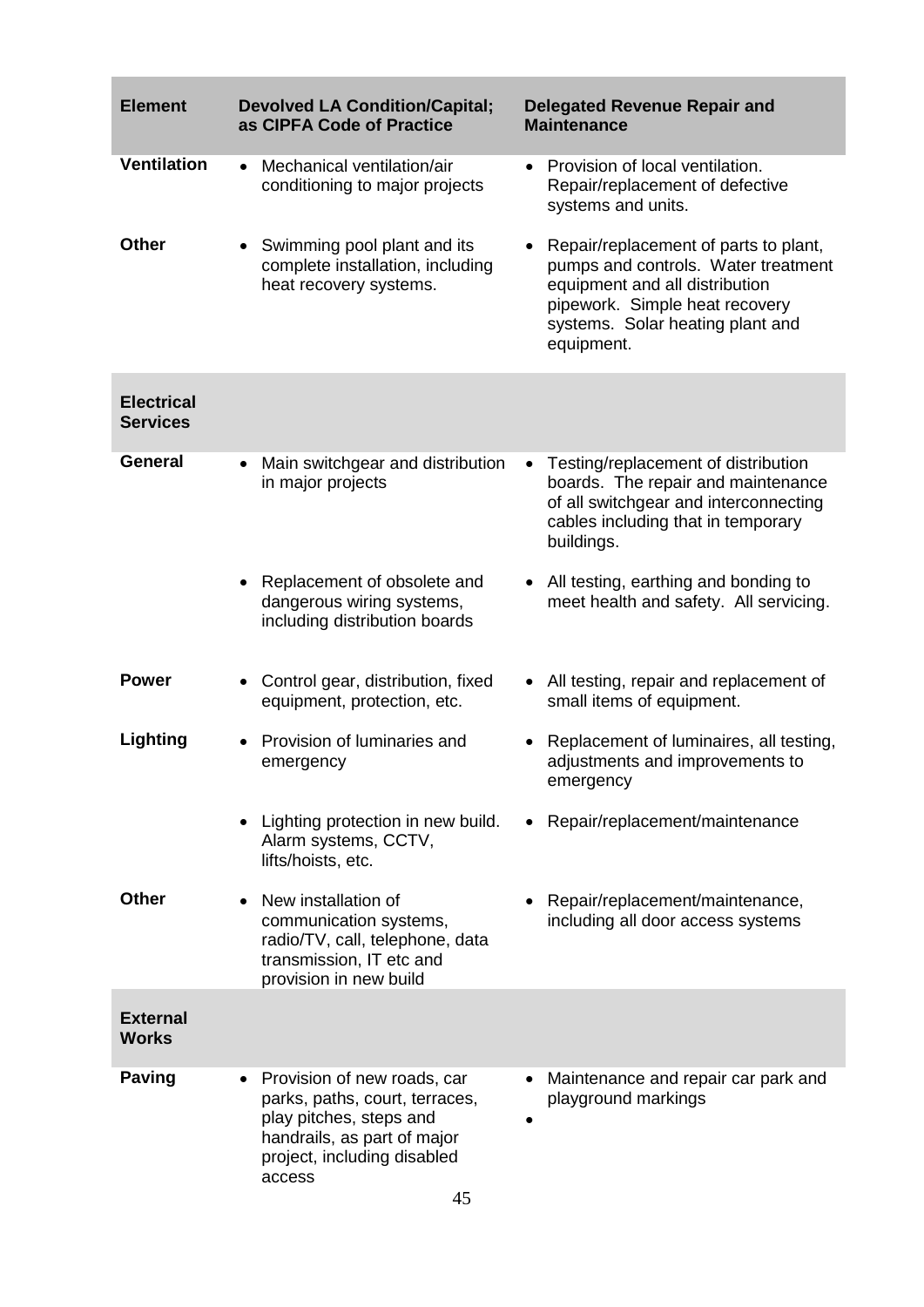| Element | Devolved LA Condition/Capital; as CIPFA Code of Practice | Delegated Revenue Repair and Maintenance |
| --- | --- | --- |
| **Ventilation** | • Mechanical ventilation/air conditioning to major projects | • Provision of local ventilation. Repair/replacement of defective systems and units. |
| **Other** | • Swimming pool plant and its complete installation, including heat recovery systems. | • Repair/replacement of parts to plant, pumps and controls. Water treatment equipment and all distribution pipework. Simple heat recovery systems. Solar heating plant and equipment. |
| **Electrical Services** | | |
| **General** | • Main switchgear and distribution in major projects | • Testing/replacement of distribution boards. The repair and maintenance of all switchgear and interconnecting cables including that in temporary buildings. |
| | • Replacement of obsolete and dangerous wiring systems, including distribution boards | • All testing, earthing and bonding to meet health and safety. All servicing. |
| **Power** | • Control gear, distribution, fixed equipment, protection, etc. | • All testing, repair and replacement of small items of equipment. |
| **Lighting** | • Provision of luminaries and emergency | • Replacement of luminaires, all testing, adjustments and improvements to emergency |
| | • Lighting protection in new build. Alarm systems, CCTV, lifts/hoists, etc. | • Repair/replacement/maintenance |
| **Other** | • New installation of communication systems, radio/TV, call, telephone, data transmission, IT etc and provision in new build | • Repair/replacement/maintenance, including all door access systems |
| **External Works** | | |
| **Paving** | • Provision of new roads, car parks, paths, court, terraces, play pitches, steps and handrails, as part of major project, including disabled access | • Maintenance and repair car park and playground markings<br>• |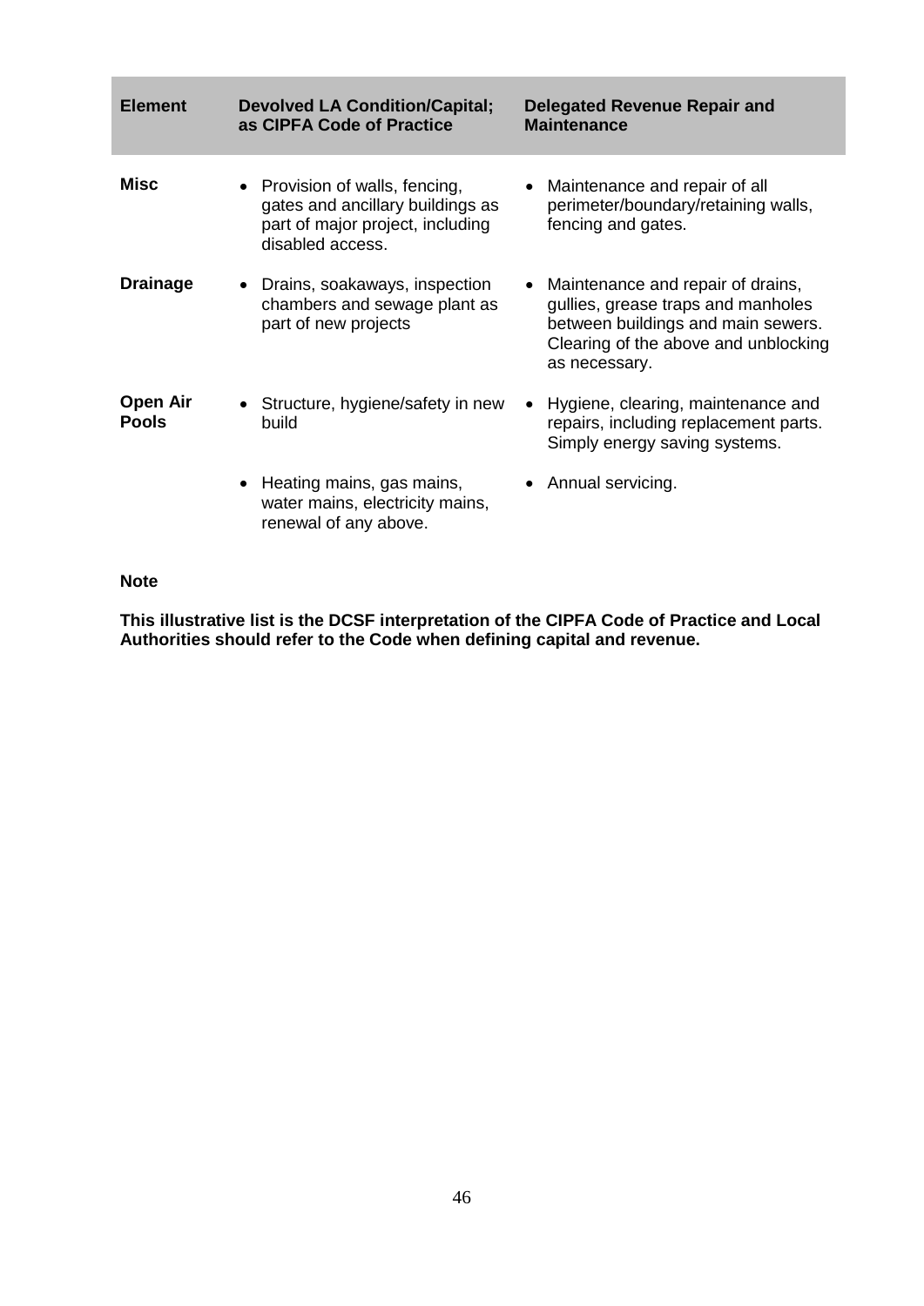| Element | Devolved LA Condition/Capital; as CIPFA Code of Practice | Delegated Revenue Repair and Maintenance |
|---|---|---|
| **Misc** | • Provision of walls, fencing, gates and ancillary buildings as part of major project, including disabled access. | • Maintenance and repair of all perimeter/boundary/retaining walls, fencing and gates. |
| **Drainage** | • Drains, soakaways, inspection chambers and sewage plant as part of new projects | • Maintenance and repair of drains, gullies, grease traps and manholes between buildings and main sewers. Clearing of the above and unblocking as necessary. |
| **Open Air Pools** | • Structure, hygiene/safety in new build | • Hygiene, clearing, maintenance and repairs, including replacement parts. Simply energy saving systems. |
| | • Heating mains, gas mains, water mains, electricity mains, renewal of any above. | • Annual servicing. |

**Note**

**This illustrative list is the DCSF interpretation of the CIPFA Code of Practice and Local Authorities should refer to the Code when defining capital and revenue.**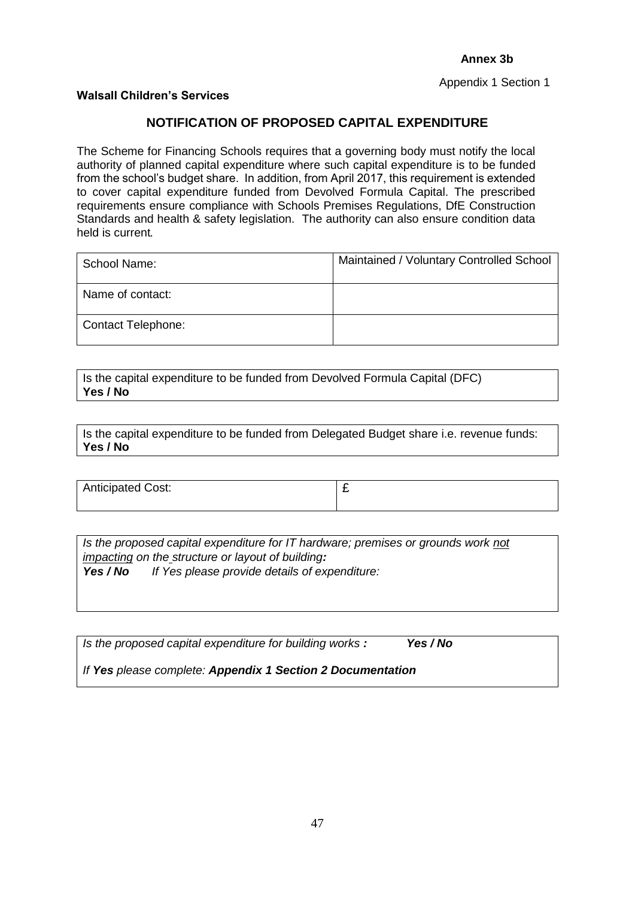**Annex 3b**

Appendix 1 Section 1

**Walsall Children's Services**

## NOTIFICATION OF PROPOSED CAPITAL EXPENDITURE

The Scheme for Financing Schools requires that a governing body must notify the local authority of planned capital expenditure where such capital expenditure is to be funded from the school's budget share. In addition, from April 2017, this requirement is extended to cover capital expenditure funded from Devolved Formula Capital. The prescribed requirements ensure compliance with Schools Premises Regulations, DfE Construction Standards and health & safety legislation. The authority can also ensure condition data held is current.

| School Name: | Maintained / Voluntary Controlled School |
|---|---|
| Name of contact: | |
| Contact Telephone: | |

| Is the capital expenditure to be funded from Devolved Formula Capital (DFC)<br>**Yes / No** |
|---|

| Is the capital expenditure to be funded from Delegated Budget share i.e. revenue funds:<br>**Yes / No** |
|---|

| Anticipated Cost: | £ |
|---|---|

| *Is the proposed capital expenditure for IT hardware; premises or grounds work <u>not impacting</u> on the structure or layout of building**:***<br>***Yes / No*** *If Yes please provide details of expenditure:* |
|---|

| *Is the proposed capital expenditure for building works **:*** ***Yes / No***<br>*If **Yes** please complete: **Appendix 1 Section 2 Documentation*** |
|---|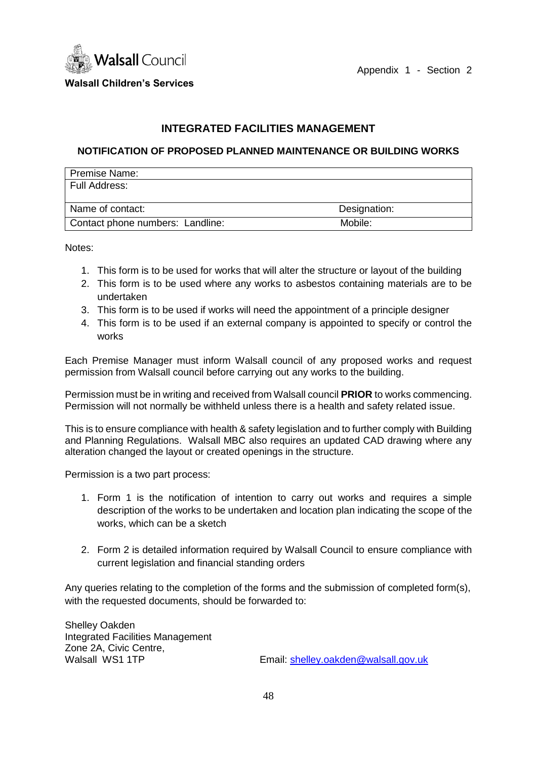Walsall Council

**Walsall Children's Services**

Appendix 1 - Section 2

# INTEGRATED FACILITIES MANAGEMENT

## NOTIFICATION OF PROPOSED PLANNED MAINTENANCE OR BUILDING WORKS

| Premise Name: | |
|---|---|
| Full Address: | |
| Name of contact: | Designation: |
| Contact phone numbers: Landline: | Mobile: |

Notes:

1. This form is to be used for works that will alter the structure or layout of the building
2. This form is to be used where any works to asbestos containing materials are to be undertaken
3. This form is to be used if works will need the appointment of a principle designer
4. This form is to be used if an external company is appointed to specify or control the works

Each Premise Manager must inform Walsall council of any proposed works and request permission from Walsall council before carrying out any works to the building.

Permission must be in writing and received from Walsall council **PRIOR** to works commencing. Permission will not normally be withheld unless there is a health and safety related issue.

This is to ensure compliance with health & safety legislation and to further comply with Building and Planning Regulations. Walsall MBC also requires an updated CAD drawing where any alteration changed the layout or created openings in the structure.

Permission is a two part process:

1. Form 1 is the notification of intention to carry out works and requires a simple description of the works to be undertaken and location plan indicating the scope of the works, which can be a sketch

2. Form 2 is detailed information required by Walsall Council to ensure compliance with current legislation and financial standing orders

Any queries relating to the completion of the forms and the submission of completed form(s), with the requested documents, should be forwarded to:

Shelley Oakden
Integrated Facilities Management
Zone 2A, Civic Centre,
Walsall WS1 1TP

Email: shelley.oakden@walsall.gov.uk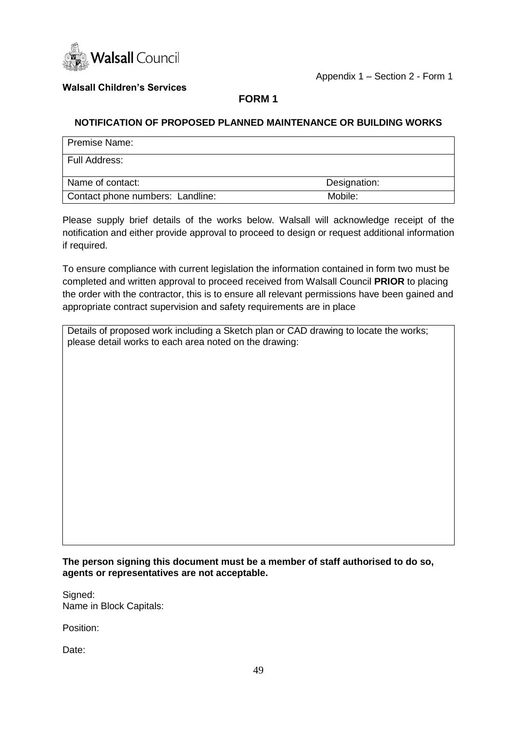Walsall Council

Appendix 1 – Section 2 - Form 1

**Walsall Children's Services**

## FORM 1

### NOTIFICATION OF PROPOSED PLANNED MAINTENANCE OR BUILDING WORKS

| Premise Name: | |
|---|---|
| Full Address: | |
| Name of contact: | Designation: |
| Contact phone numbers: Landline: | Mobile: |

Please supply brief details of the works below. Walsall will acknowledge receipt of the notification and either provide approval to proceed to design or request additional information if required.

To ensure compliance with current legislation the information contained in form two must be completed and written approval to proceed received from Walsall Council **PRIOR** to placing the order with the contractor, this is to ensure all relevant permissions have been gained and appropriate contract supervision and safety requirements are in place

| Details of proposed work including a Sketch plan or CAD drawing to locate the works; please detail works to each area noted on the drawing: |
|---|
| |

**The person signing this document must be a member of staff authorised to do so, agents or representatives are not acceptable.**

Signed:
Name in Block Capitals:

Position:

Date: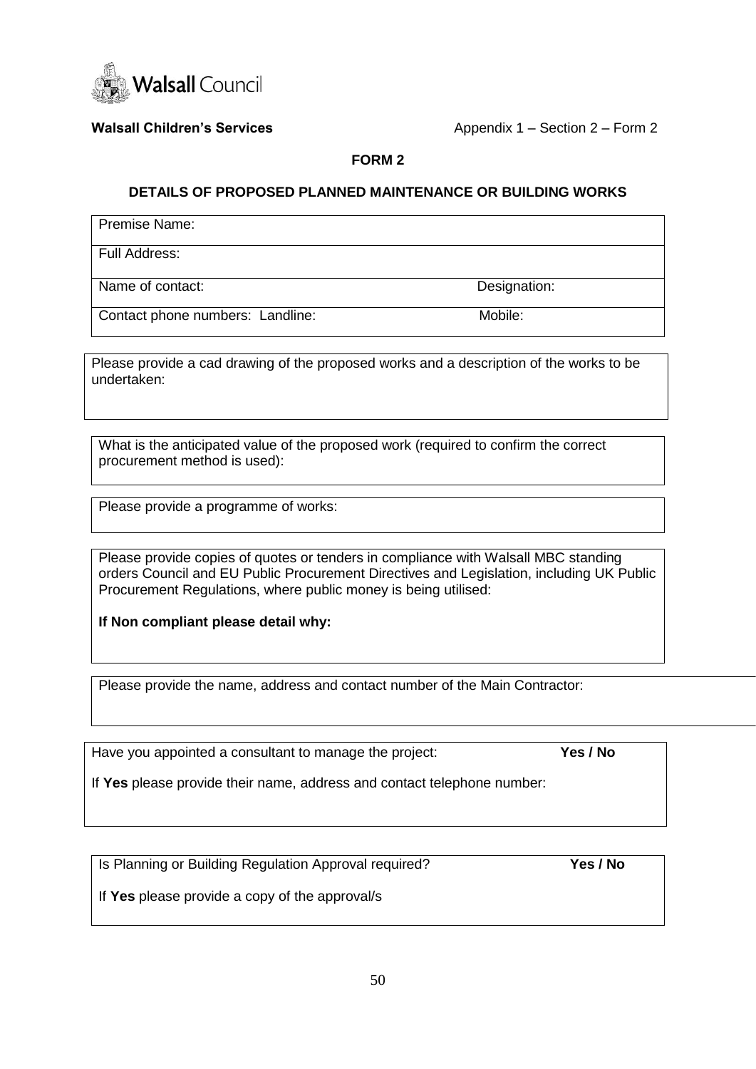Walsall Council

**Walsall Children's Services** Appendix 1 – Section 2 – Form 2

**FORM 2**

**DETAILS OF PROPOSED PLANNED MAINTENANCE OR BUILDING WORKS**

| Premise Name: | |
|---|---|
| Full Address: | |
| Name of contact: | Designation: |
| Contact phone numbers: Landline: | Mobile: |

Please provide a cad drawing of the proposed works and a description of the works to be undertaken:

What is the anticipated value of the proposed work (required to confirm the correct procurement method is used):

Please provide a programme of works:

Please provide copies of quotes or tenders in compliance with Walsall MBC standing orders Council and EU Public Procurement Directives and Legislation, including UK Public Procurement Regulations, where public money is being utilised:

**If Non compliant please detail why:**

Please provide the name, address and contact number of the Main Contractor:

Have you appointed a consultant to manage the project: **Yes / No**

If **Yes** please provide their name, address and contact telephone number:

Is Planning or Building Regulation Approval required? **Yes / No**

If **Yes** please provide a copy of the approval/s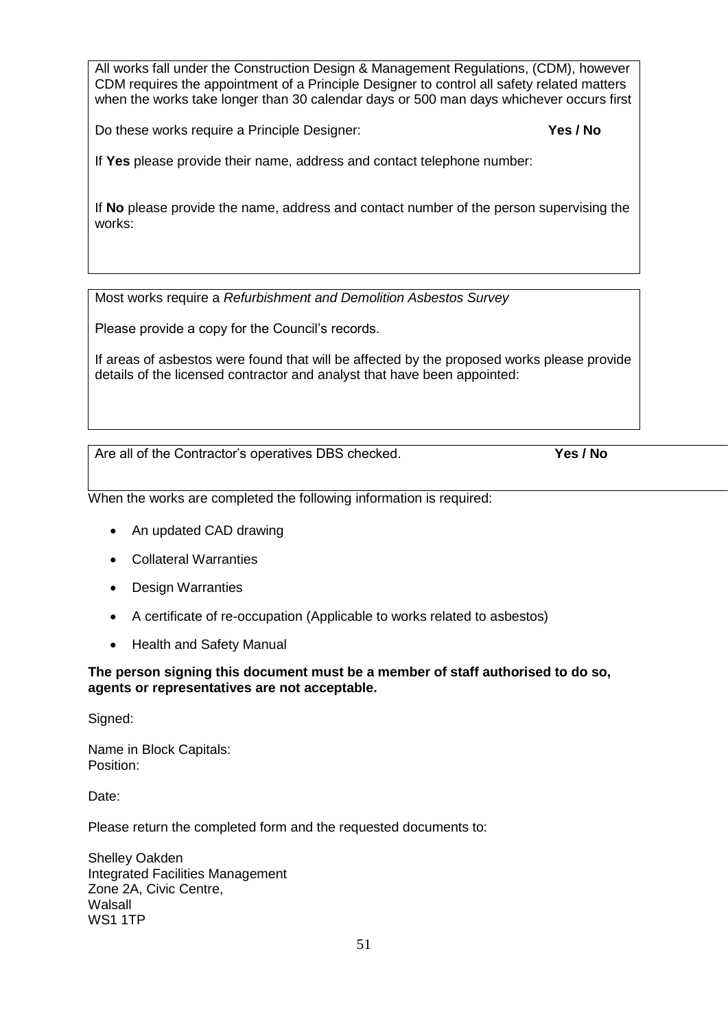All works fall under the Construction Design & Management Regulations, (CDM), however CDM requires the appointment of a Principle Designer to control all safety related matters when the works take longer than 30 calendar days or 500 man days whichever occurs first

Do these works require a Principle Designer: **Yes / No**

If **Yes** please provide their name, address and contact telephone number:

If **No** please provide the name, address and contact number of the person supervising the works:

Most works require a *Refurbishment and Demolition Asbestos Survey*

Please provide a copy for the Council's records.

If areas of asbestos were found that will be affected by the proposed works please provide details of the licensed contractor and analyst that have been appointed:

Are all of the Contractor's operatives DBS checked. **Yes / No**

When the works are completed the following information is required:

- An updated CAD drawing
- Collateral Warranties
- Design Warranties
- A certificate of re-occupation (Applicable to works related to asbestos)
- Health and Safety Manual

**The person signing this document must be a member of staff authorised to do so, agents or representatives are not acceptable.**

Signed:

Name in Block Capitals:
Position:

Date:

Please return the completed form and the requested documents to:

Shelley Oakden
Integrated Facilities Management
Zone 2A, Civic Centre,
Walsall
WS1 1TP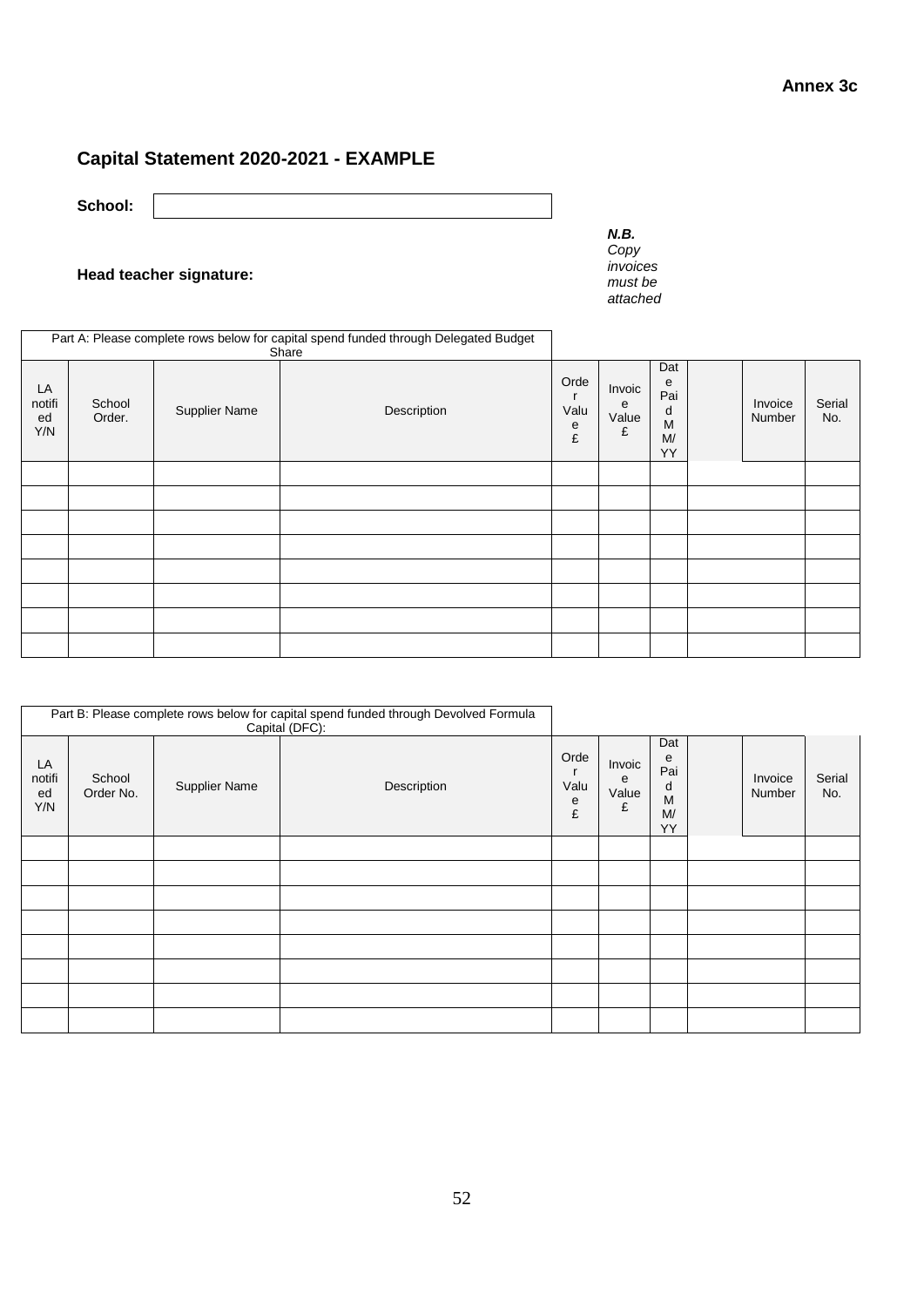**Annex 3c**

## Capital Statement 2020-2021 - EXAMPLE

**School:**

***N.B.*** *Copy invoices must be attached*

**Head teacher signature:**

| Part A: Please complete rows below for capital spend funded through Delegated Budget Share | | | | | | | | | |
|---|---|---|---|---|---|---|---|---|---|
| LA notified Y/N | School Order. | Supplier Name | Description | Order Value £ | Invoice Value £ | Date Paid MM/YY | | Invoice Number | Serial No. |
| | | | | | | | | | |
| | | | | | | | | | |
| | | | | | | | | | |
| | | | | | | | | | |
| | | | | | | | | | |
| | | | | | | | | | |
| | | | | | | | | | |
| | | | | | | | | | |

| Part B: Please complete rows below for capital spend funded through Devolved Formula Capital (DFC): | | | | | | | | | |
|---|---|---|---|---|---|---|---|---|---|
| LA notified Y/N | School Order No. | Supplier Name | Description | Order Value £ | Invoice Value £ | Date Paid MM/YY | | Invoice Number | Serial No. |
| | | | | | | | | | |
| | | | | | | | | | |
| | | | | | | | | | |
| | | | | | | | | | |
| | | | | | | | | | |
| | | | | | | | | | |
| | | | | | | | | | |
| | | | | | | | | | |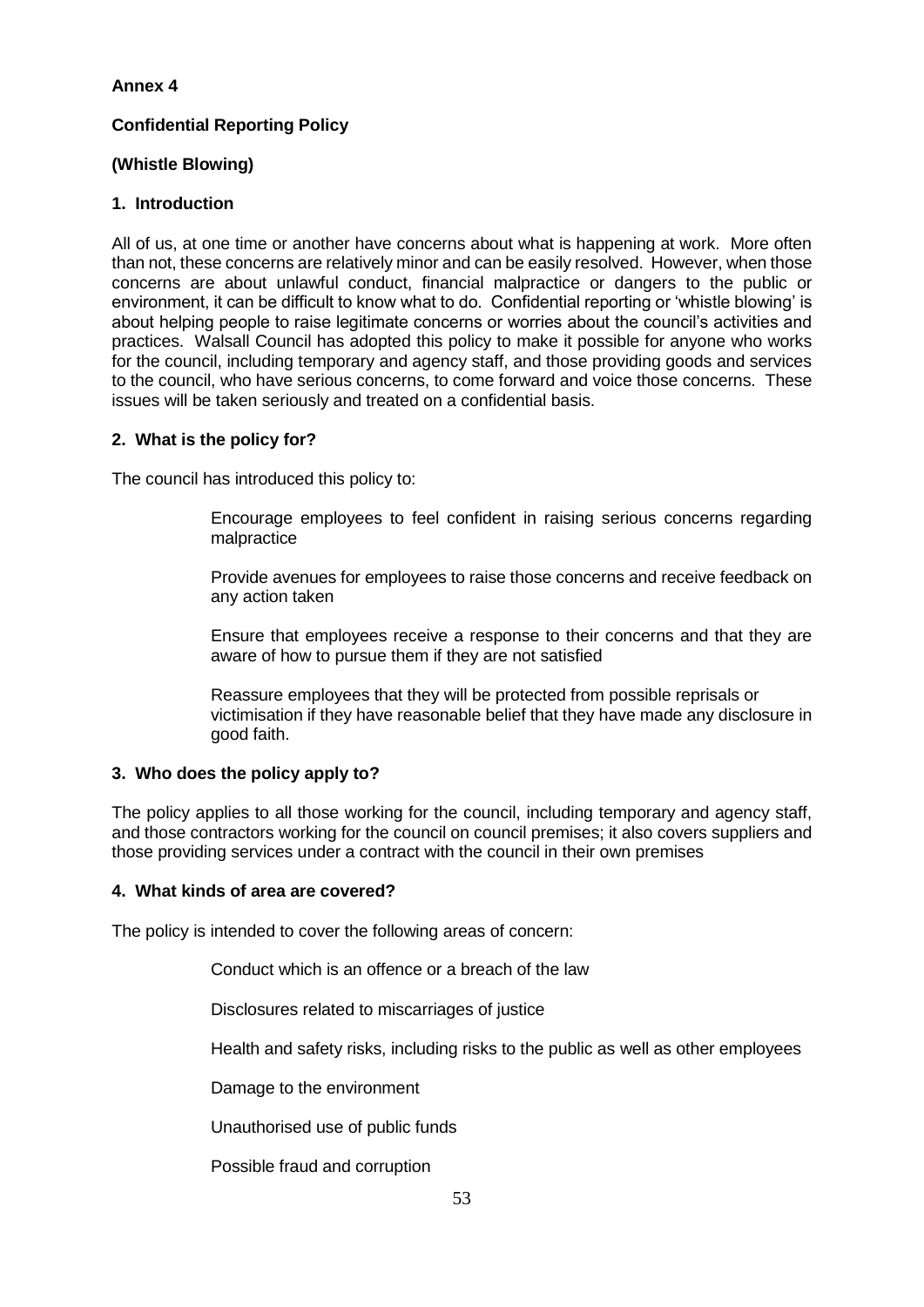**Annex 4**

**Confidential Reporting Policy**

**(Whistle Blowing)**

**1. Introduction**

All of us, at one time or another have concerns about what is happening at work. More often than not, these concerns are relatively minor and can be easily resolved. However, when those concerns are about unlawful conduct, financial malpractice or dangers to the public or environment, it can be difficult to know what to do. Confidential reporting or 'whistle blowing' is about helping people to raise legitimate concerns or worries about the council's activities and practices. Walsall Council has adopted this policy to make it possible for anyone who works for the council, including temporary and agency staff, and those providing goods and services to the council, who have serious concerns, to come forward and voice those concerns. These issues will be taken seriously and treated on a confidential basis.

**2. What is the policy for?**

The council has introduced this policy to:

- Encourage employees to feel confident in raising serious concerns regarding malpractice
- Provide avenues for employees to raise those concerns and receive feedback on any action taken
- Ensure that employees receive a response to their concerns and that they are aware of how to pursue them if they are not satisfied
- Reassure employees that they will be protected from possible reprisals or victimisation if they have reasonable belief that they have made any disclosure in good faith.

**3. Who does the policy apply to?**

The policy applies to all those working for the council, including temporary and agency staff, and those contractors working for the council on council premises; it also covers suppliers and those providing services under a contract with the council in their own premises

**4. What kinds of area are covered?**

The policy is intended to cover the following areas of concern:

- Conduct which is an offence or a breach of the law
- Disclosures related to miscarriages of justice
- Health and safety risks, including risks to the public as well as other employees
- Damage to the environment
- Unauthorised use of public funds
- Possible fraud and corruption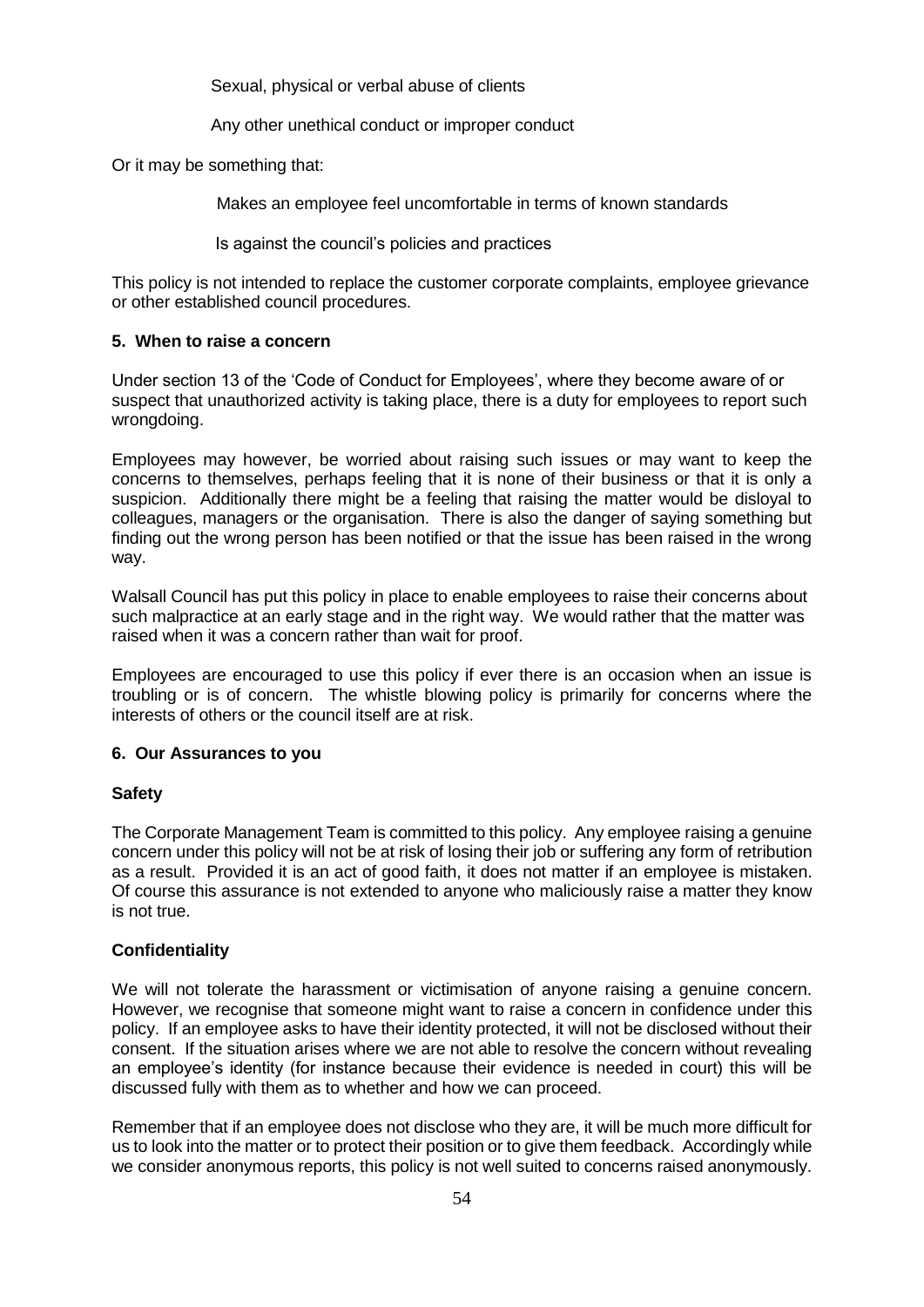Sexual, physical or verbal abuse of clients

Any other unethical conduct or improper conduct

Or it may be something that:

Makes an employee feel uncomfortable in terms of known standards

Is against the council's policies and practices

This policy is not intended to replace the customer corporate complaints, employee grievance or other established council procedures.

**5. When to raise a concern**

Under section 13 of the 'Code of Conduct for Employees', where they become aware of or suspect that unauthorized activity is taking place, there is a duty for employees to report such wrongdoing.

Employees may however, be worried about raising such issues or may want to keep the concerns to themselves, perhaps feeling that it is none of their business or that it is only a suspicion. Additionally there might be a feeling that raising the matter would be disloyal to colleagues, managers or the organisation. There is also the danger of saying something but finding out the wrong person has been notified or that the issue has been raised in the wrong way.

Walsall Council has put this policy in place to enable employees to raise their concerns about such malpractice at an early stage and in the right way. We would rather that the matter was raised when it was a concern rather than wait for proof.

Employees are encouraged to use this policy if ever there is an occasion when an issue is troubling or is of concern. The whistle blowing policy is primarily for concerns where the interests of others or the council itself are at risk.

**6. Our Assurances to you**

**Safety**

The Corporate Management Team is committed to this policy. Any employee raising a genuine concern under this policy will not be at risk of losing their job or suffering any form of retribution as a result. Provided it is an act of good faith, it does not matter if an employee is mistaken. Of course this assurance is not extended to anyone who maliciously raise a matter they know is not true.

**Confidentiality**

We will not tolerate the harassment or victimisation of anyone raising a genuine concern. However, we recognise that someone might want to raise a concern in confidence under this policy. If an employee asks to have their identity protected, it will not be disclosed without their consent. If the situation arises where we are not able to resolve the concern without revealing an employee's identity (for instance because their evidence is needed in court) this will be discussed fully with them as to whether and how we can proceed.

Remember that if an employee does not disclose who they are, it will be much more difficult for us to look into the matter or to protect their position or to give them feedback. Accordingly while we consider anonymous reports, this policy is not well suited to concerns raised anonymously.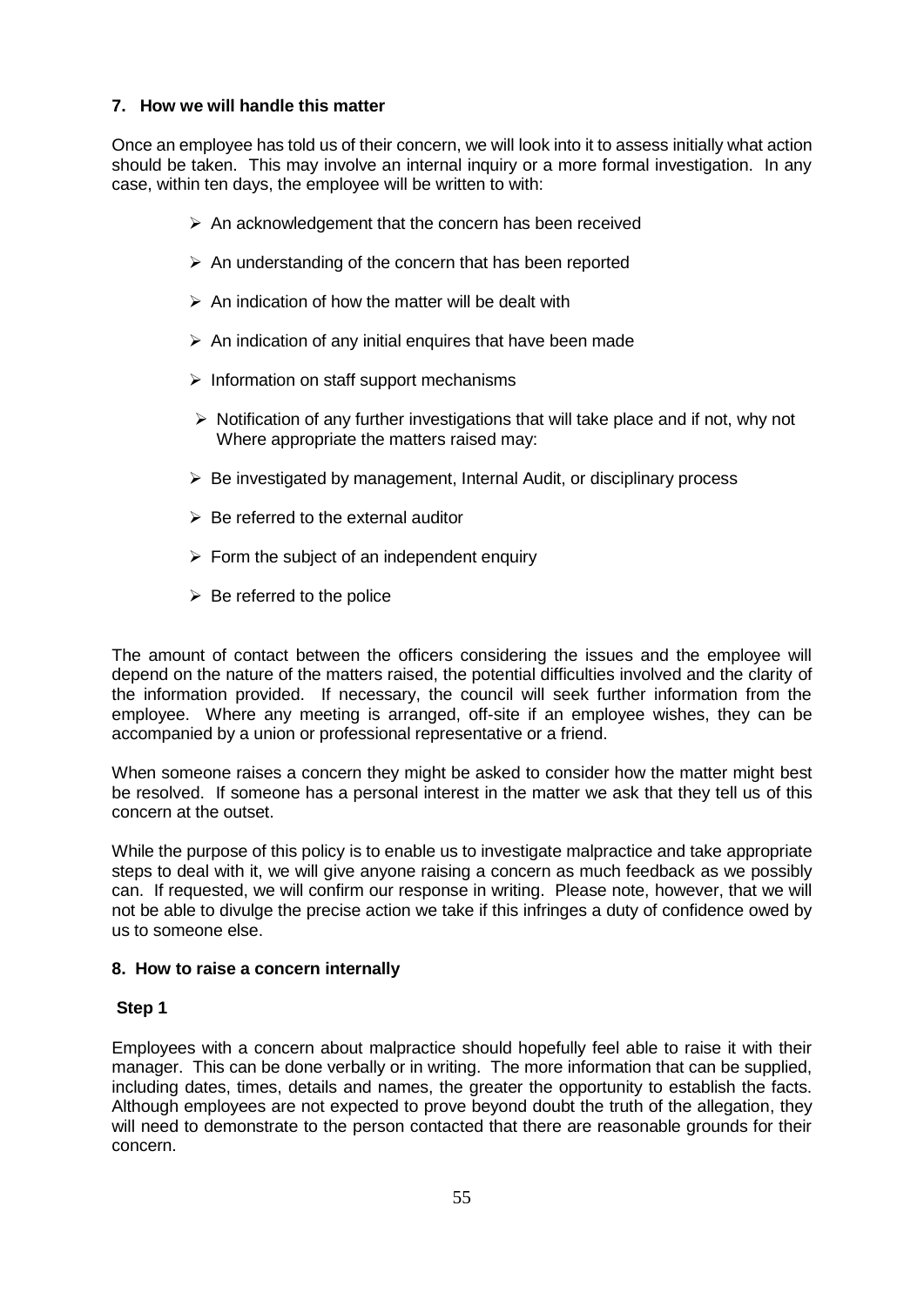**7. How we will handle this matter**

Once an employee has told us of their concern, we will look into it to assess initially what action should be taken. This may involve an internal inquiry or a more formal investigation. In any case, within ten days, the employee will be written to with:

- An acknowledgement that the concern has been received
- An understanding of the concern that has been reported
- An indication of how the matter will be dealt with
- An indication of any initial enquires that have been made
- Information on staff support mechanisms
- Notification of any further investigations that will take place and if not, why not

Where appropriate the matters raised may:

- Be investigated by management, Internal Audit, or disciplinary process
- Be referred to the external auditor
- Form the subject of an independent enquiry
- Be referred to the police

The amount of contact between the officers considering the issues and the employee will depend on the nature of the matters raised, the potential difficulties involved and the clarity of the information provided. If necessary, the council will seek further information from the employee. Where any meeting is arranged, off-site if an employee wishes, they can be accompanied by a union or professional representative or a friend.

When someone raises a concern they might be asked to consider how the matter might best be resolved. If someone has a personal interest in the matter we ask that they tell us of this concern at the outset.

While the purpose of this policy is to enable us to investigate malpractice and take appropriate steps to deal with it, we will give anyone raising a concern as much feedback as we possibly can. If requested, we will confirm our response in writing. Please note, however, that we will not be able to divulge the precise action we take if this infringes a duty of confidence owed by us to someone else.

**8. How to raise a concern internally**

**Step 1**

Employees with a concern about malpractice should hopefully feel able to raise it with their manager. This can be done verbally or in writing. The more information that can be supplied, including dates, times, details and names, the greater the opportunity to establish the facts. Although employees are not expected to prove beyond doubt the truth of the allegation, they will need to demonstrate to the person contacted that there are reasonable grounds for their concern.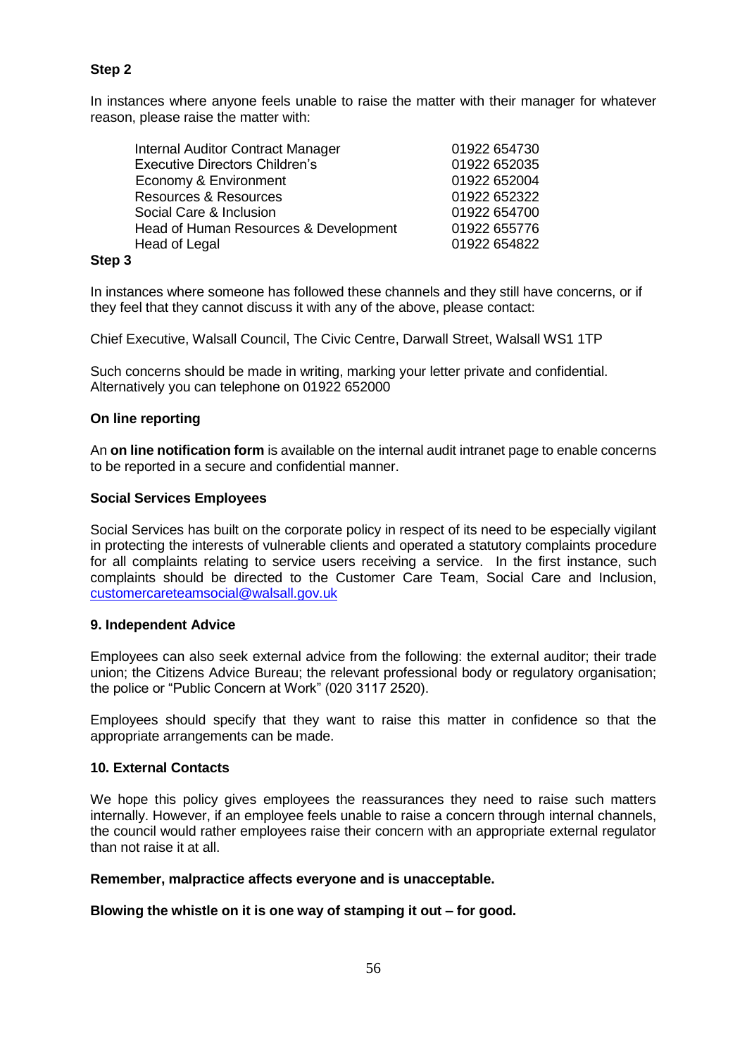**Step 2**

In instances where anyone feels unable to raise the matter with their manager for whatever reason, please raise the matter with:

| | |
|---|---|
| Internal Auditor Contract Manager | 01922 654730 |
| Executive Directors Children's | 01922 652035 |
| Economy & Environment | 01922 652004 |
| Resources & Resources | 01922 652322 |
| Social Care & Inclusion | 01922 654700 |
| Head of Human Resources & Development | 01922 655776 |
| Head of Legal | 01922 654822 |

**Step 3**

In instances where someone has followed these channels and they still have concerns, or if they feel that they cannot discuss it with any of the above, please contact:

Chief Executive, Walsall Council, The Civic Centre, Darwall Street, Walsall WS1 1TP

Such concerns should be made in writing, marking your letter private and confidential. Alternatively you can telephone on 01922 652000

**On line reporting**

An **on line notification form** is available on the internal audit intranet page to enable concerns to be reported in a secure and confidential manner.

**Social Services Employees**

Social Services has built on the corporate policy in respect of its need to be especially vigilant in protecting the interests of vulnerable clients and operated a statutory complaints procedure for all complaints relating to service users receiving a service. In the first instance, such complaints should be directed to the Customer Care Team, Social Care and Inclusion, customercareteamsocial@walsall.gov.uk

**9. Independent Advice**

Employees can also seek external advice from the following: the external auditor; their trade union; the Citizens Advice Bureau; the relevant professional body or regulatory organisation; the police or "Public Concern at Work" (020 3117 2520).

Employees should specify that they want to raise this matter in confidence so that the appropriate arrangements can be made.

**10. External Contacts**

We hope this policy gives employees the reassurances they need to raise such matters internally. However, if an employee feels unable to raise a concern through internal channels, the council would rather employees raise their concern with an appropriate external regulator than not raise it at all.

**Remember, malpractice affects everyone and is unacceptable.**

**Blowing the whistle on it is one way of stamping it out – for good.**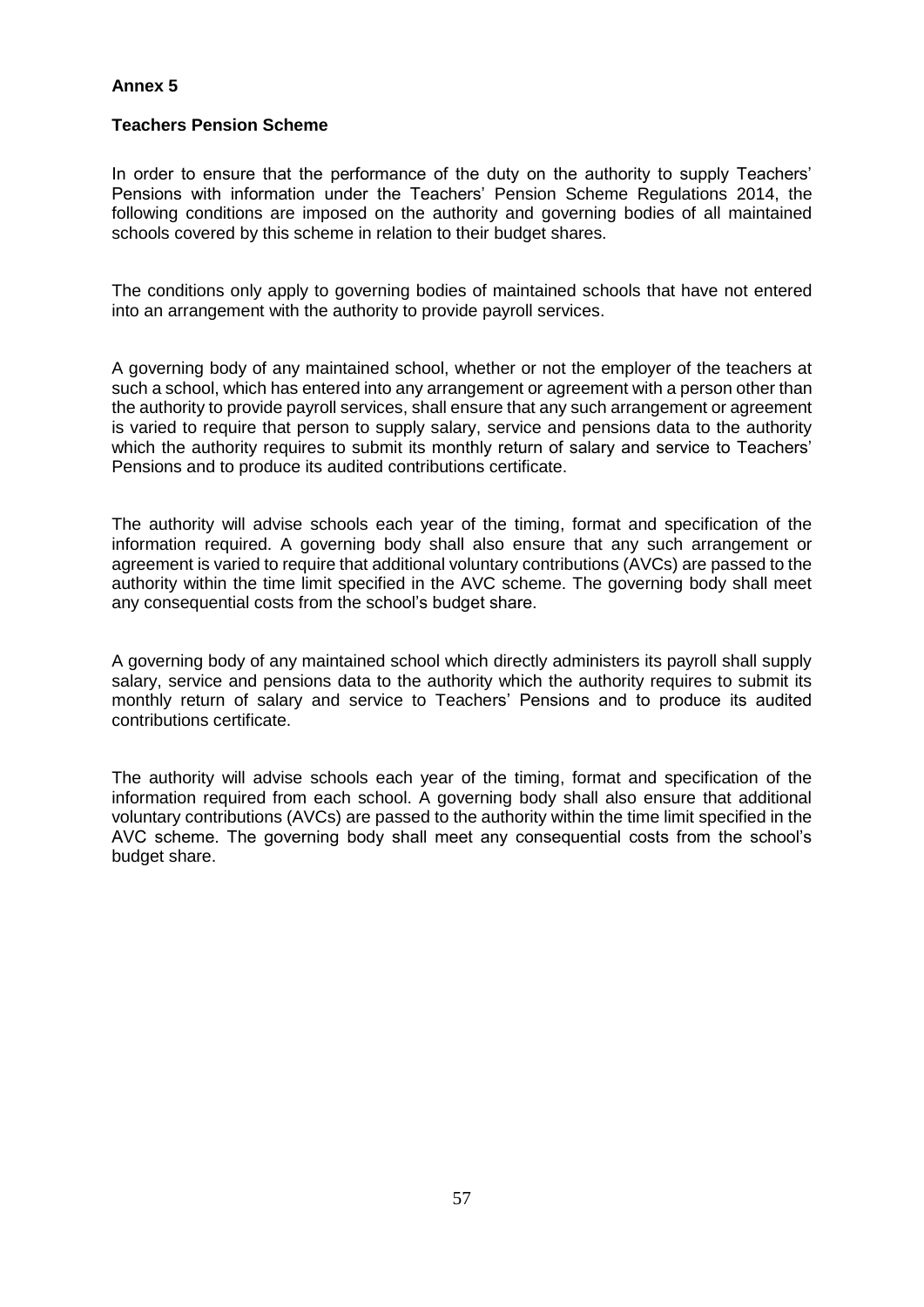**Annex 5**

**Teachers Pension Scheme**

In order to ensure that the performance of the duty on the authority to supply Teachers' Pensions with information under the Teachers' Pension Scheme Regulations 2014, the following conditions are imposed on the authority and governing bodies of all maintained schools covered by this scheme in relation to their budget shares.

The conditions only apply to governing bodies of maintained schools that have not entered into an arrangement with the authority to provide payroll services.

A governing body of any maintained school, whether or not the employer of the teachers at such a school, which has entered into any arrangement or agreement with a person other than the authority to provide payroll services, shall ensure that any such arrangement or agreement is varied to require that person to supply salary, service and pensions data to the authority which the authority requires to submit its monthly return of salary and service to Teachers' Pensions and to produce its audited contributions certificate.

The authority will advise schools each year of the timing, format and specification of the information required. A governing body shall also ensure that any such arrangement or agreement is varied to require that additional voluntary contributions (AVCs) are passed to the authority within the time limit specified in the AVC scheme. The governing body shall meet any consequential costs from the school's budget share.

A governing body of any maintained school which directly administers its payroll shall supply salary, service and pensions data to the authority which the authority requires to submit its monthly return of salary and service to Teachers' Pensions and to produce its audited contributions certificate.

The authority will advise schools each year of the timing, format and specification of the information required from each school. A governing body shall also ensure that additional voluntary contributions (AVCs) are passed to the authority within the time limit specified in the AVC scheme. The governing body shall meet any consequential costs from the school's budget share.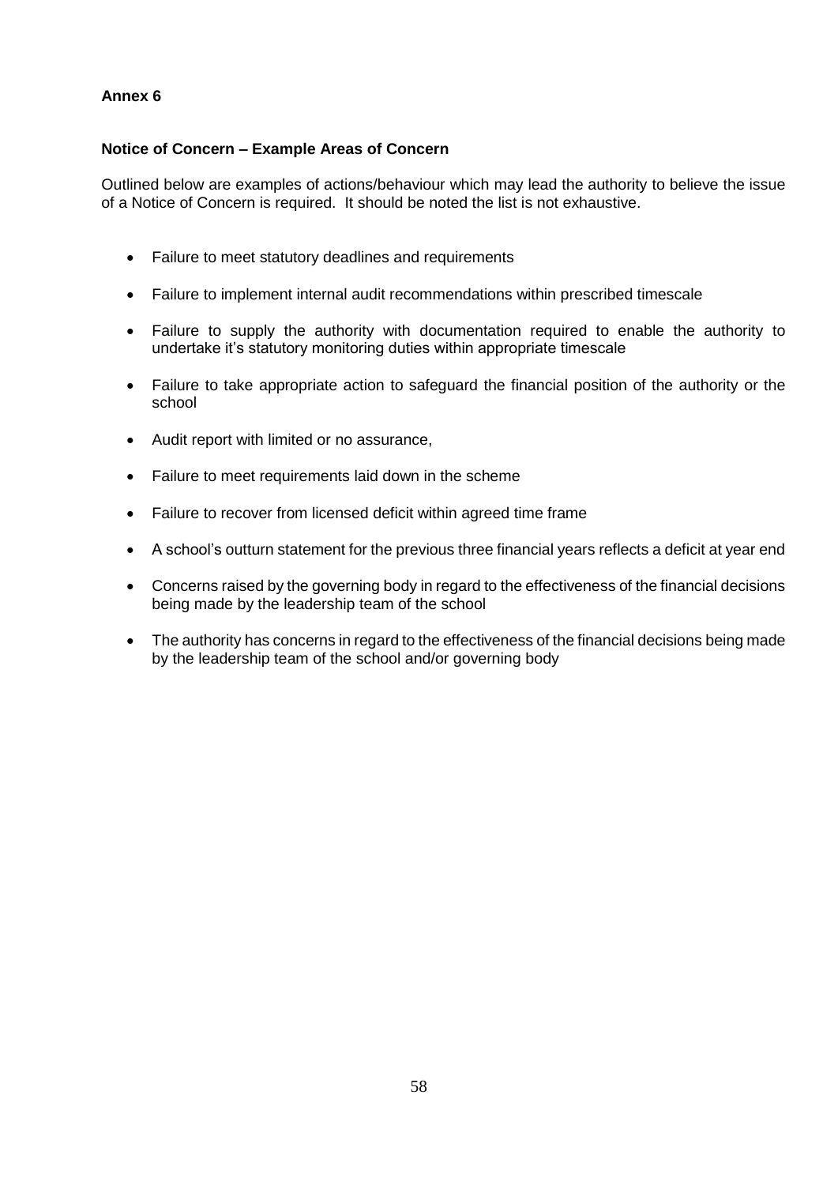**Annex 6**

**Notice of Concern – Example Areas of Concern**

Outlined below are examples of actions/behaviour which may lead the authority to believe the issue of a Notice of Concern is required. It should be noted the list is not exhaustive.

- Failure to meet statutory deadlines and requirements
- Failure to implement internal audit recommendations within prescribed timescale
- Failure to supply the authority with documentation required to enable the authority to undertake it's statutory monitoring duties within appropriate timescale
- Failure to take appropriate action to safeguard the financial position of the authority or the school
- Audit report with limited or no assurance,
- Failure to meet requirements laid down in the scheme
- Failure to recover from licensed deficit within agreed time frame
- A school's outturn statement for the previous three financial years reflects a deficit at year end
- Concerns raised by the governing body in regard to the effectiveness of the financial decisions being made by the leadership team of the school
- The authority has concerns in regard to the effectiveness of the financial decisions being made by the leadership team of the school and/or governing body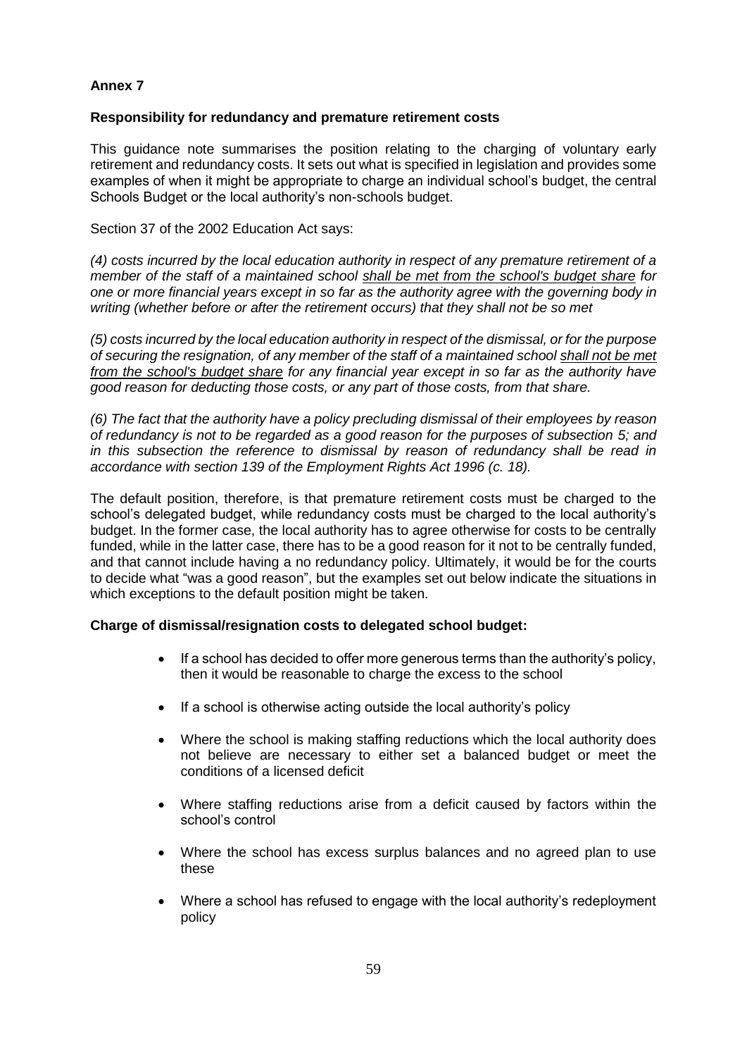**Annex 7**

**Responsibility for redundancy and premature retirement costs**

This guidance note summarises the position relating to the charging of voluntary early retirement and redundancy costs. It sets out what is specified in legislation and provides some examples of when it might be appropriate to charge an individual school's budget, the central Schools Budget or the local authority's non-schools budget.

Section 37 of the 2002 Education Act says:

*(4) costs incurred by the local education authority in respect of any premature retirement of a member of the staff of a maintained school <u>shall be met from the school's budget share</u> for one or more financial years except in so far as the authority agree with the governing body in writing (whether before or after the retirement occurs) that they shall not be so met*

*(5) costs incurred by the local education authority in respect of the dismissal, or for the purpose of securing the resignation, of any member of the staff of a maintained school <u>shall not be met from the school's budget share</u> for any financial year except in so far as the authority have good reason for deducting those costs, or any part of those costs, from that share.*

*(6) The fact that the authority have a policy precluding dismissal of their employees by reason of redundancy is not to be regarded as a good reason for the purposes of subsection 5; and in this subsection the reference to dismissal by reason of redundancy shall be read in accordance with section 139 of the Employment Rights Act 1996 (c. 18).*

The default position, therefore, is that premature retirement costs must be charged to the school's delegated budget, while redundancy costs must be charged to the local authority's budget. In the former case, the local authority has to agree otherwise for costs to be centrally funded, while in the latter case, there has to be a good reason for it not to be centrally funded, and that cannot include having a no redundancy policy. Ultimately, it would be for the courts to decide what "was a good reason", but the examples set out below indicate the situations in which exceptions to the default position might be taken.

**Charge of dismissal/resignation costs to delegated school budget:**

- If a school has decided to offer more generous terms than the authority's policy, then it would be reasonable to charge the excess to the school
- If a school is otherwise acting outside the local authority's policy
- Where the school is making staffing reductions which the local authority does not believe are necessary to either set a balanced budget or meet the conditions of a licensed deficit
- Where staffing reductions arise from a deficit caused by factors within the school's control
- Where the school has excess surplus balances and no agreed plan to use these
- Where a school has refused to engage with the local authority's redeployment policy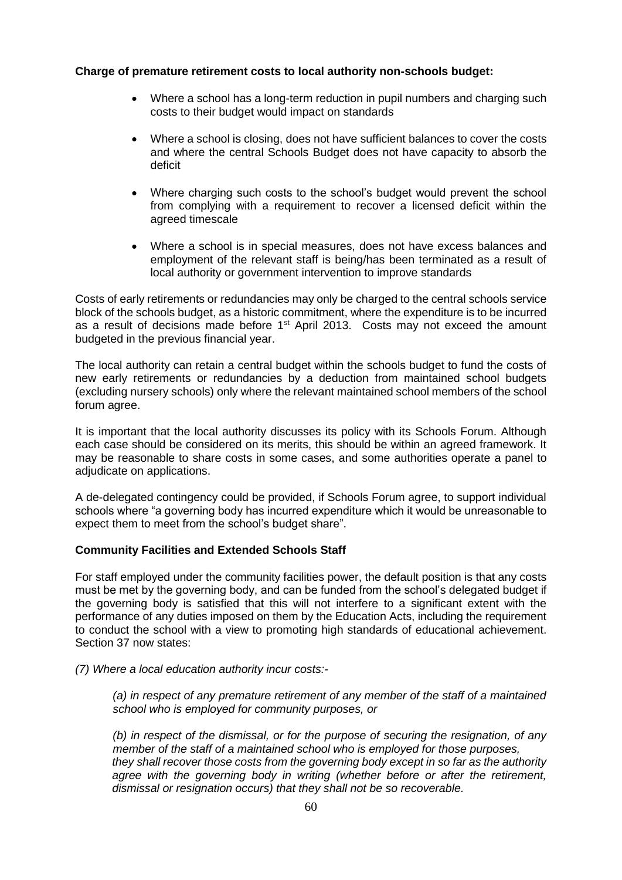**Charge of premature retirement costs to local authority non-schools budget:**

- Where a school has a long-term reduction in pupil numbers and charging such costs to their budget would impact on standards
- Where a school is closing, does not have sufficient balances to cover the costs and where the central Schools Budget does not have capacity to absorb the deficit
- Where charging such costs to the school's budget would prevent the school from complying with a requirement to recover a licensed deficit within the agreed timescale
- Where a school is in special measures, does not have excess balances and employment of the relevant staff is being/has been terminated as a result of local authority or government intervention to improve standards

Costs of early retirements or redundancies may only be charged to the central schools service block of the schools budget, as a historic commitment, where the expenditure is to be incurred as a result of decisions made before 1st April 2013. Costs may not exceed the amount budgeted in the previous financial year.

The local authority can retain a central budget within the schools budget to fund the costs of new early retirements or redundancies by a deduction from maintained school budgets (excluding nursery schools) only where the relevant maintained school members of the school forum agree.

It is important that the local authority discusses its policy with its Schools Forum. Although each case should be considered on its merits, this should be within an agreed framework. It may be reasonable to share costs in some cases, and some authorities operate a panel to adjudicate on applications.

A de-delegated contingency could be provided, if Schools Forum agree, to support individual schools where "a governing body has incurred expenditure which it would be unreasonable to expect them to meet from the school's budget share".

**Community Facilities and Extended Schools Staff**

For staff employed under the community facilities power, the default position is that any costs must be met by the governing body, and can be funded from the school's delegated budget if the governing body is satisfied that this will not interfere to a significant extent with the performance of any duties imposed on them by the Education Acts, including the requirement to conduct the school with a view to promoting high standards of educational achievement. Section 37 now states:

*(7) Where a local education authority incur costs:-*

> *(a) in respect of any premature retirement of any member of the staff of a maintained school who is employed for community purposes, or*
>
> *(b) in respect of the dismissal, or for the purpose of securing the resignation, of any member of the staff of a maintained school who is employed for those purposes, they shall recover those costs from the governing body except in so far as the authority agree with the governing body in writing (whether before or after the retirement, dismissal or resignation occurs) that they shall not be so recoverable.*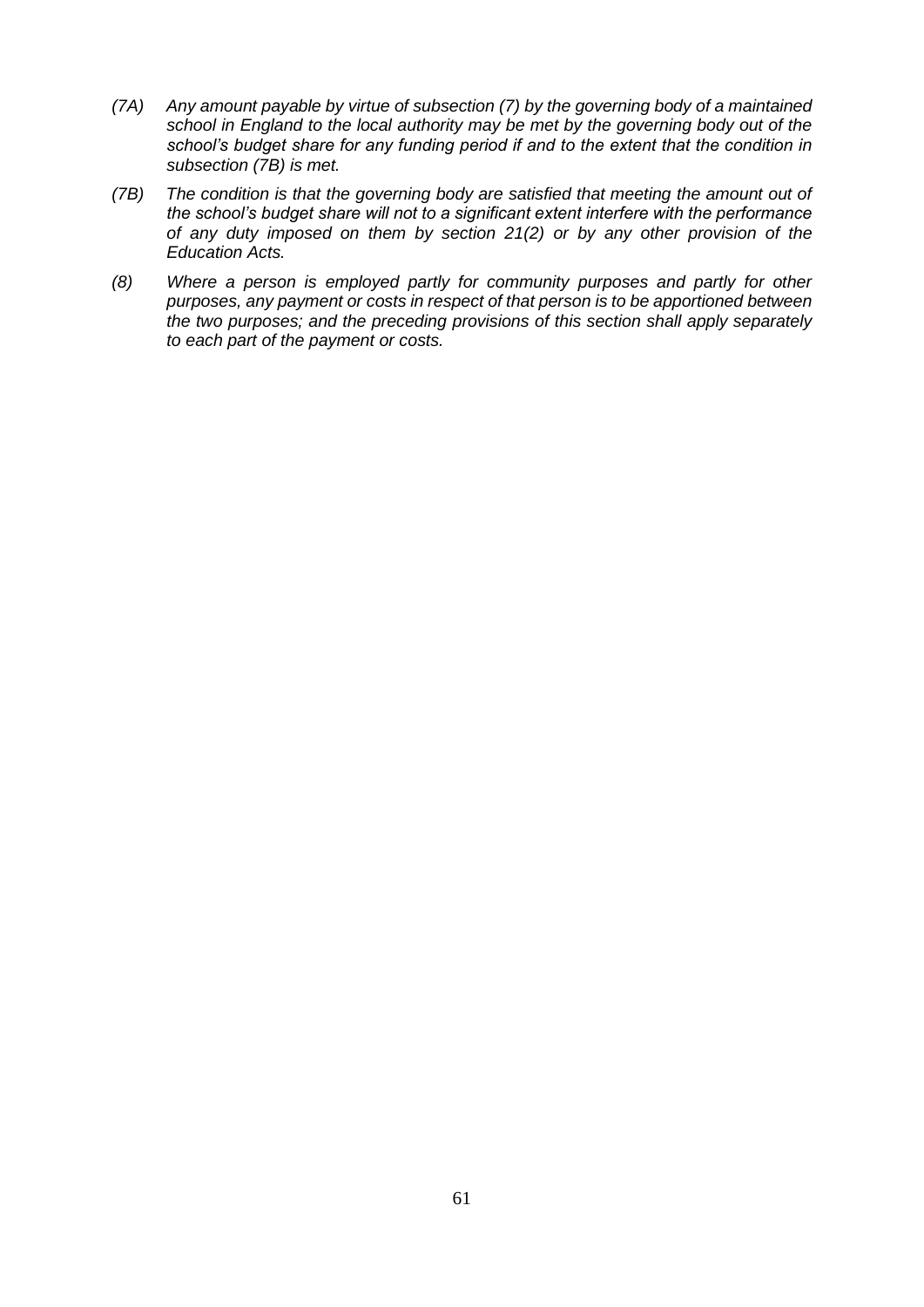*(7A) Any amount payable by virtue of subsection (7) by the governing body of a maintained school in England to the local authority may be met by the governing body out of the school's budget share for any funding period if and to the extent that the condition in subsection (7B) is met.*

*(7B) The condition is that the governing body are satisfied that meeting the amount out of the school's budget share will not to a significant extent interfere with the performance of any duty imposed on them by section 21(2) or by any other provision of the Education Acts.*

*(8) Where a person is employed partly for community purposes and partly for other purposes, any payment or costs in respect of that person is to be apportioned between the two purposes; and the preceding provisions of this section shall apply separately to each part of the payment or costs.*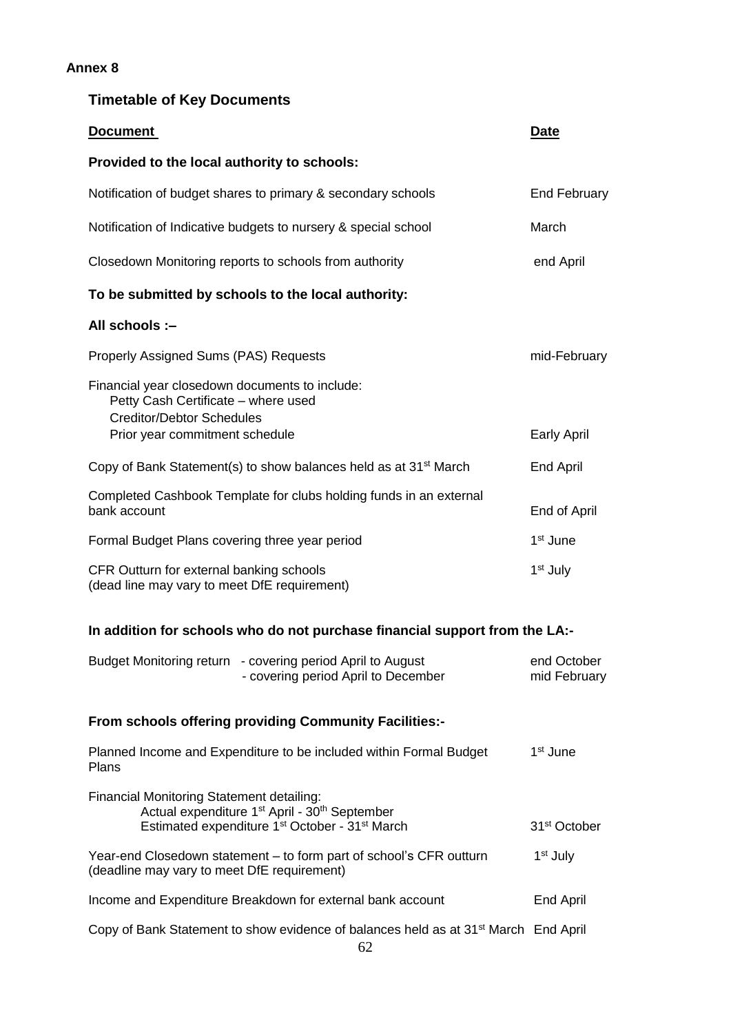**Annex 8**

## Timetable of Key Documents

| Document | Date |
|---|---|
| **Provided to the local authority to schools:** | |
| Notification of budget shares to primary & secondary schools | End February |
| Notification of Indicative budgets to nursery & special school | March |
| Closedown Monitoring reports to schools from authority | end April |
| **To be submitted by schools to the local authority:** | |
| **All schools :–** | |
| Properly Assigned Sums (PAS) Requests | mid-February |
| Financial year closedown documents to include:<br>Petty Cash Certificate – where used<br>Creditor/Debtor Schedules<br>Prior year commitment schedule | Early April |
| Copy of Bank Statement(s) to show balances held as at 31st March | End April |
| Completed Cashbook Template for clubs holding funds in an external bank account | End of April |
| Formal Budget Plans covering three year period | 1st June |
| CFR Outturn for external banking schools (dead line may vary to meet DfE requirement) | 1st July |
| **In addition for schools who do not purchase financial support from the LA:-** | |
| Budget Monitoring return - covering period April to August | end October |
| - covering period April to December | mid February |
| **From schools offering providing Community Facilities:-** | |
| Planned Income and Expenditure to be included within Formal Budget Plans | 1st June |
| Financial Monitoring Statement detailing:<br>Actual expenditure 1st April - 30th September<br>Estimated expenditure 1st October - 31st March | 31st October |
| Year-end Closedown statement – to form part of school's CFR outturn (deadline may vary to meet DfE requirement) | 1st July |
| Income and Expenditure Breakdown for external bank account | End April |
| Copy of Bank Statement to show evidence of balances held as at 31st March | End April |